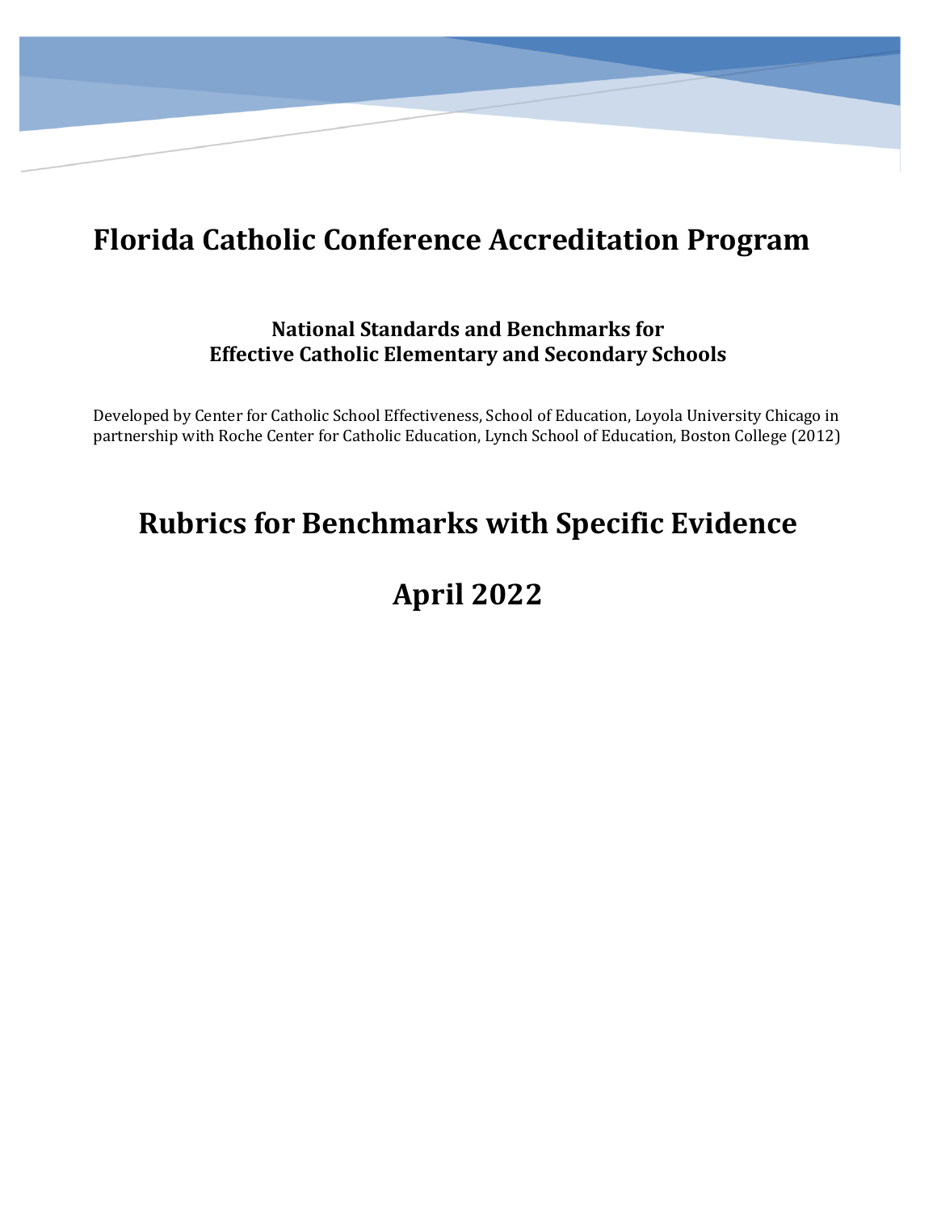# Florida Catholic Conference Accreditation Program

### National Standards and Benchmarks for Effective Catholic Elementary and Secondary Schools

Developed by Center for Catholic School Effectiveness, School of Education, Loyola University Chicago in partnership with Roche Center for Catholic Education, Lynch School of Education, Boston College (2012)

## Rubrics for Benchmarks with Specific Evidence

## April 2022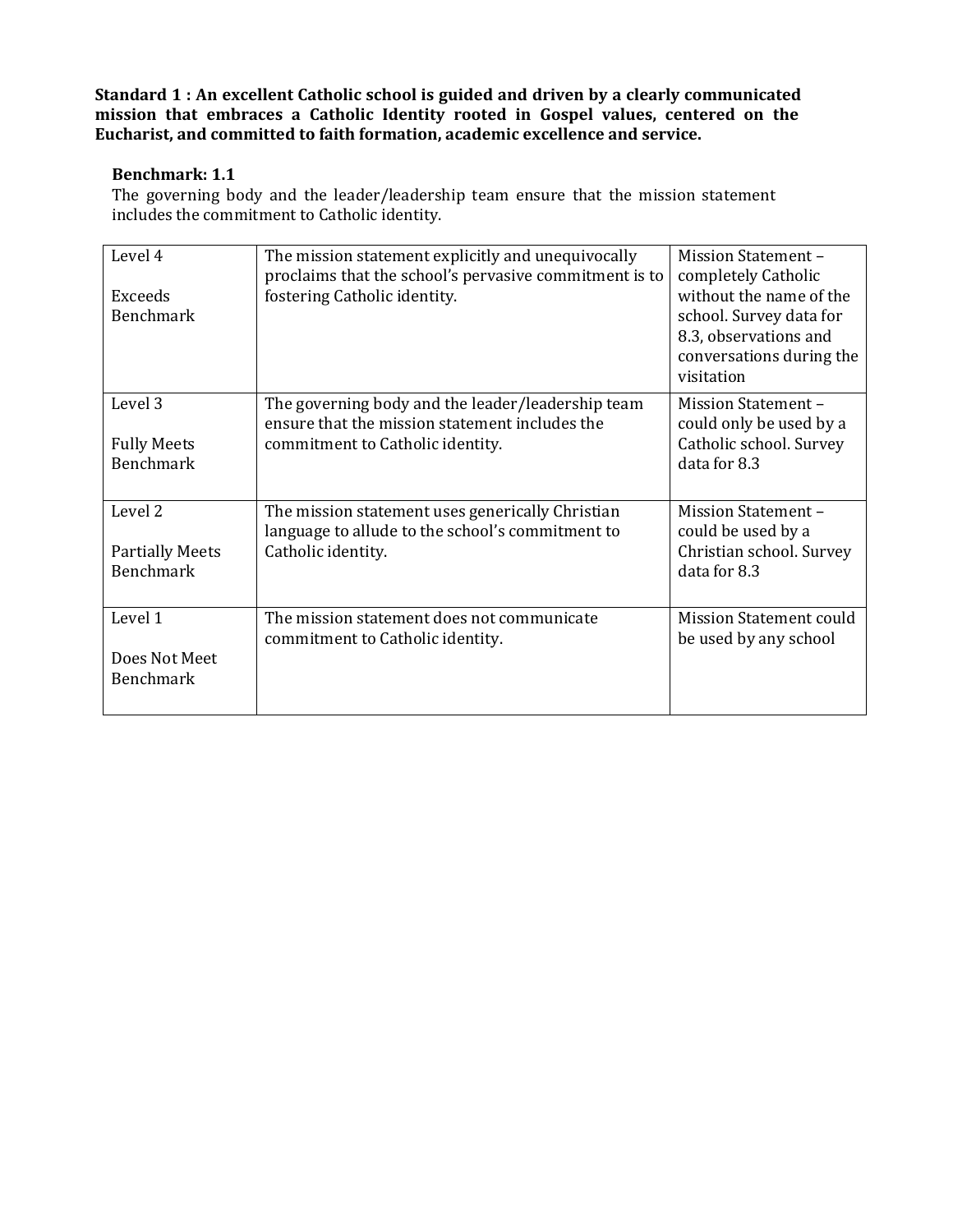**Standard 1 : An excellent Catholic school is guided and driven by a clearly communicated mission that embraces a Catholic Identity rooted in Gospel values, centered on the Eucharist, and committed to faith formation, academic excellence and service.**

**Benchmark: 1.1**

The governing body and the leader/leadership team ensure that the mission statement includes the commitment to Catholic identity.

| | | |
|---|---|---|
| Level 4<br><br>Exceeds Benchmark | The mission statement explicitly and unequivocally proclaims that the school's pervasive commitment is to fostering Catholic identity. | Mission Statement – completely Catholic without the name of the school. Survey data for 8.3, observations and conversations during the visitation |
| Level 3<br><br>Fully Meets Benchmark | The governing body and the leader/leadership team ensure that the mission statement includes the commitment to Catholic identity. | Mission Statement – could only be used by a Catholic school. Survey data for 8.3 |
| Level 2<br><br>Partially Meets Benchmark | The mission statement uses generically Christian language to allude to the school's commitment to Catholic identity. | Mission Statement – could be used by a Christian school. Survey data for 8.3 |
| Level 1<br><br>Does Not Meet Benchmark | The mission statement does not communicate commitment to Catholic identity. | Mission Statement could be used by any school |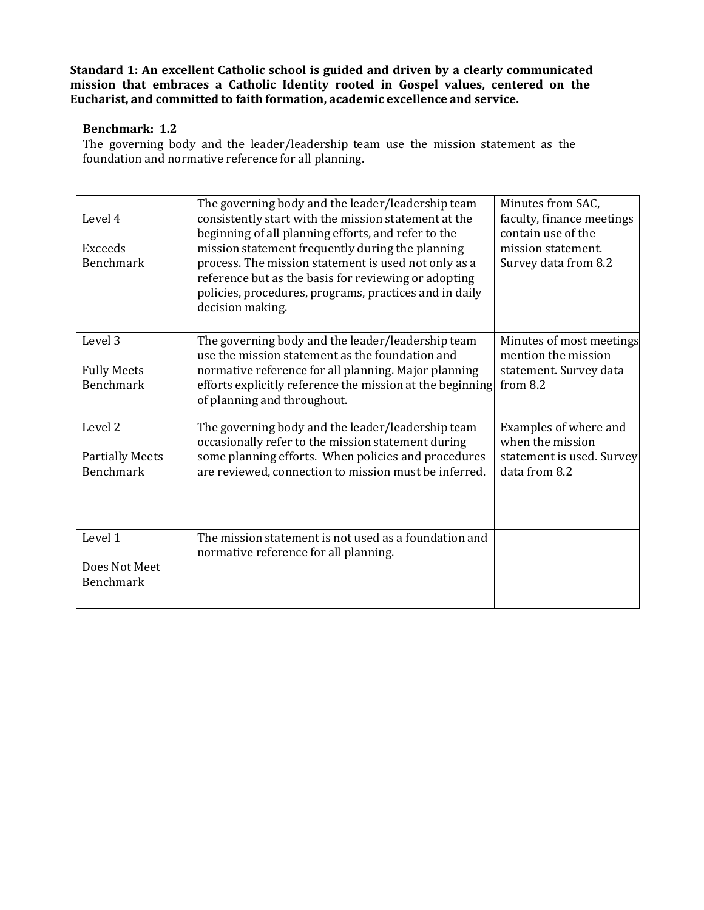**Standard 1: An excellent Catholic school is guided and driven by a clearly communicated mission that embraces a Catholic Identity rooted in Gospel values, centered on the Eucharist, and committed to faith formation, academic excellence and service.**

**Benchmark: 1.2**

The governing body and the leader/leadership team use the mission statement as the foundation and normative reference for all planning.

| | | |
|---|---|---|
| Level 4<br><br>Exceeds Benchmark | The governing body and the leader/leadership team consistently start with the mission statement at the beginning of all planning efforts, and refer to the mission statement frequently during the planning process. The mission statement is used not only as a reference but as the basis for reviewing or adopting policies, procedures, programs, practices and in daily decision making. | Minutes from SAC, faculty, finance meetings contain use of the mission statement. Survey data from 8.2 |
| Level 3<br><br>Fully Meets Benchmark | The governing body and the leader/leadership team use the mission statement as the foundation and normative reference for all planning. Major planning efforts explicitly reference the mission at the beginning of planning and throughout. | Minutes of most meetings mention the mission statement. Survey data from 8.2 |
| Level 2<br><br>Partially Meets Benchmark | The governing body and the leader/leadership team occasionally refer to the mission statement during some planning efforts. When policies and procedures are reviewed, connection to mission must be inferred. | Examples of where and when the mission statement is used. Survey data from 8.2 |
| Level 1<br><br>Does Not Meet Benchmark | The mission statement is not used as a foundation and normative reference for all planning. | |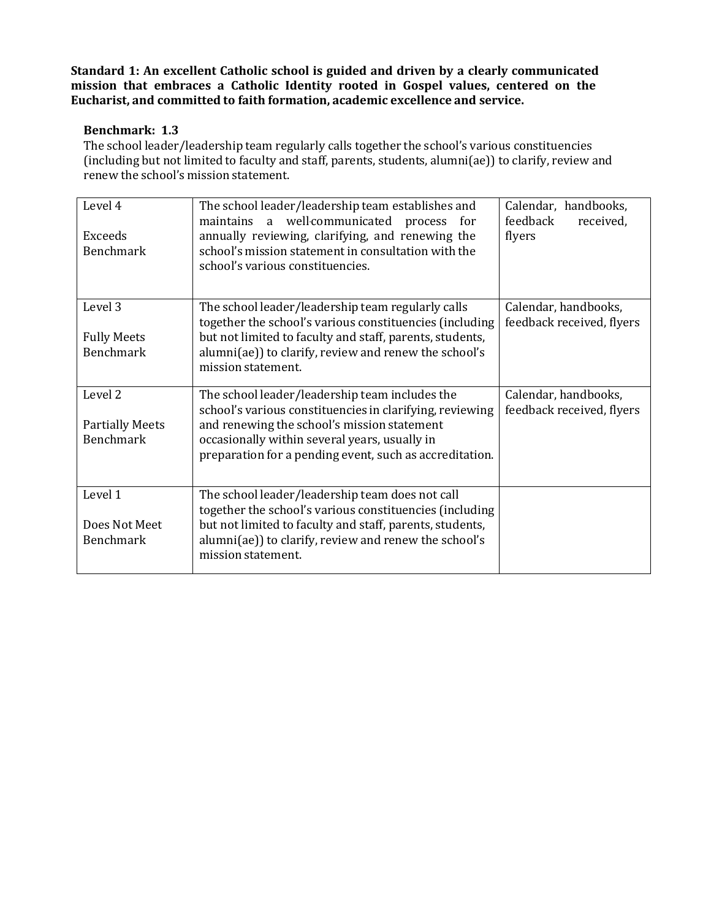**Standard 1: An excellent Catholic school is guided and driven by a clearly communicated mission that embraces a Catholic Identity rooted in Gospel values, centered on the Eucharist, and committed to faith formation, academic excellence and service.**

**Benchmark: 1.3**

The school leader/leadership team regularly calls together the school's various constituencies (including but not limited to faculty and staff, parents, students, alumni(ae)) to clarify, review and renew the school's mission statement.

| Level | Description | Evidence |
|---|---|---|
| Level 4<br><br>Exceeds Benchmark | The school leader/leadership team establishes and maintains a well-communicated process for annually reviewing, clarifying, and renewing the school's mission statement in consultation with the school's various constituencies. | Calendar, handbooks, feedback received, flyers |
| Level 3<br><br>Fully Meets Benchmark | The school leader/leadership team regularly calls together the school's various constituencies (including but not limited to faculty and staff, parents, students, alumni(ae)) to clarify, review and renew the school's mission statement. | Calendar, handbooks, feedback received, flyers |
| Level 2<br><br>Partially Meets Benchmark | The school leader/leadership team includes the school's various constituencies in clarifying, reviewing and renewing the school's mission statement occasionally within several years, usually in preparation for a pending event, such as accreditation. | Calendar, handbooks, feedback received, flyers |
| Level 1<br><br>Does Not Meet Benchmark | The school leader/leadership team does not call together the school's various constituencies (including but not limited to faculty and staff, parents, students, alumni(ae)) to clarify, review and renew the school's mission statement. | |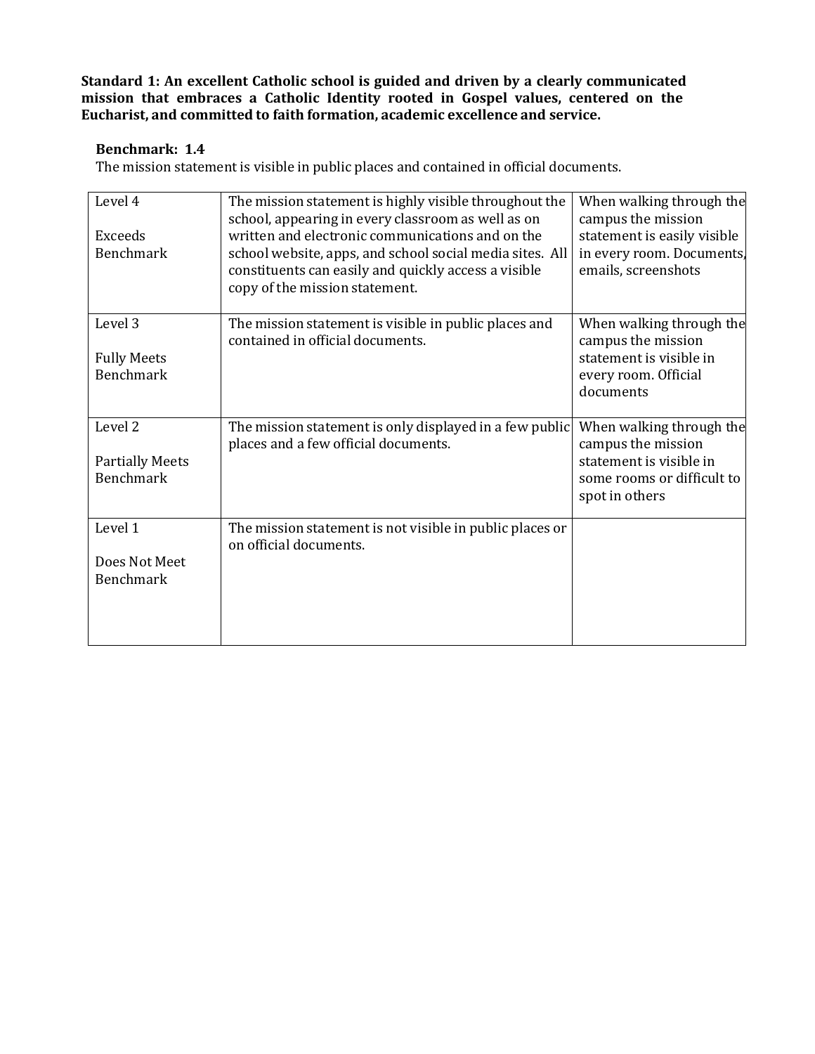**Standard 1: An excellent Catholic school is guided and driven by a clearly communicated mission that embraces a Catholic Identity rooted in Gospel values, centered on the Eucharist, and committed to faith formation, academic excellence and service.**

**Benchmark: 1.4**

The mission statement is visible in public places and contained in official documents.

| | | |
|---|---|---|
| Level 4<br><br>Exceeds Benchmark | The mission statement is highly visible throughout the school, appearing in every classroom as well as on written and electronic communications and on the school website, apps, and school social media sites. All constituents can easily and quickly access a visible copy of the mission statement. | When walking through the campus the mission statement is easily visible in every room. Documents, emails, screenshots |
| Level 3<br><br>Fully Meets Benchmark | The mission statement is visible in public places and contained in official documents. | When walking through the campus the mission statement is visible in every room. Official documents |
| Level 2<br><br>Partially Meets Benchmark | The mission statement is only displayed in a few public places and a few official documents. | When walking through the campus the mission statement is visible in some rooms or difficult to spot in others |
| Level 1<br><br>Does Not Meet Benchmark | The mission statement is not visible in public places or on official documents. | |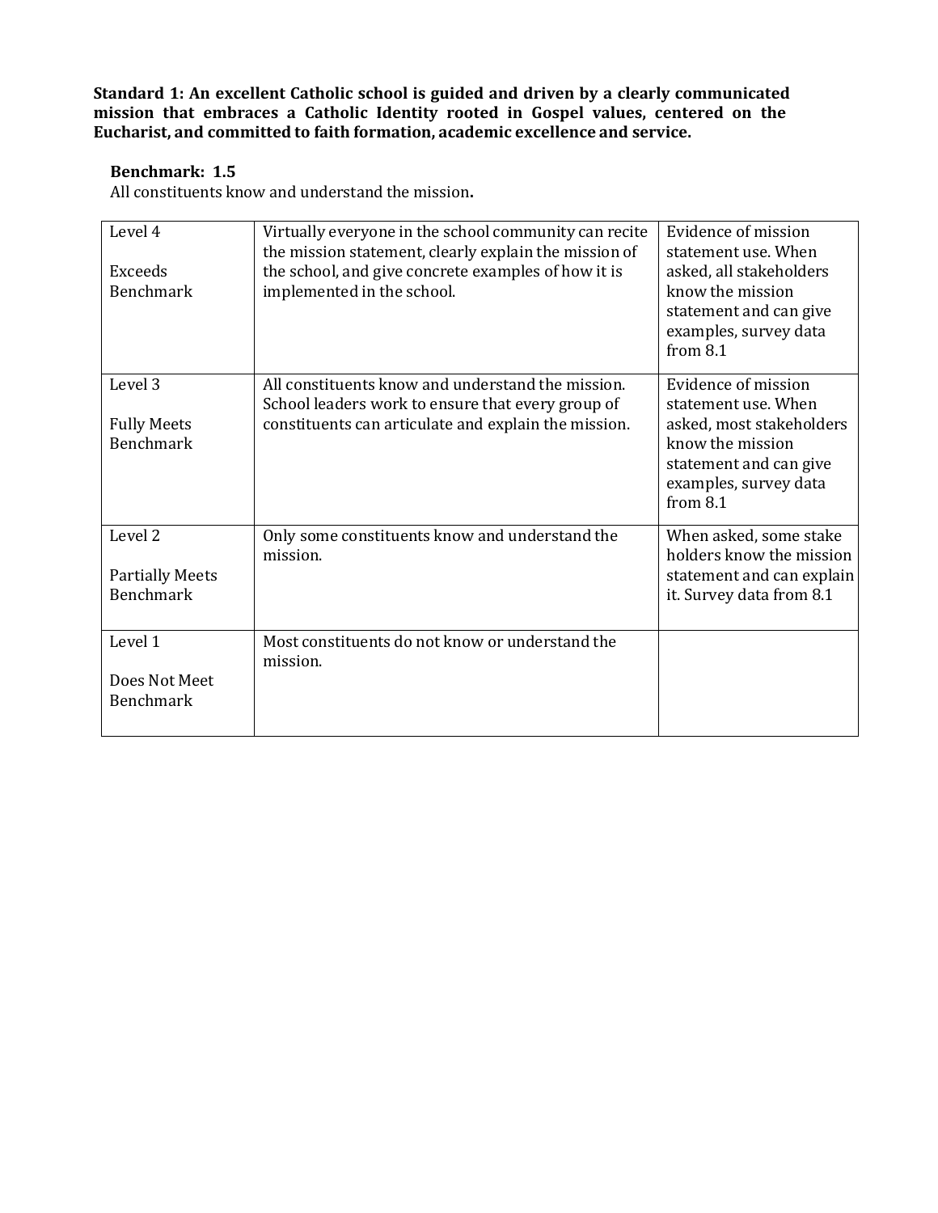**Standard 1: An excellent Catholic school is guided and driven by a clearly communicated mission that embraces a Catholic Identity rooted in Gospel values, centered on the Eucharist, and committed to faith formation, academic excellence and service.**

**Benchmark: 1.5**

All constituents know and understand the mission**.**

| Level | Description | Evidence |
|---|---|---|
| Level 4<br><br>Exceeds Benchmark | Virtually everyone in the school community can recite the mission statement, clearly explain the mission of the school, and give concrete examples of how it is implemented in the school. | Evidence of mission statement use. When asked, all stakeholders know the mission statement and can give examples, survey data from 8.1 |
| Level 3<br><br>Fully Meets Benchmark | All constituents know and understand the mission. School leaders work to ensure that every group of constituents can articulate and explain the mission. | Evidence of mission statement use. When asked, most stakeholders know the mission statement and can give examples, survey data from 8.1 |
| Level 2<br><br>Partially Meets Benchmark | Only some constituents know and understand the mission. | When asked, some stake holders know the mission statement and can explain it. Survey data from 8.1 |
| Level 1<br><br>Does Not Meet Benchmark | Most constituents do not know or understand the mission. | |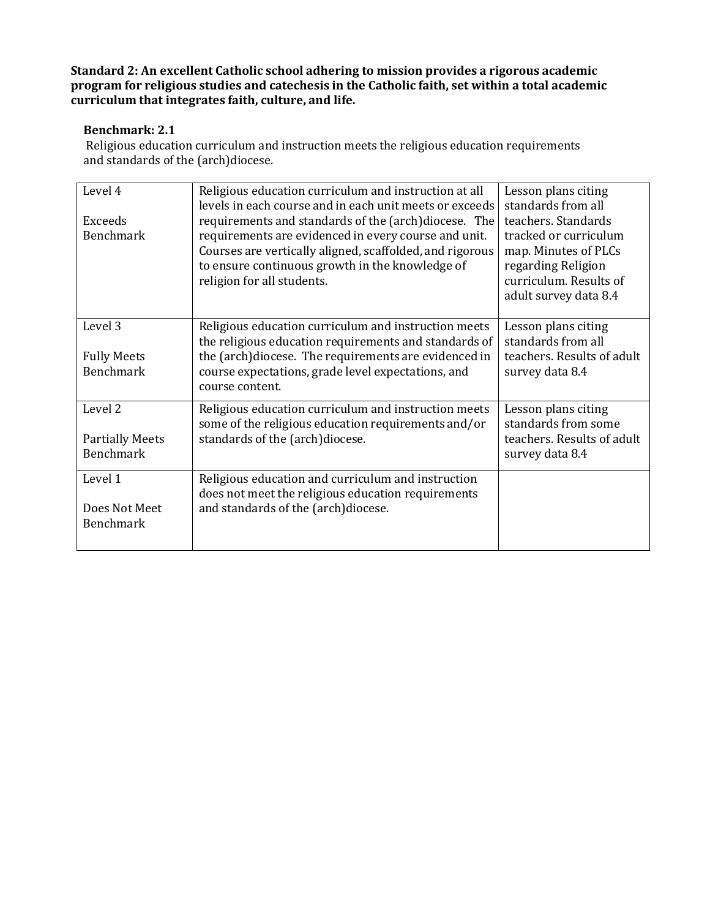**Standard 2: An excellent Catholic school adhering to mission provides a rigorous academic program for religious studies and catechesis in the Catholic faith, set within a total academic curriculum that integrates faith, culture, and life.**

**Benchmark: 2.1**

Religious education curriculum and instruction meets the religious education requirements and standards of the (arch)diocese.

| | | |
|---|---|---|
| Level 4<br><br>Exceeds Benchmark | Religious education curriculum and instruction at all levels in each course and in each unit meets or exceeds requirements and standards of the (arch)diocese. The requirements are evidenced in every course and unit. Courses are vertically aligned, scaffolded, and rigorous to ensure continuous growth in the knowledge of religion for all students. | Lesson plans citing standards from all teachers. Standards tracked or curriculum map. Minutes of PLCs regarding Religion curriculum. Results of adult survey data 8.4 |
| Level 3<br><br>Fully Meets Benchmark | Religious education curriculum and instruction meets the religious education requirements and standards of the (arch)diocese. The requirements are evidenced in course expectations, grade level expectations, and course content. | Lesson plans citing standards from all teachers. Results of adult survey data 8.4 |
| Level 2<br><br>Partially Meets Benchmark | Religious education curriculum and instruction meets some of the religious education requirements and/or standards of the (arch)diocese. | Lesson plans citing standards from some teachers. Results of adult survey data 8.4 |
| Level 1<br><br>Does Not Meet Benchmark | Religious education and curriculum and instruction does not meet the religious education requirements and standards of the (arch)diocese. | |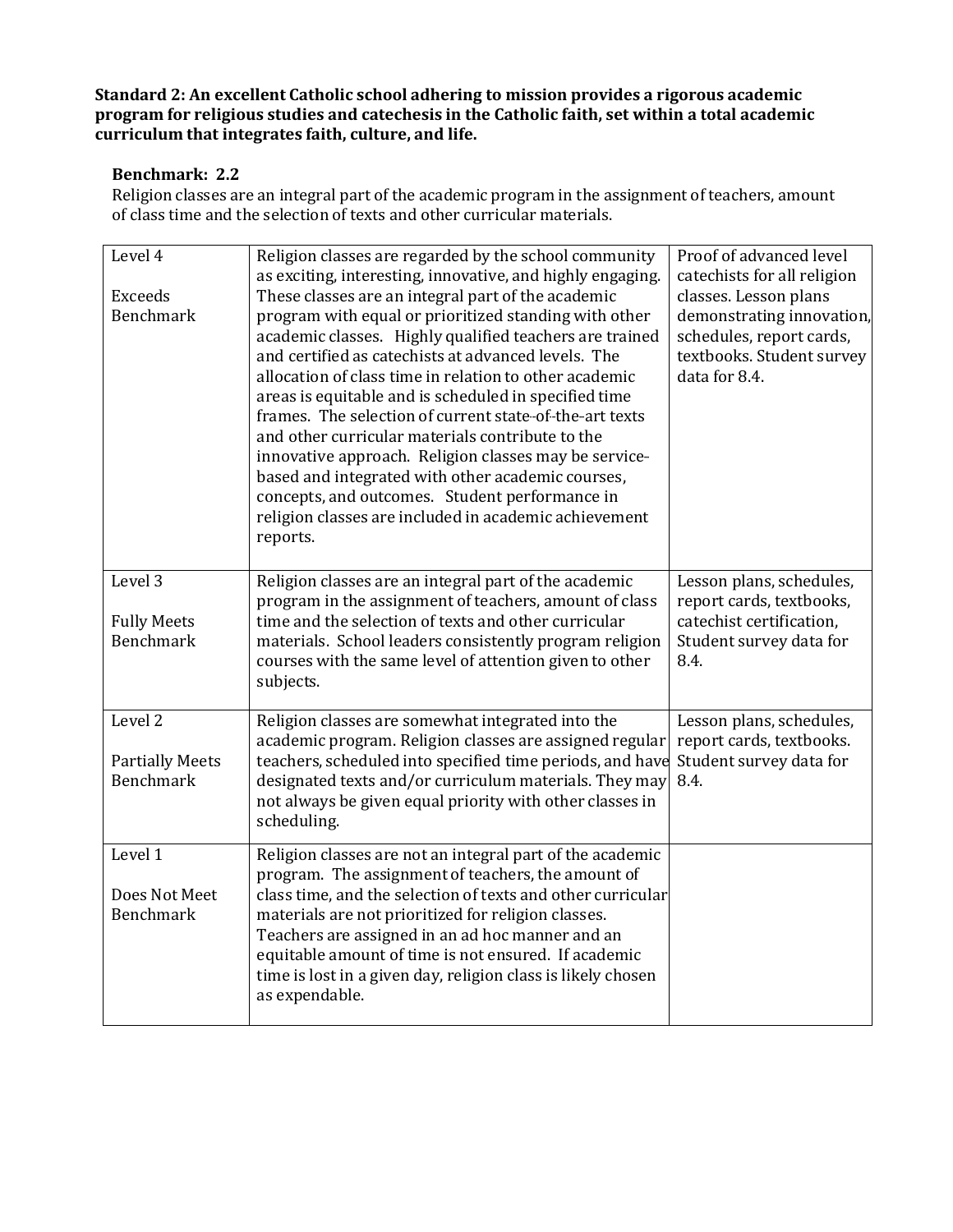**Standard 2: An excellent Catholic school adhering to mission provides a rigorous academic program for religious studies and catechesis in the Catholic faith, set within a total academic curriculum that integrates faith, culture, and life.**

**Benchmark: 2.2**

Religion classes are an integral part of the academic program in the assignment of teachers, amount of class time and the selection of texts and other curricular materials.

| | | |
|---|---|---|
| Level 4<br><br>Exceeds Benchmark | Religion classes are regarded by the school community as exciting, interesting, innovative, and highly engaging. These classes are an integral part of the academic program with equal or prioritized standing with other academic classes. Highly qualified teachers are trained and certified as catechists at advanced levels. The allocation of class time in relation to other academic areas is equitable and is scheduled in specified time frames. The selection of current state-of-the-art texts and other curricular materials contribute to the innovative approach. Religion classes may be service-based and integrated with other academic courses, concepts, and outcomes. Student performance in religion classes are included in academic achievement reports. | Proof of advanced level catechists for all religion classes. Lesson plans demonstrating innovation, schedules, report cards, textbooks. Student survey data for 8.4. |
| Level 3<br><br>Fully Meets Benchmark | Religion classes are an integral part of the academic program in the assignment of teachers, amount of class time and the selection of texts and other curricular materials. School leaders consistently program religion courses with the same level of attention given to other subjects. | Lesson plans, schedules, report cards, textbooks, catechist certification, Student survey data for 8.4. |
| Level 2<br><br>Partially Meets Benchmark | Religion classes are somewhat integrated into the academic program. Religion classes are assigned regular teachers, scheduled into specified time periods, and have designated texts and/or curriculum materials. They may not always be given equal priority with other classes in scheduling. | Lesson plans, schedules, report cards, textbooks. Student survey data for 8.4. |
| Level 1<br><br>Does Not Meet Benchmark | Religion classes are not an integral part of the academic program. The assignment of teachers, the amount of class time, and the selection of texts and other curricular materials are not prioritized for religion classes. Teachers are assigned in an ad hoc manner and an equitable amount of time is not ensured. If academic time is lost in a given day, religion class is likely chosen as expendable. | |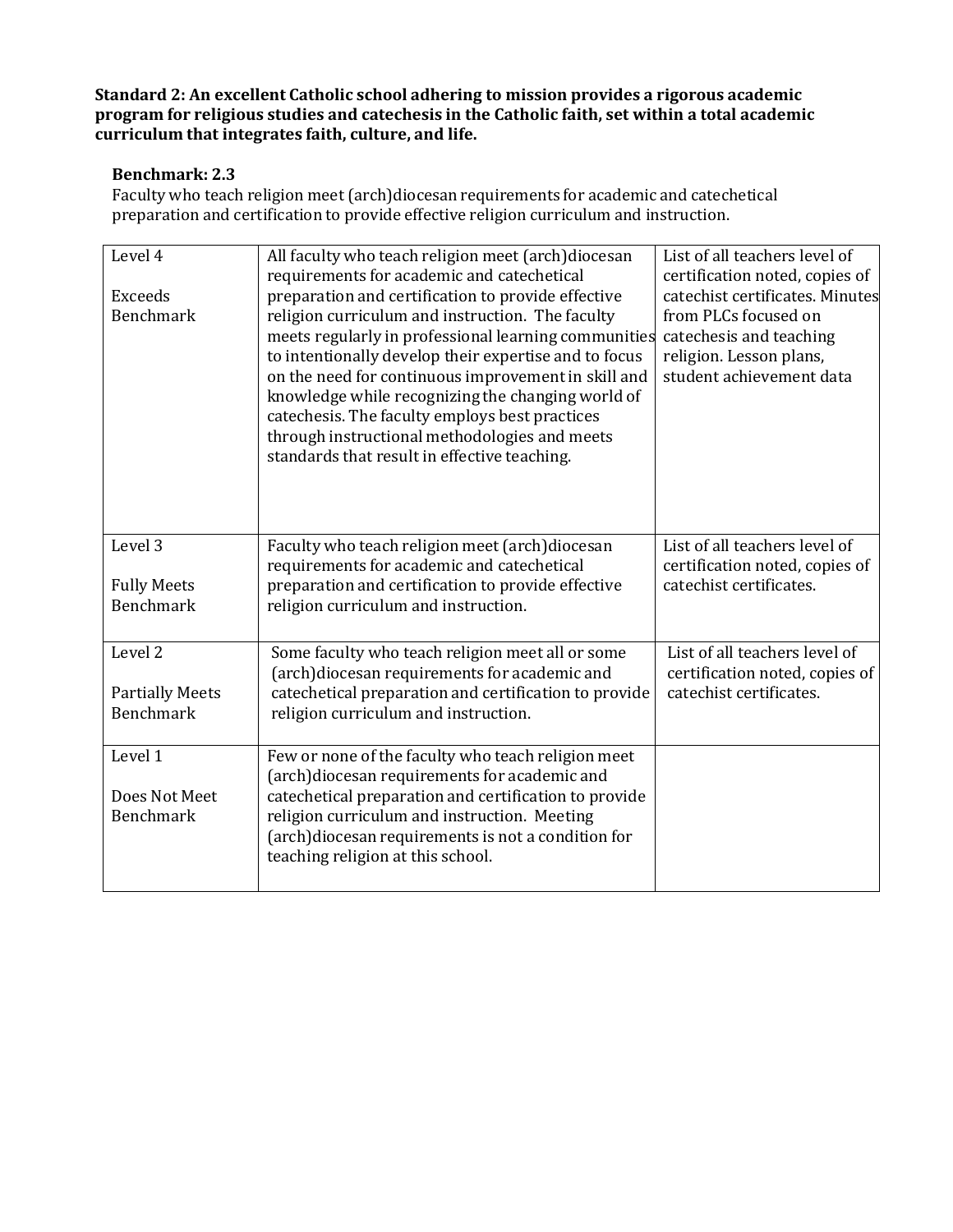**Standard 2: An excellent Catholic school adhering to mission provides a rigorous academic program for religious studies and catechesis in the Catholic faith, set within a total academic curriculum that integrates faith, culture, and life.**

**Benchmark: 2.3**

Faculty who teach religion meet (arch)diocesan requirements for academic and catechetical preparation and certification to provide effective religion curriculum and instruction.

| Level | Description | Evidence |
| --- | --- | --- |
| Level 4<br><br>Exceeds Benchmark | All faculty who teach religion meet (arch)diocesan requirements for academic and catechetical preparation and certification to provide effective religion curriculum and instruction. The faculty meets regularly in professional learning communities to intentionally develop their expertise and to focus on the need for continuous improvement in skill and knowledge while recognizing the changing world of catechesis. The faculty employs best practices through instructional methodologies and meets standards that result in effective teaching. | List of all teachers level of certification noted, copies of catechist certificates. Minutes from PLCs focused on catechesis and teaching religion. Lesson plans, student achievement data |
| Level 3<br><br>Fully Meets Benchmark | Faculty who teach religion meet (arch)diocesan requirements for academic and catechetical preparation and certification to provide effective religion curriculum and instruction. | List of all teachers level of certification noted, copies of catechist certificates. |
| Level 2<br><br>Partially Meets Benchmark | Some faculty who teach religion meet all or some (arch)diocesan requirements for academic and catechetical preparation and certification to provide religion curriculum and instruction. | List of all teachers level of certification noted, copies of catechist certificates. |
| Level 1<br><br>Does Not Meet Benchmark | Few or none of the faculty who teach religion meet (arch)diocesan requirements for academic and catechetical preparation and certification to provide religion curriculum and instruction. Meeting (arch)diocesan requirements is not a condition for teaching religion at this school. | |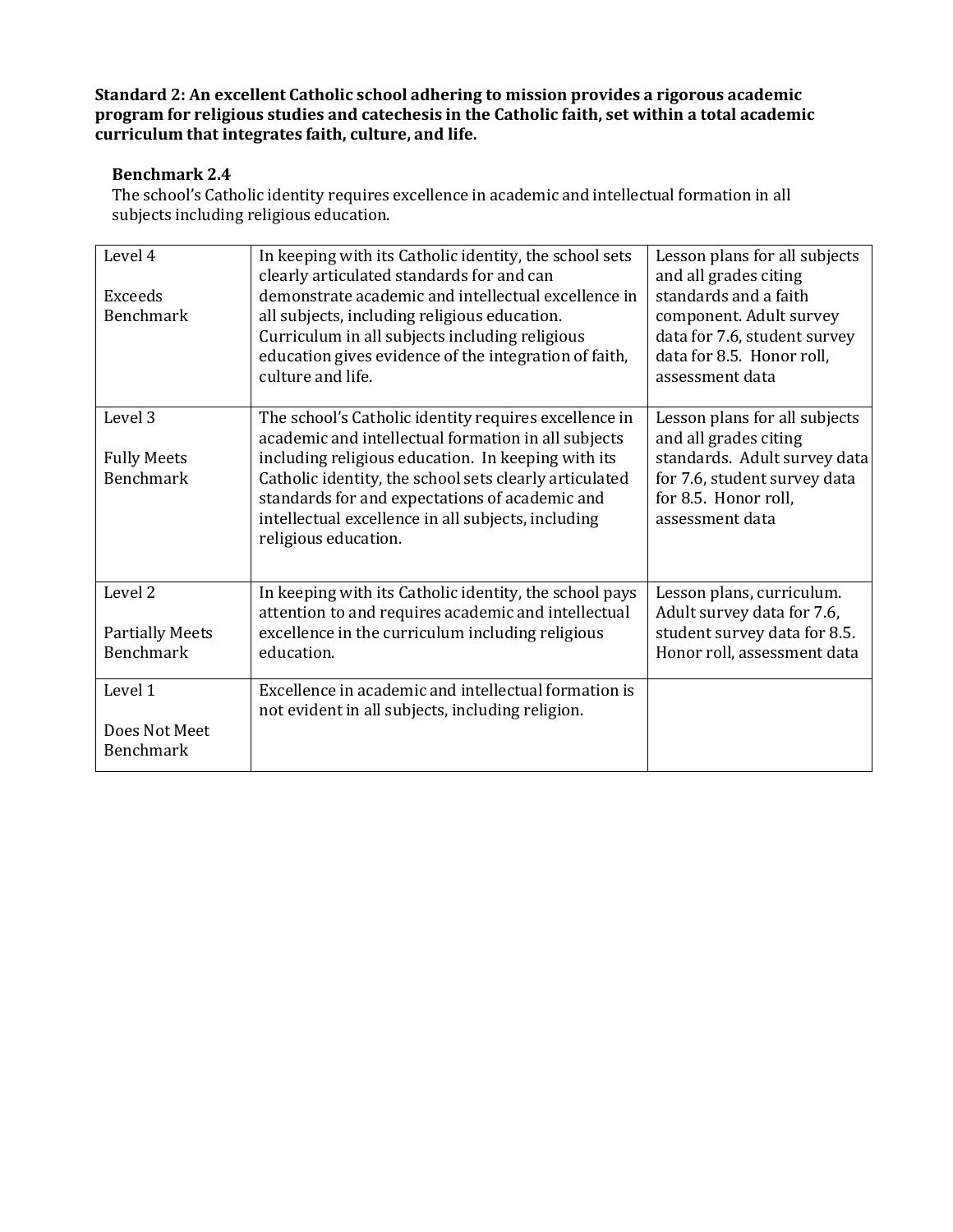**Standard 2: An excellent Catholic school adhering to mission provides a rigorous academic program for religious studies and catechesis in the Catholic faith, set within a total academic curriculum that integrates faith, culture, and life.**

**Benchmark 2.4**

The school's Catholic identity requires excellence in academic and intellectual formation in all subjects including religious education.

| Level | Description | Evidence |
|---|---|---|
| Level 4<br><br>Exceeds Benchmark | In keeping with its Catholic identity, the school sets clearly articulated standards for and can demonstrate academic and intellectual excellence in all subjects, including religious education. Curriculum in all subjects including religious education gives evidence of the integration of faith, culture and life. | Lesson plans for all subjects and all grades citing standards and a faith component. Adult survey data for 7.6, student survey data for 8.5. Honor roll, assessment data |
| Level 3<br><br>Fully Meets Benchmark | The school's Catholic identity requires excellence in academic and intellectual formation in all subjects including religious education. In keeping with its Catholic identity, the school sets clearly articulated standards for and expectations of academic and intellectual excellence in all subjects, including religious education. | Lesson plans for all subjects and all grades citing standards. Adult survey data for 7.6, student survey data for 8.5. Honor roll, assessment data |
| Level 2<br><br>Partially Meets Benchmark | In keeping with its Catholic identity, the school pays attention to and requires academic and intellectual excellence in the curriculum including religious education. | Lesson plans, curriculum. Adult survey data for 7.6, student survey data for 8.5. Honor roll, assessment data |
| Level 1<br><br>Does Not Meet Benchmark | Excellence in academic and intellectual formation is not evident in all subjects, including religion. | |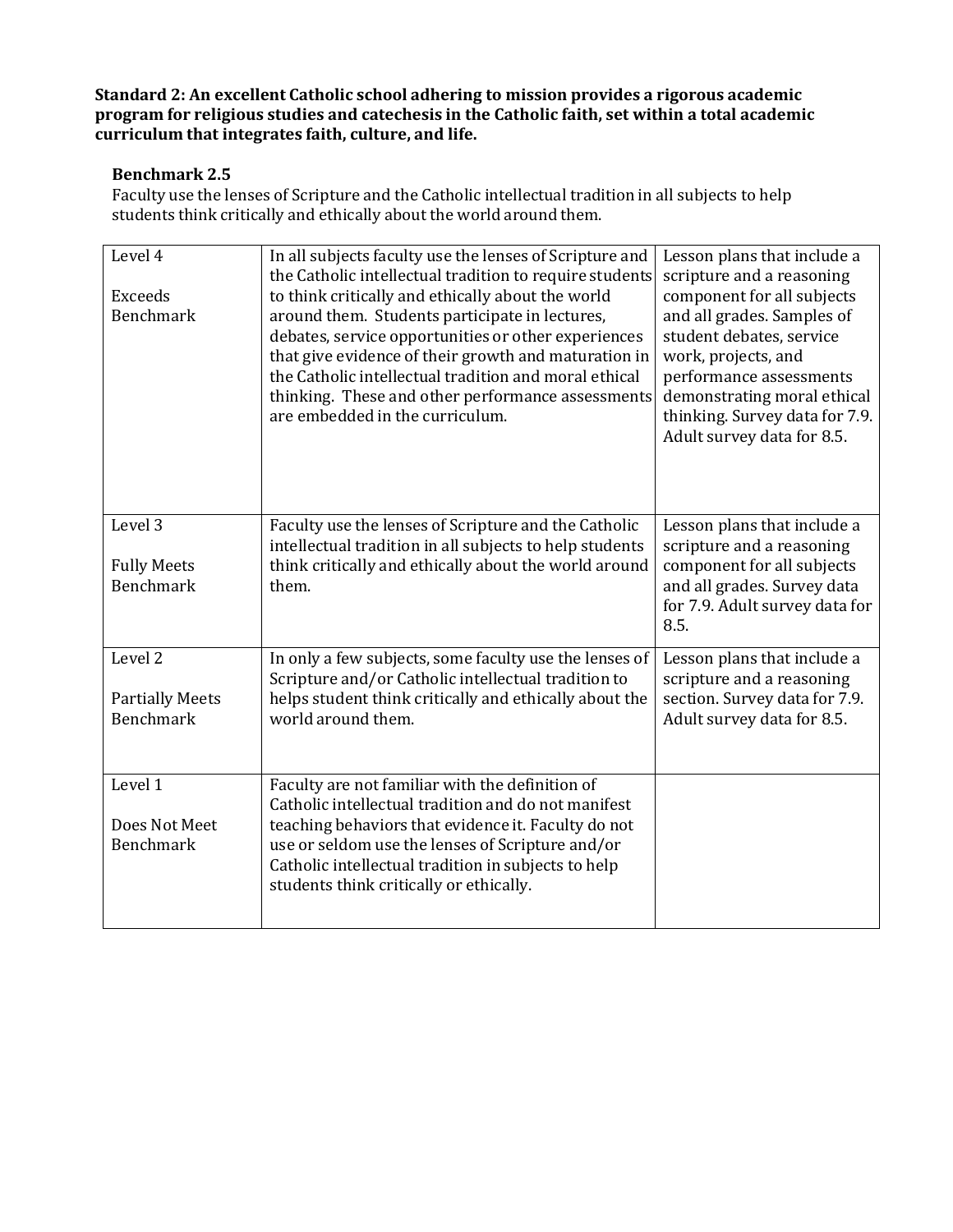**Standard 2: An excellent Catholic school adhering to mission provides a rigorous academic program for religious studies and catechesis in the Catholic faith, set within a total academic curriculum that integrates faith, culture, and life.**

**Benchmark 2.5**

Faculty use the lenses of Scripture and the Catholic intellectual tradition in all subjects to help students think critically and ethically about the world around them.

| Level | Description | Evidence |
| --- | --- | --- |
| Level 4<br><br>Exceeds Benchmark | In all subjects faculty use the lenses of Scripture and the Catholic intellectual tradition to require students to think critically and ethically about the world around them. Students participate in lectures, debates, service opportunities or other experiences that give evidence of their growth and maturation in the Catholic intellectual tradition and moral ethical thinking. These and other performance assessments are embedded in the curriculum. | Lesson plans that include a scripture and a reasoning component for all subjects and all grades. Samples of student debates, service work, projects, and performance assessments demonstrating moral ethical thinking. Survey data for 7.9. Adult survey data for 8.5. |
| Level 3<br><br>Fully Meets Benchmark | Faculty use the lenses of Scripture and the Catholic intellectual tradition in all subjects to help students think critically and ethically about the world around them. | Lesson plans that include a scripture and a reasoning component for all subjects and all grades. Survey data for 7.9. Adult survey data for 8.5. |
| Level 2<br><br>Partially Meets Benchmark | In only a few subjects, some faculty use the lenses of Scripture and/or Catholic intellectual tradition to helps student think critically and ethically about the world around them. | Lesson plans that include a scripture and a reasoning section. Survey data for 7.9. Adult survey data for 8.5. |
| Level 1<br><br>Does Not Meet Benchmark | Faculty are not familiar with the definition of Catholic intellectual tradition and do not manifest teaching behaviors that evidence it. Faculty do not use or seldom use the lenses of Scripture and/or Catholic intellectual tradition in subjects to help students think critically or ethically. | |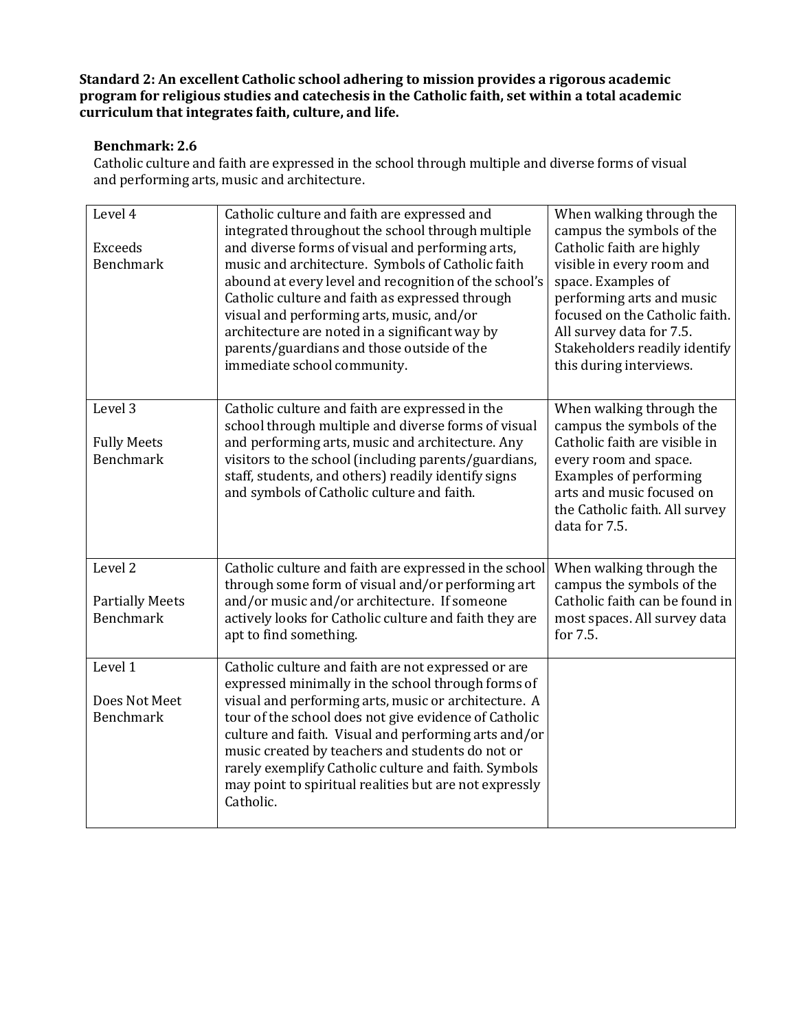**Standard 2: An excellent Catholic school adhering to mission provides a rigorous academic program for religious studies and catechesis in the Catholic faith, set within a total academic curriculum that integrates faith, culture, and life.**

**Benchmark: 2.6**

Catholic culture and faith are expressed in the school through multiple and diverse forms of visual and performing arts, music and architecture.

| | | |
|---|---|---|
| Level 4<br><br>Exceeds Benchmark | Catholic culture and faith are expressed and integrated throughout the school through multiple and diverse forms of visual and performing arts, music and architecture. Symbols of Catholic faith abound at every level and recognition of the school's Catholic culture and faith as expressed through visual and performing arts, music, and/or architecture are noted in a significant way by parents/guardians and those outside of the immediate school community. | When walking through the campus the symbols of the Catholic faith are highly visible in every room and space. Examples of performing arts and music focused on the Catholic faith. All survey data for 7.5. Stakeholders readily identify this during interviews. |
| Level 3<br><br>Fully Meets Benchmark | Catholic culture and faith are expressed in the school through multiple and diverse forms of visual and performing arts, music and architecture. Any visitors to the school (including parents/guardians, staff, students, and others) readily identify signs and symbols of Catholic culture and faith. | When walking through the campus the symbols of the Catholic faith are visible in every room and space. Examples of performing arts and music focused on the Catholic faith. All survey data for 7.5. |
| Level 2<br><br>Partially Meets Benchmark | Catholic culture and faith are expressed in the school through some form of visual and/or performing art and/or music and/or architecture. If someone actively looks for Catholic culture and faith they are apt to find something. | When walking through the campus the symbols of the Catholic faith can be found in most spaces. All survey data for 7.5. |
| Level 1<br><br>Does Not Meet Benchmark | Catholic culture and faith are not expressed or are expressed minimally in the school through forms of visual and performing arts, music or architecture. A tour of the school does not give evidence of Catholic culture and faith. Visual and performing arts and/or music created by teachers and students do not or rarely exemplify Catholic culture and faith. Symbols may point to spiritual realities but are not expressly Catholic. | |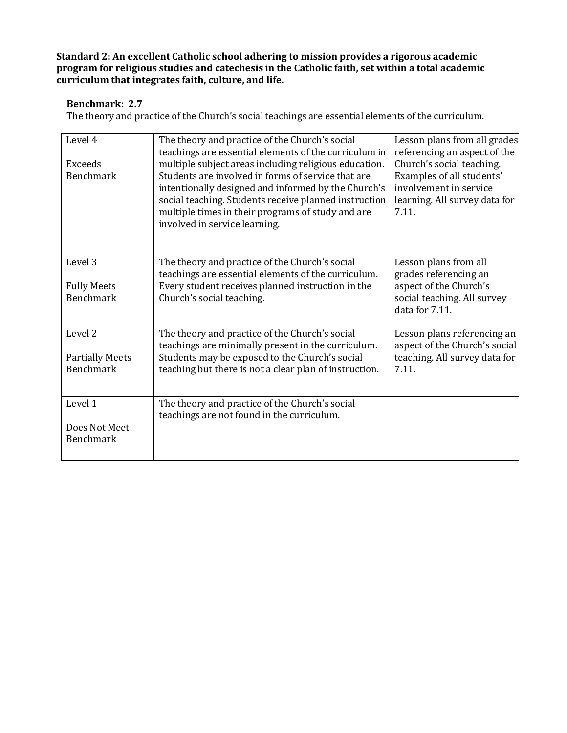**Standard 2: An excellent Catholic school adhering to mission provides a rigorous academic program for religious studies and catechesis in the Catholic faith, set within a total academic curriculum that integrates faith, culture, and life.**

**Benchmark: 2.7**

The theory and practice of the Church's social teachings are essential elements of the curriculum.

| Level | Description | Evidence |
|---|---|---|
| Level 4<br><br>Exceeds Benchmark | The theory and practice of the Church's social teachings are essential elements of the curriculum in multiple subject areas including religious education. Students are involved in forms of service that are intentionally designed and informed by the Church's social teaching. Students receive planned instruction multiple times in their programs of study and are involved in service learning. | Lesson plans from all grades referencing an aspect of the Church's social teaching. Examples of all students' involvement in service learning. All survey data for 7.11. |
| Level 3<br><br>Fully Meets Benchmark | The theory and practice of the Church's social teachings are essential elements of the curriculum. Every student receives planned instruction in the Church's social teaching. | Lesson plans from all grades referencing an aspect of the Church's social teaching. All survey data for 7.11. |
| Level 2<br><br>Partially Meets Benchmark | The theory and practice of the Church's social teachings are minimally present in the curriculum. Students may be exposed to the Church's social teaching but there is not a clear plan of instruction. | Lesson plans referencing an aspect of the Church's social teaching. All survey data for 7.11. |
| Level 1<br><br>Does Not Meet Benchmark | The theory and practice of the Church's social teachings are not found in the curriculum. | |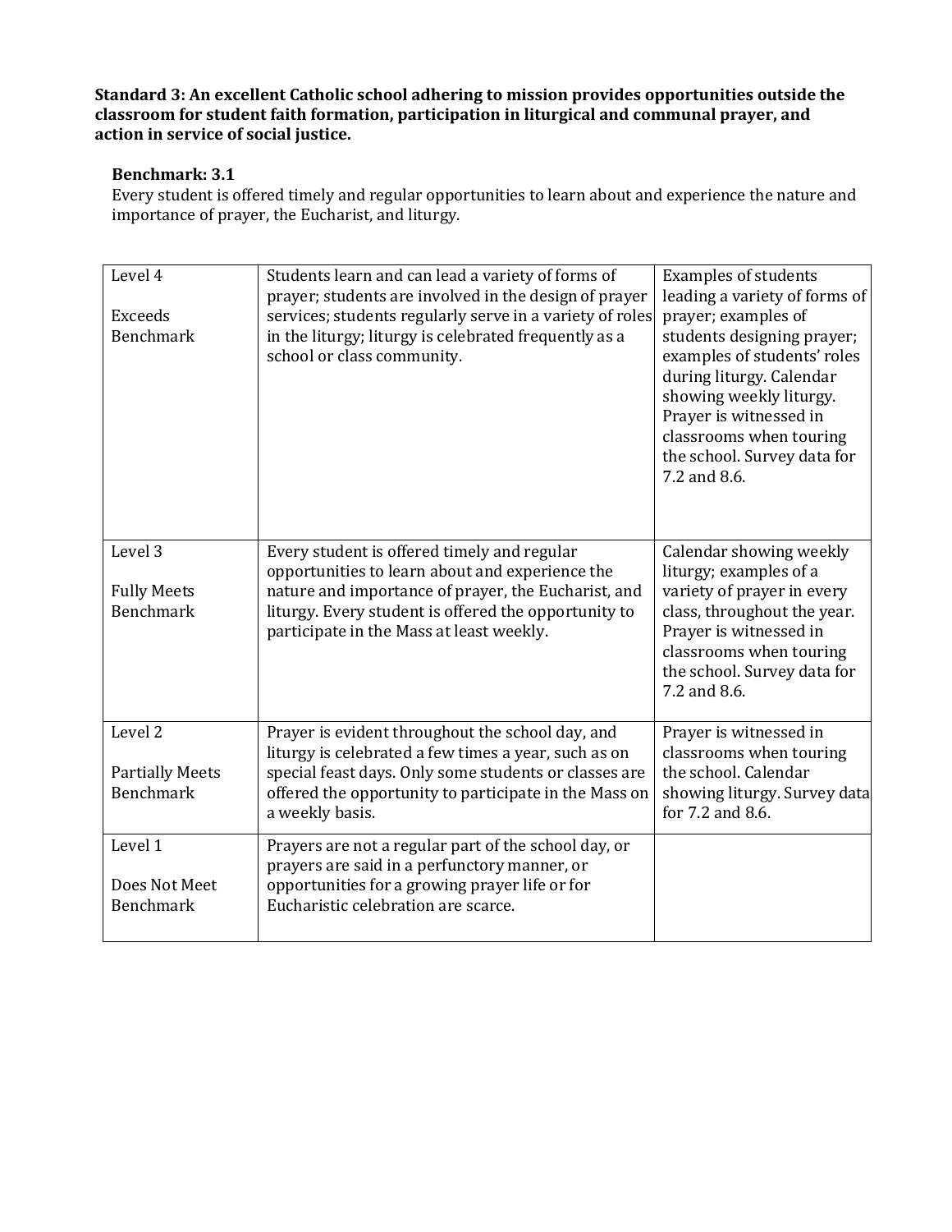**Standard 3: An excellent Catholic school adhering to mission provides opportunities outside the classroom for student faith formation, participation in liturgical and communal prayer, and action in service of social justice.**

**Benchmark: 3.1**

Every student is offered timely and regular opportunities to learn about and experience the nature and importance of prayer, the Eucharist, and liturgy.

| Level | Description | Evidence |
|---|---|---|
| Level 4<br><br>Exceeds Benchmark | Students learn and can lead a variety of forms of prayer; students are involved in the design of prayer services; students regularly serve in a variety of roles in the liturgy; liturgy is celebrated frequently as a school or class community. | Examples of students leading a variety of forms of prayer; examples of students designing prayer; examples of students' roles during liturgy. Calendar showing weekly liturgy. Prayer is witnessed in classrooms when touring the school. Survey data for 7.2 and 8.6. |
| Level 3<br><br>Fully Meets Benchmark | Every student is offered timely and regular opportunities to learn about and experience the nature and importance of prayer, the Eucharist, and liturgy. Every student is offered the opportunity to participate in the Mass at least weekly. | Calendar showing weekly liturgy; examples of a variety of prayer in every class, throughout the year. Prayer is witnessed in classrooms when touring the school. Survey data for 7.2 and 8.6. |
| Level 2<br><br>Partially Meets Benchmark | Prayer is evident throughout the school day, and liturgy is celebrated a few times a year, such as on special feast days. Only some students or classes are offered the opportunity to participate in the Mass on a weekly basis. | Prayer is witnessed in classrooms when touring the school. Calendar showing liturgy. Survey data for 7.2 and 8.6. |
| Level 1<br><br>Does Not Meet Benchmark | Prayers are not a regular part of the school day, or prayers are said in a perfunctory manner, or opportunities for a growing prayer life or for Eucharistic celebration are scarce. | |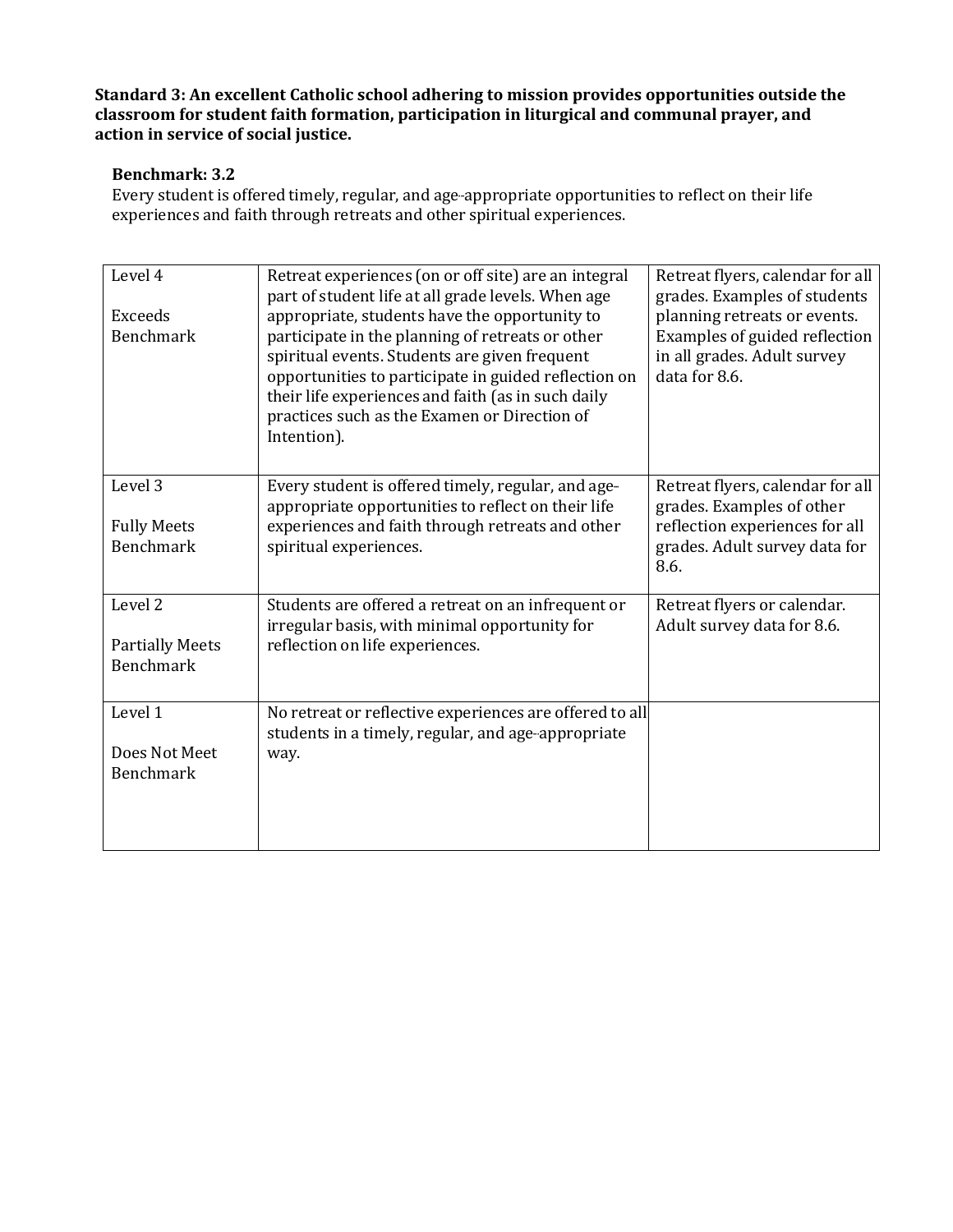**Standard 3: An excellent Catholic school adhering to mission provides opportunities outside the classroom for student faith formation, participation in liturgical and communal prayer, and action in service of social justice.**

**Benchmark: 3.2**

Every student is offered timely, regular, and age-appropriate opportunities to reflect on their life experiences and faith through retreats and other spiritual experiences.

| Level | Description | Evidence |
|---|---|---|
| Level 4<br><br>Exceeds Benchmark | Retreat experiences (on or off site) are an integral part of student life at all grade levels. When age appropriate, students have the opportunity to participate in the planning of retreats or other spiritual events. Students are given frequent opportunities to participate in guided reflection on their life experiences and faith (as in such daily practices such as the Examen or Direction of Intention). | Retreat flyers, calendar for all grades. Examples of students planning retreats or events. Examples of guided reflection in all grades. Adult survey data for 8.6. |
| Level 3<br><br>Fully Meets Benchmark | Every student is offered timely, regular, and age-appropriate opportunities to reflect on their life experiences and faith through retreats and other spiritual experiences. | Retreat flyers, calendar for all grades. Examples of other reflection experiences for all grades. Adult survey data for 8.6. |
| Level 2<br><br>Partially Meets Benchmark | Students are offered a retreat on an infrequent or irregular basis, with minimal opportunity for reflection on life experiences. | Retreat flyers or calendar. Adult survey data for 8.6. |
| Level 1<br><br>Does Not Meet Benchmark | No retreat or reflective experiences are offered to all students in a timely, regular, and age-appropriate way. | |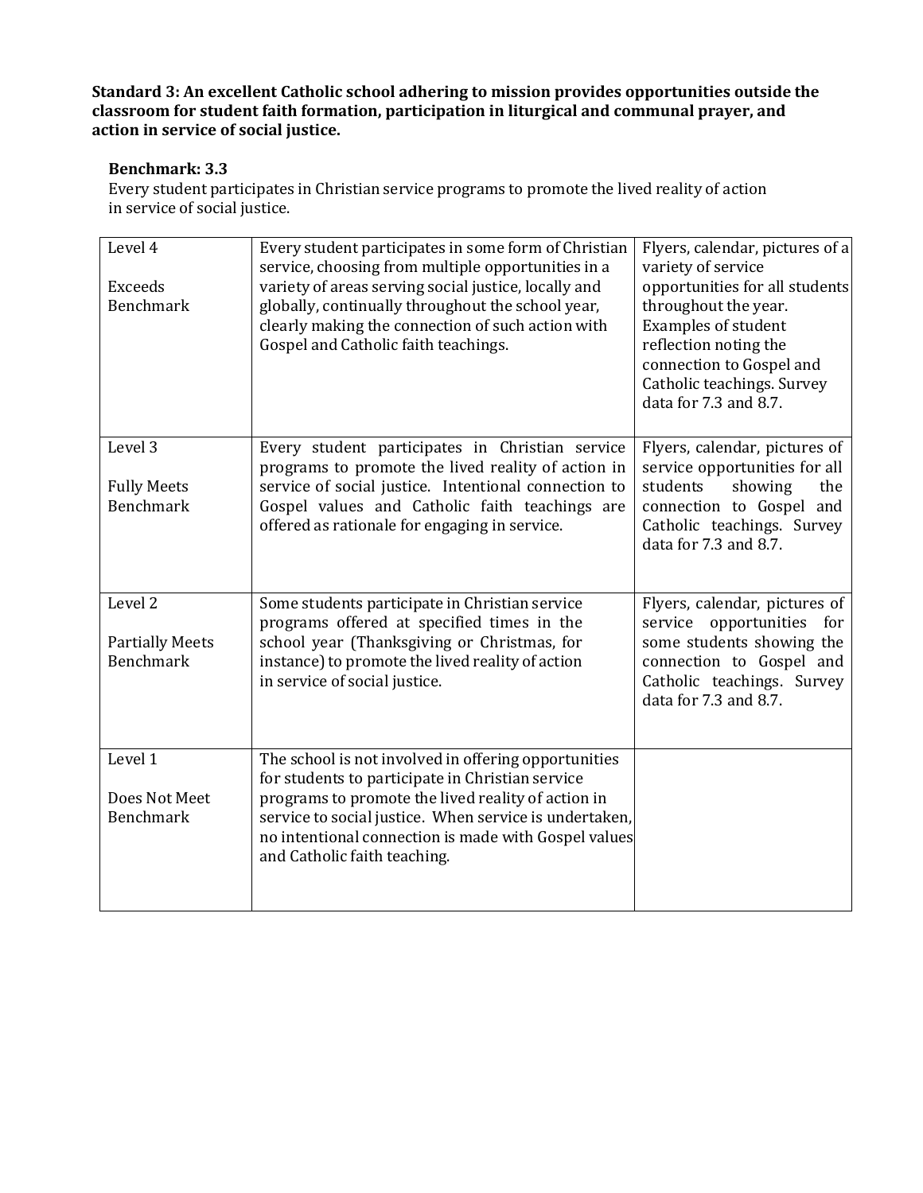**Standard 3: An excellent Catholic school adhering to mission provides opportunities outside the classroom for student faith formation, participation in liturgical and communal prayer, and action in service of social justice.**

**Benchmark: 3.3**

Every student participates in Christian service programs to promote the lived reality of action in service of social justice.

| Level | Description | Evidence |
|---|---|---|
| Level 4<br><br>Exceeds Benchmark | Every student participates in some form of Christian service, choosing from multiple opportunities in a variety of areas serving social justice, locally and globally, continually throughout the school year, clearly making the connection of such action with Gospel and Catholic faith teachings. | Flyers, calendar, pictures of a variety of service opportunities for all students throughout the year. Examples of student reflection noting the connection to Gospel and Catholic teachings. Survey data for 7.3 and 8.7. |
| Level 3<br><br>Fully Meets Benchmark | Every student participates in Christian service programs to promote the lived reality of action in service of social justice. Intentional connection to Gospel values and Catholic faith teachings are offered as rationale for engaging in service. | Flyers, calendar, pictures of service opportunities for all students showing the connection to Gospel and Catholic teachings. Survey data for 7.3 and 8.7. |
| Level 2<br><br>Partially Meets Benchmark | Some students participate in Christian service programs offered at specified times in the school year (Thanksgiving or Christmas, for instance) to promote the lived reality of action in service of social justice. | Flyers, calendar, pictures of service opportunities for some students showing the connection to Gospel and Catholic teachings. Survey data for 7.3 and 8.7. |
| Level 1<br><br>Does Not Meet Benchmark | The school is not involved in offering opportunities for students to participate in Christian service programs to promote the lived reality of action in service to social justice. When service is undertaken, no intentional connection is made with Gospel values and Catholic faith teaching. | |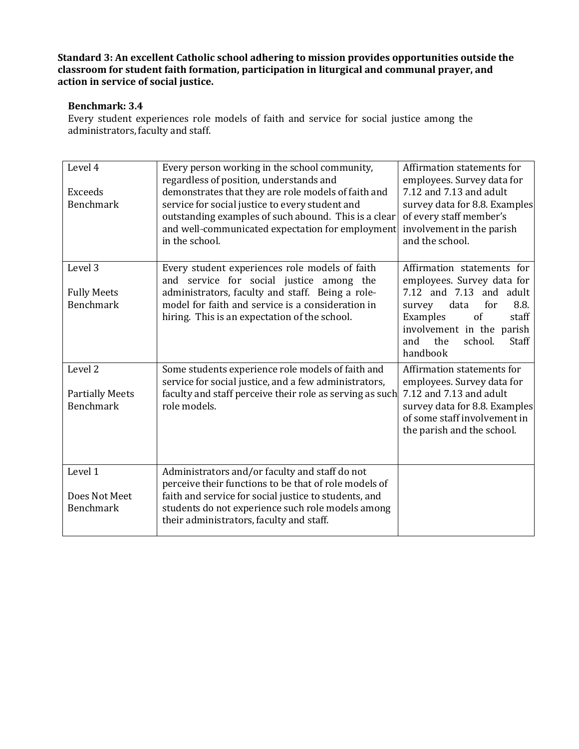**Standard 3: An excellent Catholic school adhering to mission provides opportunities outside the classroom for student faith formation, participation in liturgical and communal prayer, and action in service of social justice.**

**Benchmark: 3.4**

Every student experiences role models of faith and service for social justice among the administrators, faculty and staff.

| Level | Description | Evidence |
|---|---|---|
| Level 4<br><br>Exceeds Benchmark | Every person working in the school community, regardless of position, understands and demonstrates that they are role models of faith and service for social justice to every student and outstanding examples of such abound. This is a clear and well-communicated expectation for employment in the school. | Affirmation statements for employees. Survey data for 7.12 and 7.13 and adult survey data for 8.8. Examples of every staff member's involvement in the parish and the school. |
| Level 3<br><br>Fully Meets Benchmark | Every student experiences role models of faith and service for social justice among the administrators, faculty and staff. Being a role-model for faith and service is a consideration in hiring. This is an expectation of the school. | Affirmation statements for employees. Survey data for 7.12 and 7.13 and adult survey data for 8.8. Examples of staff involvement in the parish and the school. Staff handbook |
| Level 2<br><br>Partially Meets Benchmark | Some students experience role models of faith and service for social justice, and a few administrators, faculty and staff perceive their role as serving as such role models. | Affirmation statements for employees. Survey data for 7.12 and 7.13 and adult survey data for 8.8. Examples of some staff involvement in the parish and the school. |
| Level 1<br><br>Does Not Meet Benchmark | Administrators and/or faculty and staff do not perceive their functions to be that of role models of faith and service for social justice to students, and students do not experience such role models among their administrators, faculty and staff. | |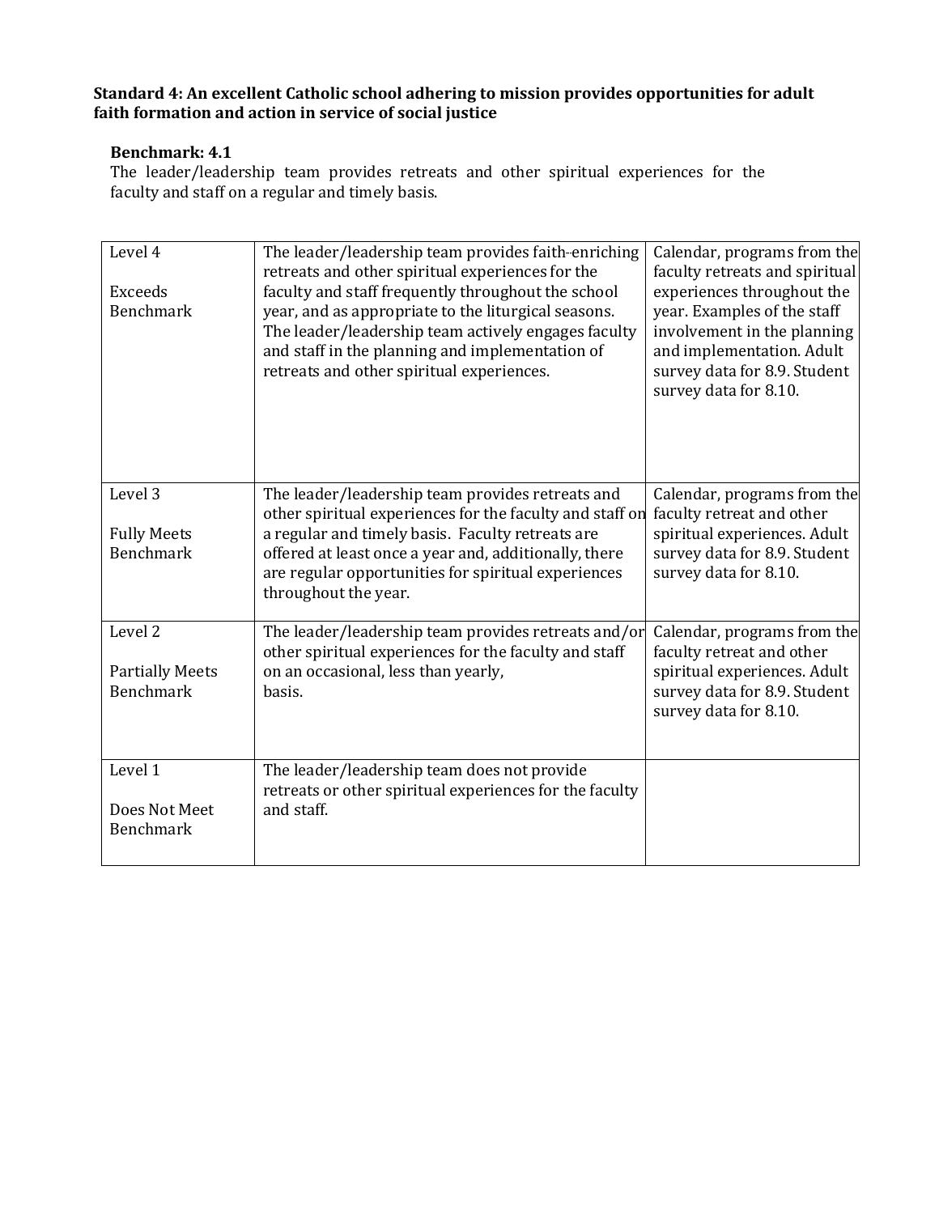**Standard 4: An excellent Catholic school adhering to mission provides opportunities for adult faith formation and action in service of social justice**

**Benchmark: 4.1**

The leader/leadership team provides retreats and other spiritual experiences for the faculty and staff on a regular and timely basis.

| | | |
|---|---|---|
| Level 4<br><br>Exceeds Benchmark | The leader/leadership team provides faith-enriching retreats and other spiritual experiences for the faculty and staff frequently throughout the school year, and as appropriate to the liturgical seasons. The leader/leadership team actively engages faculty and staff in the planning and implementation of retreats and other spiritual experiences. | Calendar, programs from the faculty retreats and spiritual experiences throughout the year. Examples of the staff involvement in the planning and implementation. Adult survey data for 8.9. Student survey data for 8.10. |
| Level 3<br><br>Fully Meets Benchmark | The leader/leadership team provides retreats and other spiritual experiences for the faculty and staff on a regular and timely basis. Faculty retreats are offered at least once a year and, additionally, there are regular opportunities for spiritual experiences throughout the year. | Calendar, programs from the faculty retreat and other spiritual experiences. Adult survey data for 8.9. Student survey data for 8.10. |
| Level 2<br><br>Partially Meets Benchmark | The leader/leadership team provides retreats and/or other spiritual experiences for the faculty and staff on an occasional, less than yearly, basis. | Calendar, programs from the faculty retreat and other spiritual experiences. Adult survey data for 8.9. Student survey data for 8.10. |
| Level 1<br><br>Does Not Meet Benchmark | The leader/leadership team does not provide retreats or other spiritual experiences for the faculty and staff. | |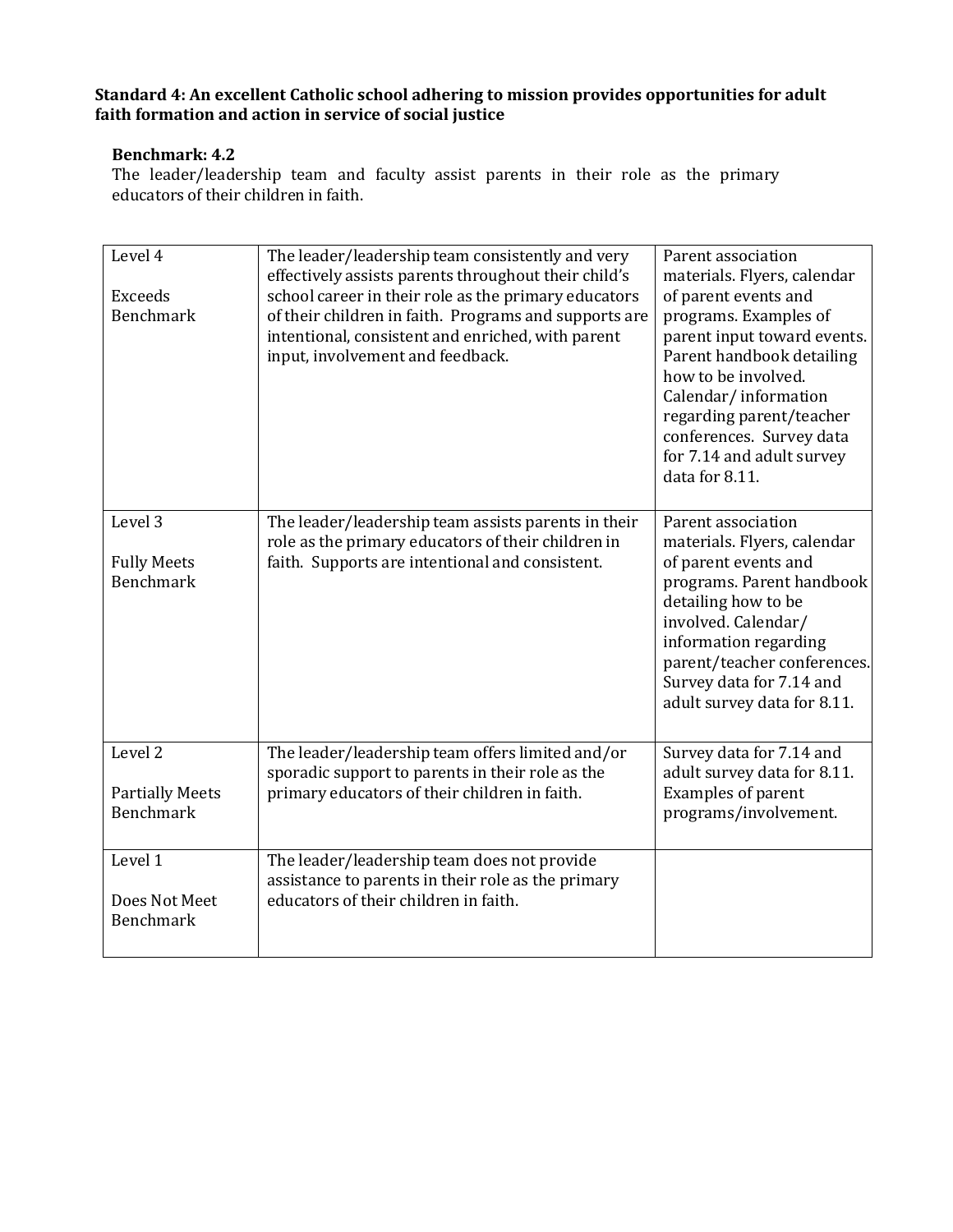**Standard 4: An excellent Catholic school adhering to mission provides opportunities for adult faith formation and action in service of social justice**

**Benchmark: 4.2**

The leader/leadership team and faculty assist parents in their role as the primary educators of their children in faith.

| | | |
|---|---|---|
| Level 4<br><br>Exceeds Benchmark | The leader/leadership team consistently and very effectively assists parents throughout their child's school career in their role as the primary educators of their children in faith. Programs and supports are intentional, consistent and enriched, with parent input, involvement and feedback. | Parent association materials. Flyers, calendar of parent events and programs. Examples of parent input toward events. Parent handbook detailing how to be involved. Calendar/ information regarding parent/teacher conferences. Survey data for 7.14 and adult survey data for 8.11. |
| Level 3<br><br>Fully Meets Benchmark | The leader/leadership team assists parents in their role as the primary educators of their children in faith. Supports are intentional and consistent. | Parent association materials. Flyers, calendar of parent events and programs. Parent handbook detailing how to be involved. Calendar/ information regarding parent/teacher conferences. Survey data for 7.14 and adult survey data for 8.11. |
| Level 2<br><br>Partially Meets Benchmark | The leader/leadership team offers limited and/or sporadic support to parents in their role as the primary educators of their children in faith. | Survey data for 7.14 and adult survey data for 8.11. Examples of parent programs/involvement. |
| Level 1<br><br>Does Not Meet Benchmark | The leader/leadership team does not provide assistance to parents in their role as the primary educators of their children in faith. | |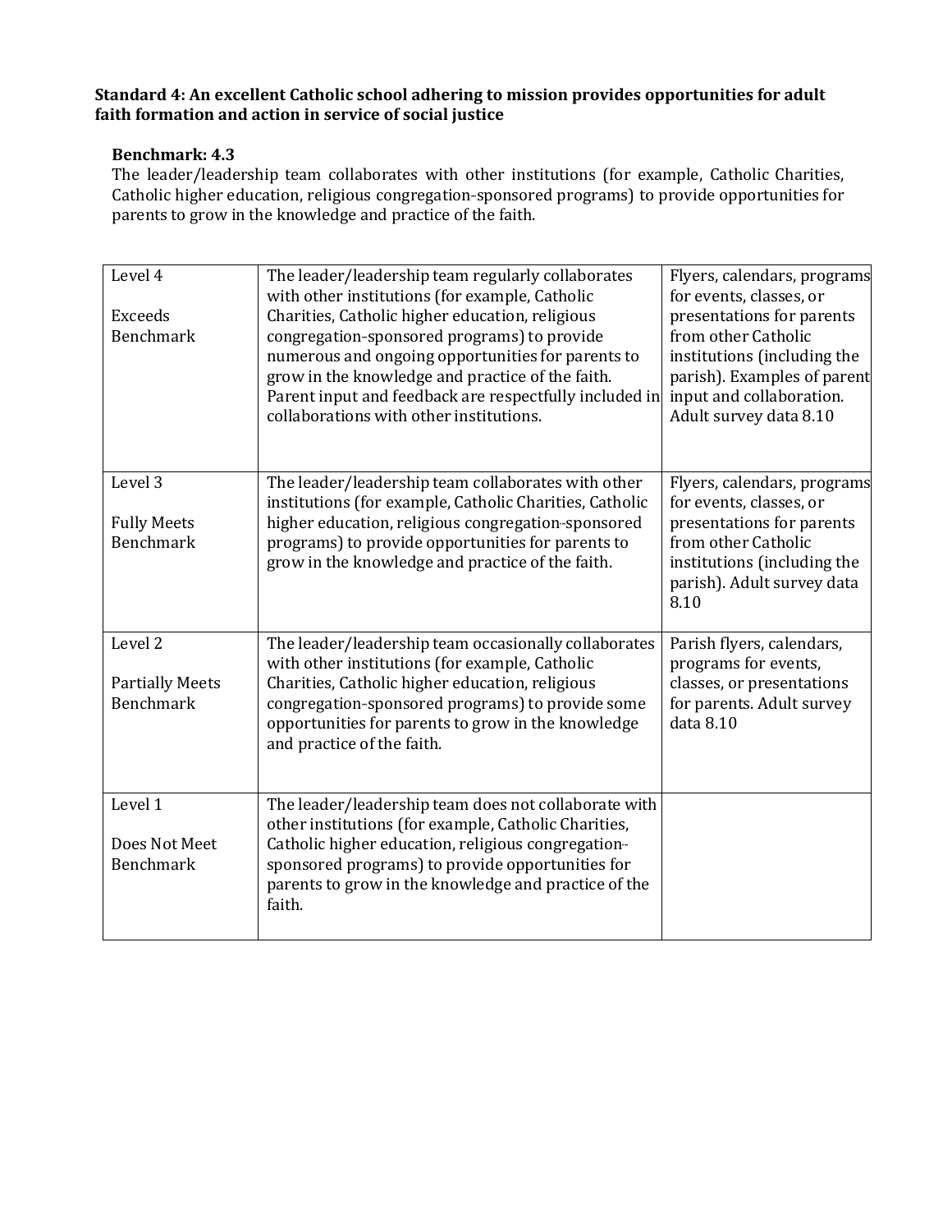**Standard 4: An excellent Catholic school adhering to mission provides opportunities for adult faith formation and action in service of social justice**

**Benchmark: 4.3**

The leader/leadership team collaborates with other institutions (for example, Catholic Charities, Catholic higher education, religious congregation-sponsored programs) to provide opportunities for parents to grow in the knowledge and practice of the faith.

| | | |
|---|---|---|
| Level 4<br><br>Exceeds Benchmark | The leader/leadership team regularly collaborates with other institutions (for example, Catholic Charities, Catholic higher education, religious congregation-sponsored programs) to provide numerous and ongoing opportunities for parents to grow in the knowledge and practice of the faith. Parent input and feedback are respectfully included in collaborations with other institutions. | Flyers, calendars, programs for events, classes, or presentations for parents from other Catholic institutions (including the parish). Examples of parent input and collaboration. Adult survey data 8.10 |
| Level 3<br><br>Fully Meets Benchmark | The leader/leadership team collaborates with other institutions (for example, Catholic Charities, Catholic higher education, religious congregation-sponsored programs) to provide opportunities for parents to grow in the knowledge and practice of the faith. | Flyers, calendars, programs for events, classes, or presentations for parents from other Catholic institutions (including the parish). Adult survey data 8.10 |
| Level 2<br><br>Partially Meets Benchmark | The leader/leadership team occasionally collaborates with other institutions (for example, Catholic Charities, Catholic higher education, religious congregation-sponsored programs) to provide some opportunities for parents to grow in the knowledge and practice of the faith. | Parish flyers, calendars, programs for events, classes, or presentations for parents. Adult survey data 8.10 |
| Level 1<br><br>Does Not Meet Benchmark | The leader/leadership team does not collaborate with other institutions (for example, Catholic Charities, Catholic higher education, religious congregation-sponsored programs) to provide opportunities for parents to grow in the knowledge and practice of the faith. | |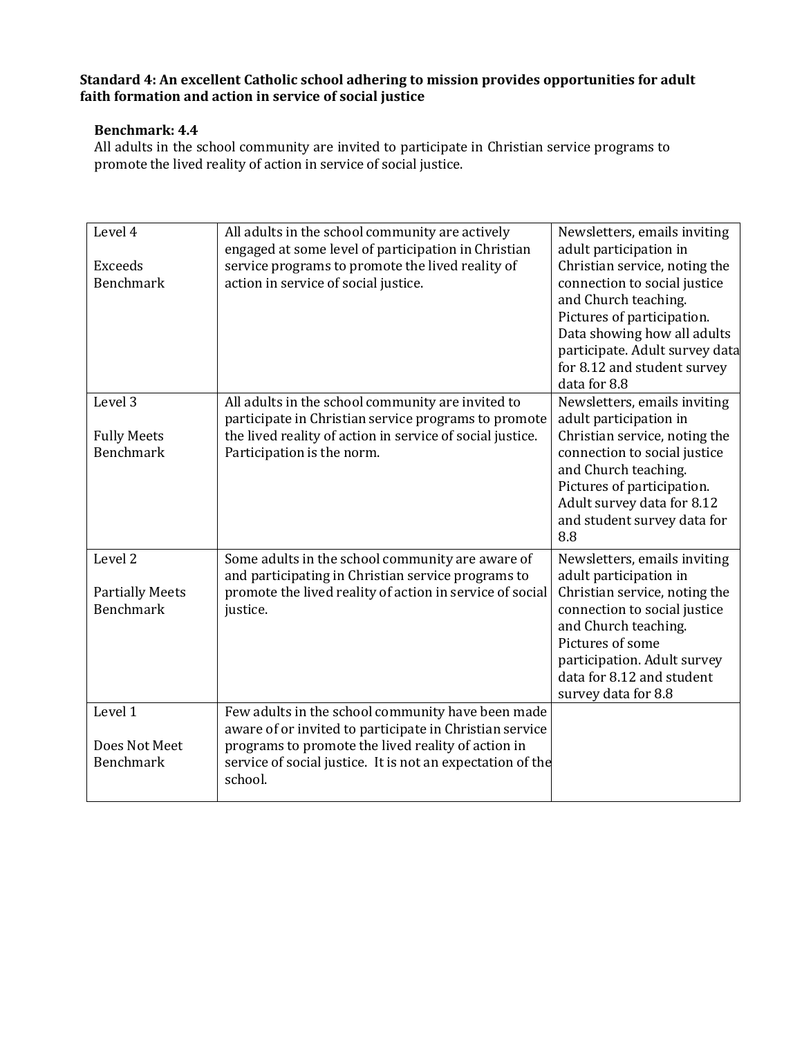**Standard 4: An excellent Catholic school adhering to mission provides opportunities for adult faith formation and action in service of social justice**

**Benchmark: 4.4**

All adults in the school community are invited to participate in Christian service programs to promote the lived reality of action in service of social justice.

| Level | Description | Evidence |
|---|---|---|
| Level 4<br><br>Exceeds Benchmark | All adults in the school community are actively engaged at some level of participation in Christian service programs to promote the lived reality of action in service of social justice. | Newsletters, emails inviting adult participation in Christian service, noting the connection to social justice and Church teaching. Pictures of participation. Data showing how all adults participate. Adult survey data for 8.12 and student survey data for 8.8 |
| Level 3<br><br>Fully Meets Benchmark | All adults in the school community are invited to participate in Christian service programs to promote the lived reality of action in service of social justice. Participation is the norm. | Newsletters, emails inviting adult participation in Christian service, noting the connection to social justice and Church teaching. Pictures of participation. Adult survey data for 8.12 and student survey data for 8.8 |
| Level 2<br><br>Partially Meets Benchmark | Some adults in the school community are aware of and participating in Christian service programs to promote the lived reality of action in service of social justice. | Newsletters, emails inviting adult participation in Christian service, noting the connection to social justice and Church teaching. Pictures of some participation. Adult survey data for 8.12 and student survey data for 8.8 |
| Level 1<br><br>Does Not Meet Benchmark | Few adults in the school community have been made aware of or invited to participate in Christian service programs to promote the lived reality of action in service of social justice. It is not an expectation of the school. | |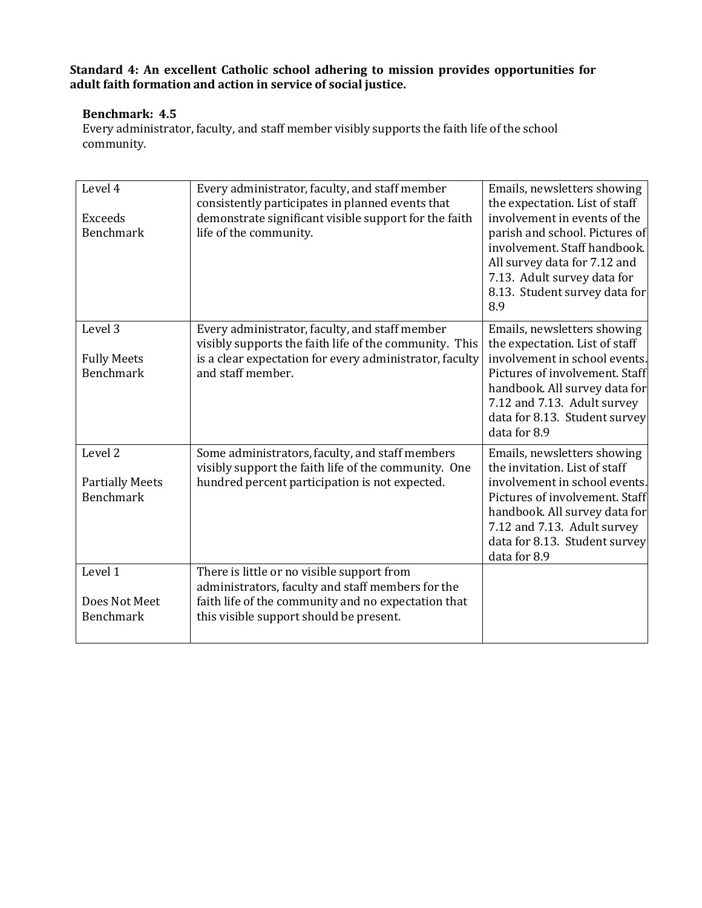**Standard 4: An excellent Catholic school adhering to mission provides opportunities for adult faith formation and action in service of social justice.**

**Benchmark: 4.5**

Every administrator, faculty, and staff member visibly supports the faith life of the school community.

| | | |
|---|---|---|
| Level 4<br><br>Exceeds Benchmark | Every administrator, faculty, and staff member consistently participates in planned events that demonstrate significant visible support for the faith life of the community. | Emails, newsletters showing the expectation. List of staff involvement in events of the parish and school. Pictures of involvement. Staff handbook. All survey data for 7.12 and 7.13. Adult survey data for 8.13. Student survey data for 8.9 |
| Level 3<br><br>Fully Meets Benchmark | Every administrator, faculty, and staff member visibly supports the faith life of the community. This is a clear expectation for every administrator, faculty and staff member. | Emails, newsletters showing the expectation. List of staff involvement in school events. Pictures of involvement. Staff handbook. All survey data for 7.12 and 7.13. Adult survey data for 8.13. Student survey data for 8.9 |
| Level 2<br><br>Partially Meets Benchmark | Some administrators, faculty, and staff members visibly support the faith life of the community. One hundred percent participation is not expected. | Emails, newsletters showing the invitation. List of staff involvement in school events. Pictures of involvement. Staff handbook. All survey data for 7.12 and 7.13. Adult survey data for 8.13. Student survey data for 8.9 |
| Level 1<br><br>Does Not Meet Benchmark | There is little or no visible support from administrators, faculty and staff members for the faith life of the community and no expectation that this visible support should be present. | |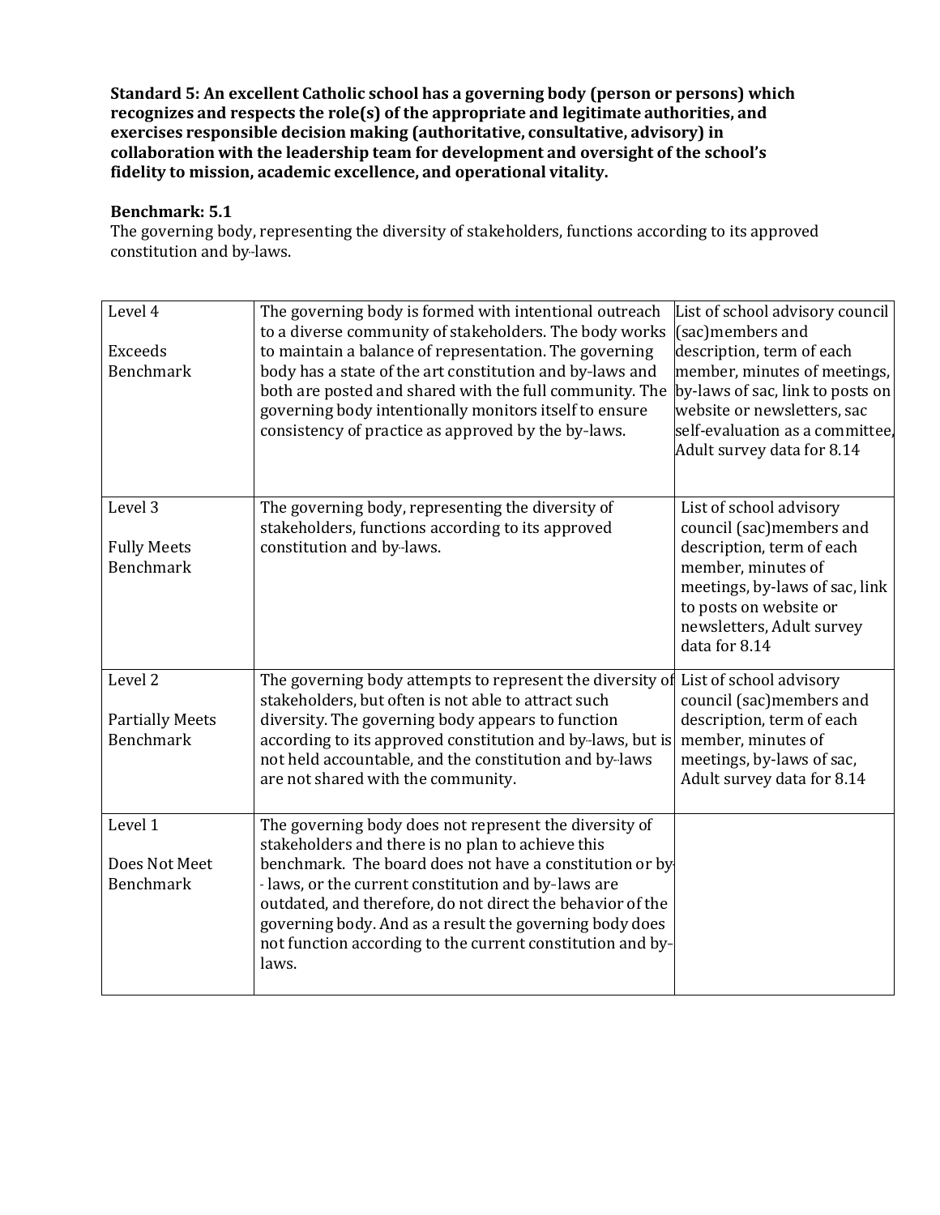**Standard 5: An excellent Catholic school has a governing body (person or persons) which recognizes and respects the role(s) of the appropriate and legitimate authorities, and exercises responsible decision making (authoritative, consultative, advisory) in collaboration with the leadership team for development and oversight of the school's fidelity to mission, academic excellence, and operational vitality.**

**Benchmark: 5.1**

The governing body, representing the diversity of stakeholders, functions according to its approved constitution and by-laws.

| | | |
|---|---|---|
| Level 4<br><br>Exceeds Benchmark | The governing body is formed with intentional outreach to a diverse community of stakeholders. The body works to maintain a balance of representation. The governing body has a state of the art constitution and by-laws and both are posted and shared with the full community. The governing body intentionally monitors itself to ensure consistency of practice as approved by the by-laws. | List of school advisory council (sac)members and description, term of each member, minutes of meetings, by-laws of sac, link to posts on website or newsletters, sac self-evaluation as a committee, Adult survey data for 8.14 |
| Level 3<br><br>Fully Meets Benchmark | The governing body, representing the diversity of stakeholders, functions according to its approved constitution and by-laws. | List of school advisory council (sac)members and description, term of each member, minutes of meetings, by-laws of sac, link to posts on website or newsletters, Adult survey data for 8.14 |
| Level 2<br><br>Partially Meets Benchmark | The governing body attempts to represent the diversity of stakeholders, but often is not able to attract such diversity. The governing body appears to function according to its approved constitution and by-laws, but is not held accountable, and the constitution and by-laws are not shared with the community. | List of school advisory council (sac)members and description, term of each member, minutes of meetings, by-laws of sac, Adult survey data for 8.14 |
| Level 1<br><br>Does Not Meet Benchmark | The governing body does not represent the diversity of stakeholders and there is no plan to achieve this benchmark. The board does not have a constitution or by-laws, or the current constitution and by-laws are outdated, and therefore, do not direct the behavior of the governing body. And as a result the governing body does not function according to the current constitution and by-laws. | |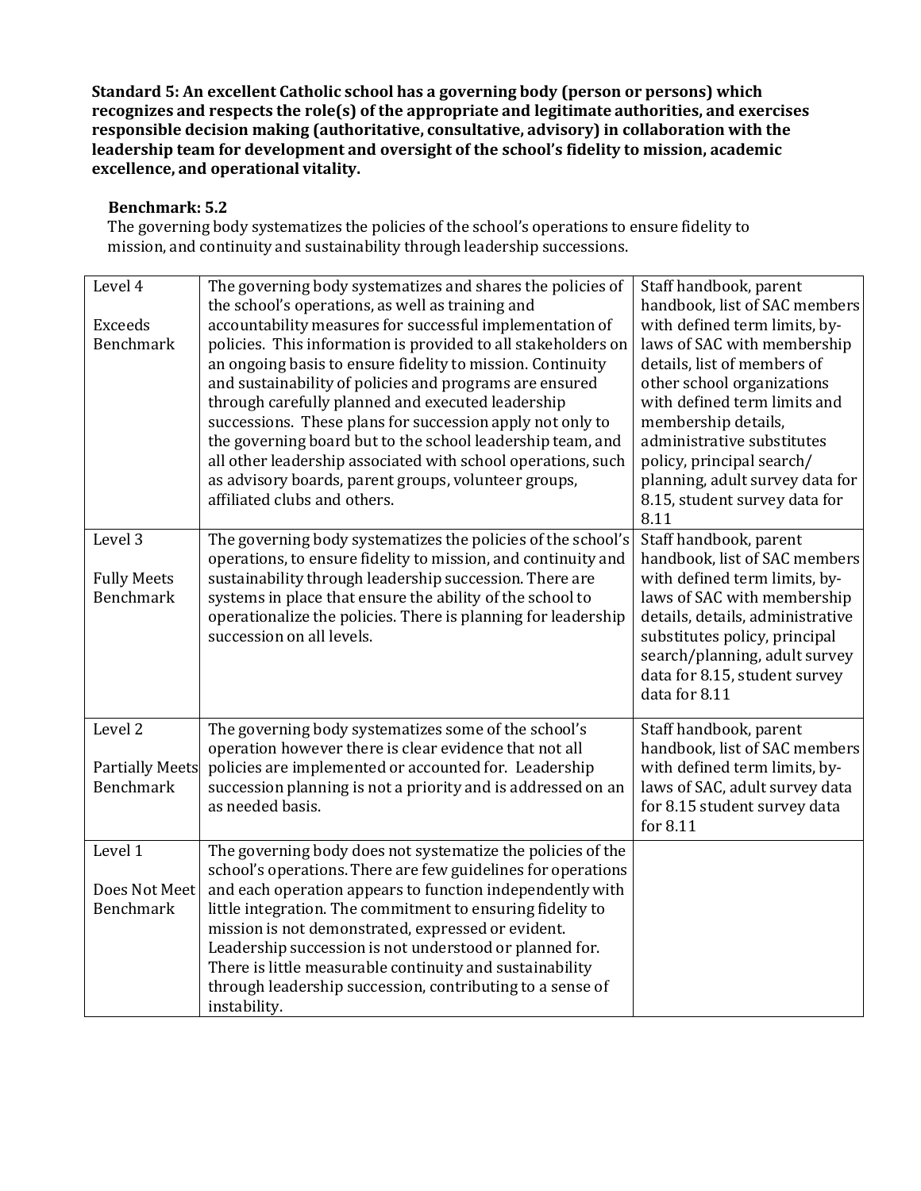**Standard 5: An excellent Catholic school has a governing body (person or persons) which recognizes and respects the role(s) of the appropriate and legitimate authorities, and exercises responsible decision making (authoritative, consultative, advisory) in collaboration with the leadership team for development and oversight of the school's fidelity to mission, academic excellence, and operational vitality.**

**Benchmark: 5.2**

The governing body systematizes the policies of the school's operations to ensure fidelity to mission, and continuity and sustainability through leadership successions.

| Level | Description | Evidence |
|---|---|---|
| Level 4<br><br>Exceeds Benchmark | The governing body systematizes and shares the policies of the school's operations, as well as training and accountability measures for successful implementation of policies. This information is provided to all stakeholders on an ongoing basis to ensure fidelity to mission. Continuity and sustainability of policies and programs are ensured through carefully planned and executed leadership successions. These plans for succession apply not only to the governing board but to the school leadership team, and all other leadership associated with school operations, such as advisory boards, parent groups, volunteer groups, affiliated clubs and others. | Staff handbook, parent handbook, list of SAC members with defined term limits, by-laws of SAC with membership details, list of members of other school organizations with defined term limits and membership details, administrative substitutes policy, principal search/ planning, adult survey data for 8.15, student survey data for 8.11 |
| Level 3<br><br>Fully Meets Benchmark | The governing body systematizes the policies of the school's operations, to ensure fidelity to mission, and continuity and sustainability through leadership succession. There are systems in place that ensure the ability of the school to operationalize the policies. There is planning for leadership succession on all levels. | Staff handbook, parent handbook, list of SAC members with defined term limits, by-laws of SAC with membership details, details, administrative substitutes policy, principal search/planning, adult survey data for 8.15, student survey data for 8.11 |
| Level 2<br><br>Partially Meets Benchmark | The governing body systematizes some of the school's operation however there is clear evidence that not all policies are implemented or accounted for. Leadership succession planning is not a priority and is addressed on an as needed basis. | Staff handbook, parent handbook, list of SAC members with defined term limits, by-laws of SAC, adult survey data for 8.15 student survey data for 8.11 |
| Level 1<br><br>Does Not Meet Benchmark | The governing body does not systematize the policies of the school's operations. There are few guidelines for operations and each operation appears to function independently with little integration. The commitment to ensuring fidelity to mission is not demonstrated, expressed or evident. Leadership succession is not understood or planned for. There is little measurable continuity and sustainability through leadership succession, contributing to a sense of instability. | |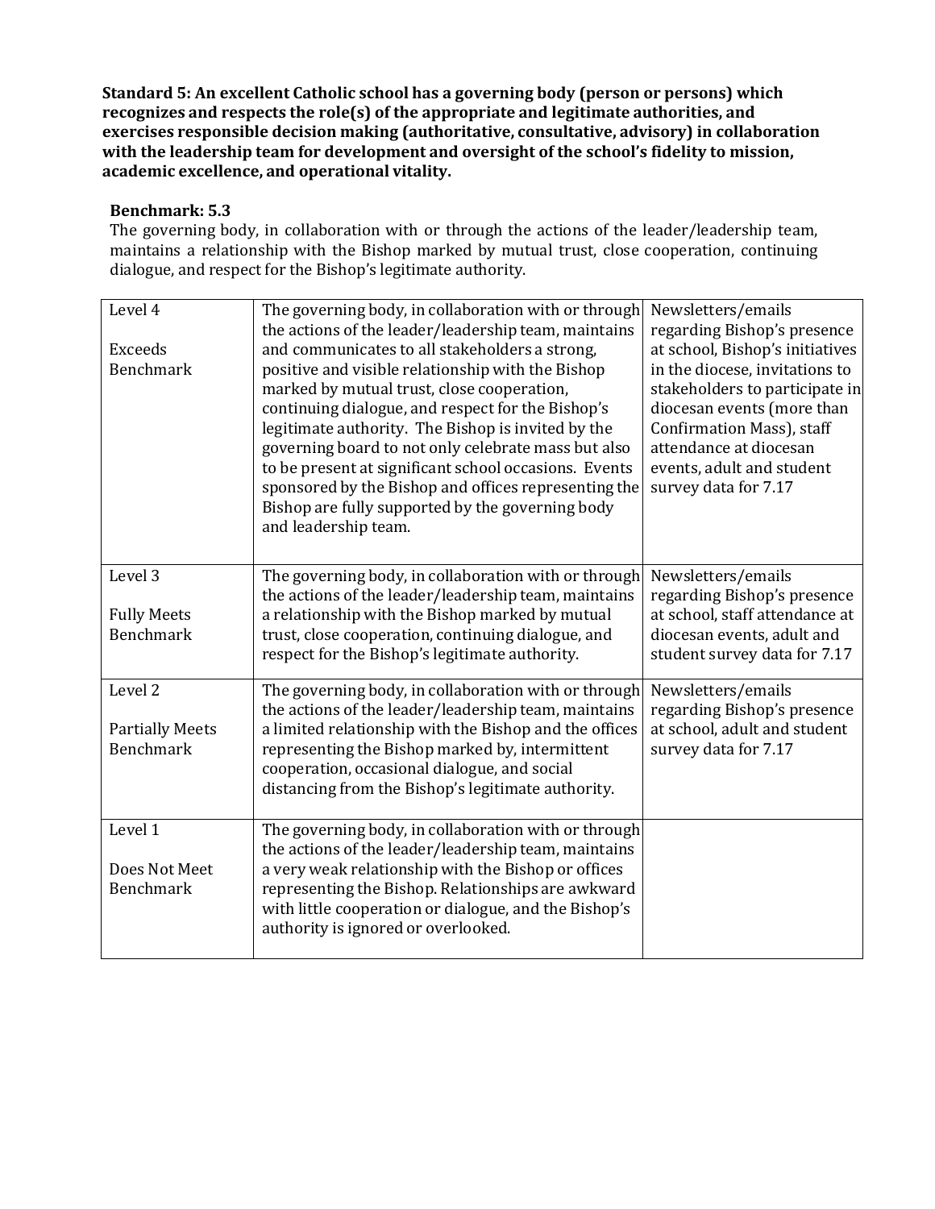**Standard 5: An excellent Catholic school has a governing body (person or persons) which recognizes and respects the role(s) of the appropriate and legitimate authorities, and exercises responsible decision making (authoritative, consultative, advisory) in collaboration with the leadership team for development and oversight of the school's fidelity to mission, academic excellence, and operational vitality.**

**Benchmark: 5.3**

The governing body, in collaboration with or through the actions of the leader/leadership team, maintains a relationship with the Bishop marked by mutual trust, close cooperation, continuing dialogue, and respect for the Bishop's legitimate authority.

| Level | Description | Evidence |
|---|---|---|
| Level 4<br><br>Exceeds Benchmark | The governing body, in collaboration with or through the actions of the leader/leadership team, maintains and communicates to all stakeholders a strong, positive and visible relationship with the Bishop marked by mutual trust, close cooperation, continuing dialogue, and respect for the Bishop's legitimate authority. The Bishop is invited by the governing board to not only celebrate mass but also to be present at significant school occasions. Events sponsored by the Bishop and offices representing the Bishop are fully supported by the governing body and leadership team. | Newsletters/emails regarding Bishop's presence at school, Bishop's initiatives in the diocese, invitations to stakeholders to participate in diocesan events (more than Confirmation Mass), staff attendance at diocesan events, adult and student survey data for 7.17 |
| Level 3<br><br>Fully Meets Benchmark | The governing body, in collaboration with or through the actions of the leader/leadership team, maintains a relationship with the Bishop marked by mutual trust, close cooperation, continuing dialogue, and respect for the Bishop's legitimate authority. | Newsletters/emails regarding Bishop's presence at school, staff attendance at diocesan events, adult and student survey data for 7.17 |
| Level 2<br><br>Partially Meets Benchmark | The governing body, in collaboration with or through the actions of the leader/leadership team, maintains a limited relationship with the Bishop and the offices representing the Bishop marked by, intermittent cooperation, occasional dialogue, and social distancing from the Bishop's legitimate authority. | Newsletters/emails regarding Bishop's presence at school, adult and student survey data for 7.17 |
| Level 1<br><br>Does Not Meet Benchmark | The governing body, in collaboration with or through the actions of the leader/leadership team, maintains a very weak relationship with the Bishop or offices representing the Bishop. Relationships are awkward with little cooperation or dialogue, and the Bishop's authority is ignored or overlooked. | |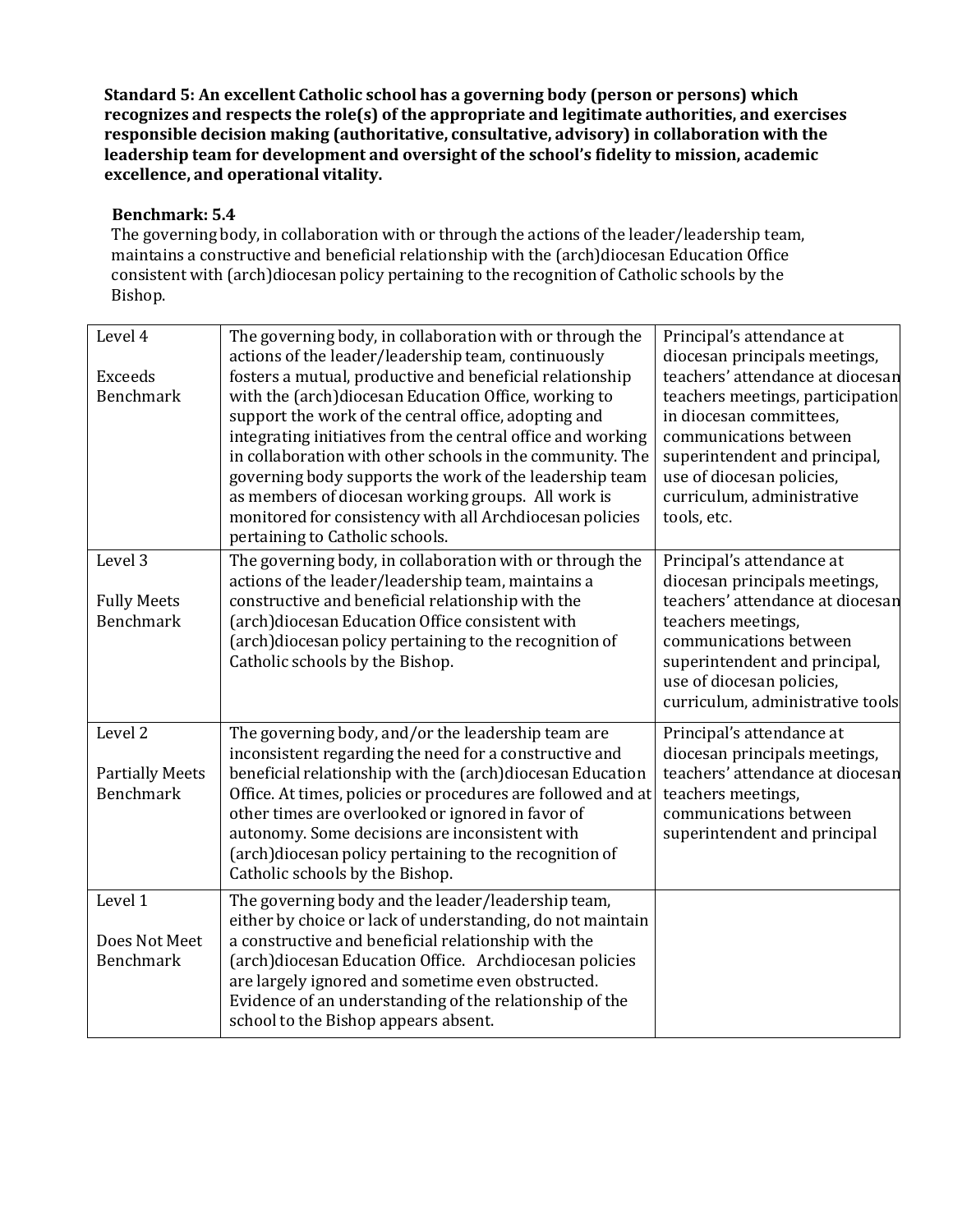**Standard 5: An excellent Catholic school has a governing body (person or persons) which recognizes and respects the role(s) of the appropriate and legitimate authorities, and exercises responsible decision making (authoritative, consultative, advisory) in collaboration with the leadership team for development and oversight of the school's fidelity to mission, academic excellence, and operational vitality.**

**Benchmark: 5.4**

The governing body, in collaboration with or through the actions of the leader/leadership team, maintains a constructive and beneficial relationship with the (arch)diocesan Education Office consistent with (arch)diocesan policy pertaining to the recognition of Catholic schools by the Bishop.

| Level | Description | Evidence |
|---|---|---|
| Level 4<br><br>Exceeds Benchmark | The governing body, in collaboration with or through the actions of the leader/leadership team, continuously fosters a mutual, productive and beneficial relationship with the (arch)diocesan Education Office, working to support the work of the central office, adopting and integrating initiatives from the central office and working in collaboration with other schools in the community. The governing body supports the work of the leadership team as members of diocesan working groups. All work is monitored for consistency with all Archdiocesan policies pertaining to Catholic schools. | Principal's attendance at diocesan principals meetings, teachers' attendance at diocesan teachers meetings, participation in diocesan committees, communications between superintendent and principal, use of diocesan policies, curriculum, administrative tools, etc. |
| Level 3<br><br>Fully Meets Benchmark | The governing body, in collaboration with or through the actions of the leader/leadership team, maintains a constructive and beneficial relationship with the (arch)diocesan Education Office consistent with (arch)diocesan policy pertaining to the recognition of Catholic schools by the Bishop. | Principal's attendance at diocesan principals meetings, teachers' attendance at diocesan teachers meetings, communications between superintendent and principal, use of diocesan policies, curriculum, administrative tools |
| Level 2<br><br>Partially Meets Benchmark | The governing body, and/or the leadership team are inconsistent regarding the need for a constructive and beneficial relationship with the (arch)diocesan Education Office. At times, policies or procedures are followed and at other times are overlooked or ignored in favor of autonomy. Some decisions are inconsistent with (arch)diocesan policy pertaining to the recognition of Catholic schools by the Bishop. | Principal's attendance at diocesan principals meetings, teachers' attendance at diocesan teachers meetings, communications between superintendent and principal |
| Level 1<br><br>Does Not Meet Benchmark | The governing body and the leader/leadership team, either by choice or lack of understanding, do not maintain a constructive and beneficial relationship with the (arch)diocesan Education Office. Archdiocesan policies are largely ignored and sometime even obstructed. Evidence of an understanding of the relationship of the school to the Bishop appears absent. | |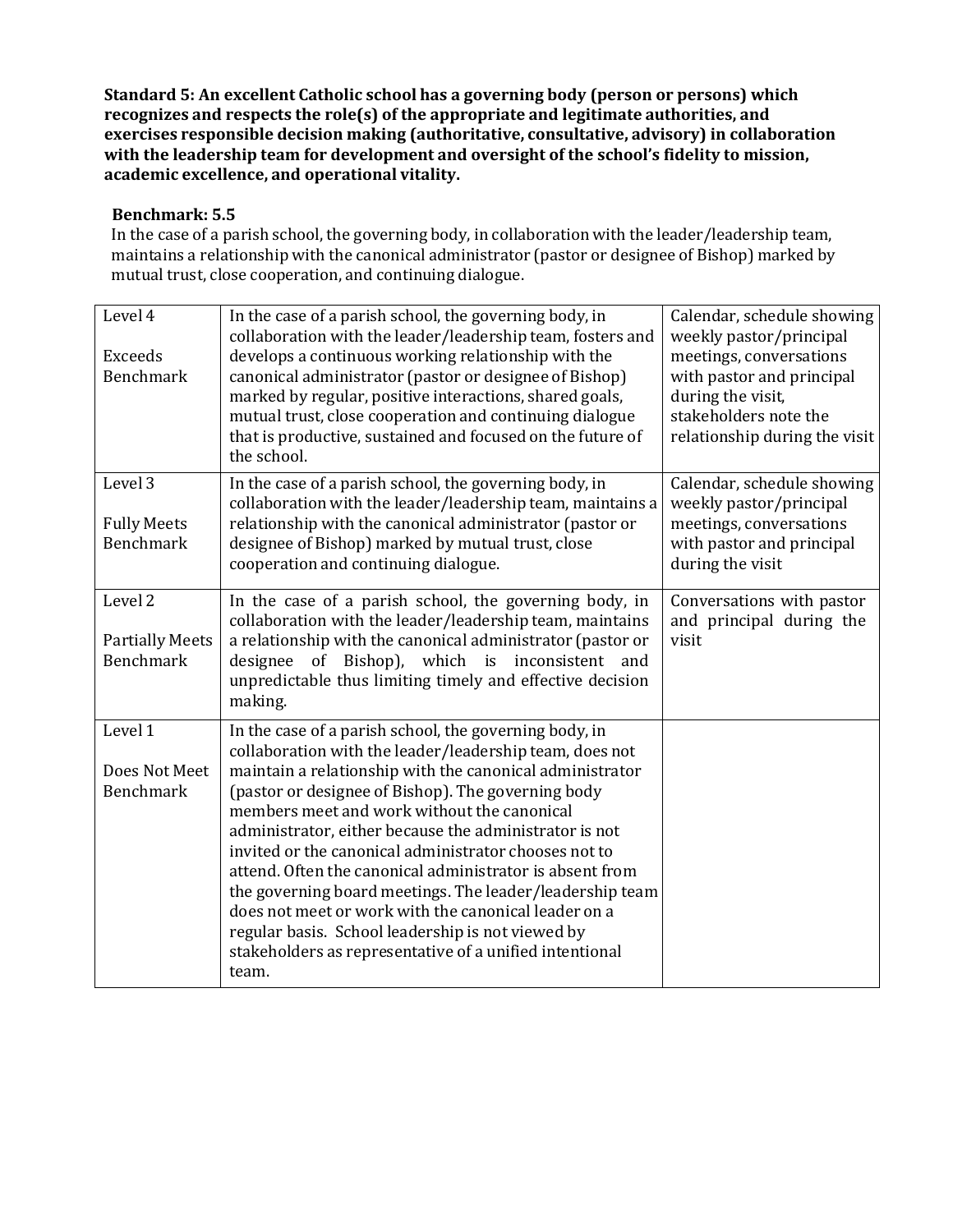**Standard 5: An excellent Catholic school has a governing body (person or persons) which recognizes and respects the role(s) of the appropriate and legitimate authorities, and exercises responsible decision making (authoritative, consultative, advisory) in collaboration with the leadership team for development and oversight of the school's fidelity to mission, academic excellence, and operational vitality.**

**Benchmark: 5.5**

In the case of a parish school, the governing body, in collaboration with the leader/leadership team, maintains a relationship with the canonical administrator (pastor or designee of Bishop) marked by mutual trust, close cooperation, and continuing dialogue.

| Level | Description | Evidence |
|---|---|---|
| Level 4<br><br>Exceeds Benchmark | In the case of a parish school, the governing body, in collaboration with the leader/leadership team, fosters and develops a continuous working relationship with the canonical administrator (pastor or designee of Bishop) marked by regular, positive interactions, shared goals, mutual trust, close cooperation and continuing dialogue that is productive, sustained and focused on the future of the school. | Calendar, schedule showing weekly pastor/principal meetings, conversations with pastor and principal during the visit, stakeholders note the relationship during the visit |
| Level 3<br><br>Fully Meets Benchmark | In the case of a parish school, the governing body, in collaboration with the leader/leadership team, maintains a relationship with the canonical administrator (pastor or designee of Bishop) marked by mutual trust, close cooperation and continuing dialogue. | Calendar, schedule showing weekly pastor/principal meetings, conversations with pastor and principal during the visit |
| Level 2<br><br>Partially Meets Benchmark | In the case of a parish school, the governing body, in collaboration with the leader/leadership team, maintains a relationship with the canonical administrator (pastor or designee of Bishop), which is inconsistent and unpredictable thus limiting timely and effective decision making. | Conversations with pastor and principal during the visit |
| Level 1<br><br>Does Not Meet Benchmark | In the case of a parish school, the governing body, in collaboration with the leader/leadership team, does not maintain a relationship with the canonical administrator (pastor or designee of Bishop). The governing body members meet and work without the canonical administrator, either because the administrator is not invited or the canonical administrator chooses not to attend. Often the canonical administrator is absent from the governing board meetings. The leader/leadership team does not meet or work with the canonical leader on a regular basis. School leadership is not viewed by stakeholders as representative of a unified intentional team. | |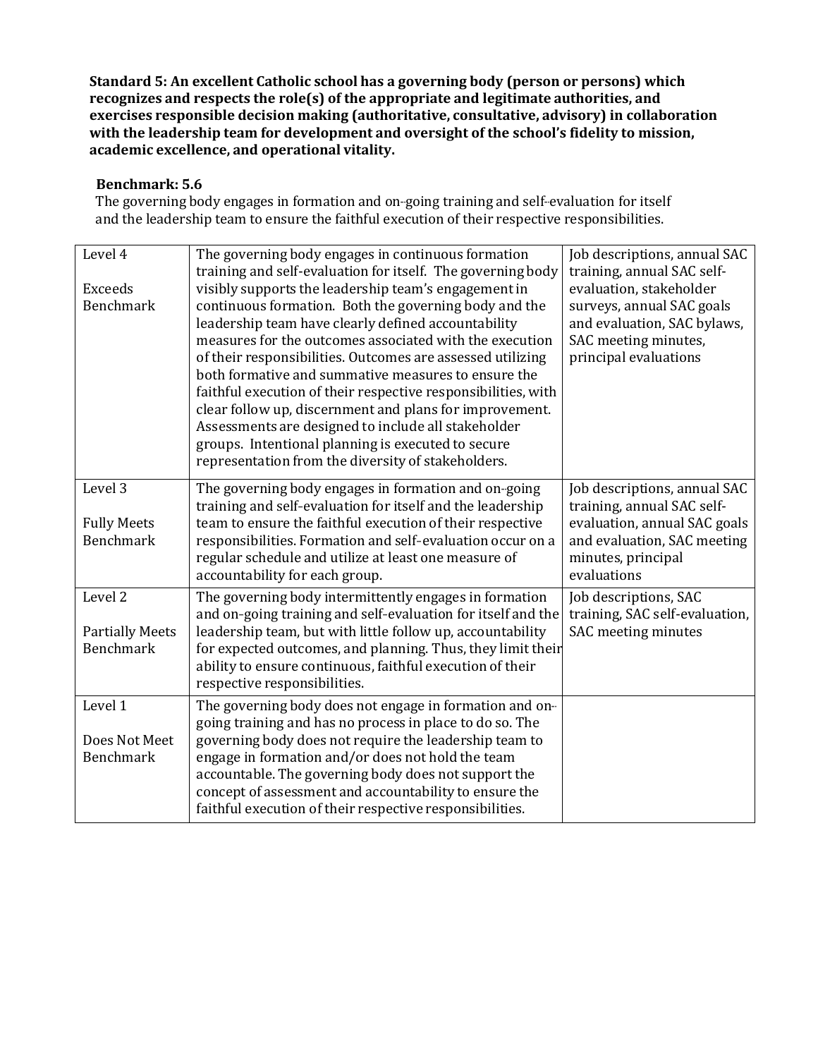**Standard 5: An excellent Catholic school has a governing body (person or persons) which recognizes and respects the role(s) of the appropriate and legitimate authorities, and exercises responsible decision making (authoritative, consultative, advisory) in collaboration with the leadership team for development and oversight of the school's fidelity to mission, academic excellence, and operational vitality.**

**Benchmark: 5.6**

The governing body engages in formation and on-going training and self-evaluation for itself and the leadership team to ensure the faithful execution of their respective responsibilities.

| Level | Description | Evidence |
|---|---|---|
| Level 4<br><br>Exceeds Benchmark | The governing body engages in continuous formation training and self-evaluation for itself. The governing body visibly supports the leadership team's engagement in continuous formation. Both the governing body and the leadership team have clearly defined accountability measures for the outcomes associated with the execution of their responsibilities. Outcomes are assessed utilizing both formative and summative measures to ensure the faithful execution of their respective responsibilities, with clear follow up, discernment and plans for improvement. Assessments are designed to include all stakeholder groups. Intentional planning is executed to secure representation from the diversity of stakeholders. | Job descriptions, annual SAC training, annual SAC self-evaluation, stakeholder surveys, annual SAC goals and evaluation, SAC bylaws, SAC meeting minutes, principal evaluations |
| Level 3<br><br>Fully Meets Benchmark | The governing body engages in formation and on-going training and self-evaluation for itself and the leadership team to ensure the faithful execution of their respective responsibilities. Formation and self-evaluation occur on a regular schedule and utilize at least one measure of accountability for each group. | Job descriptions, annual SAC training, annual SAC self-evaluation, annual SAC goals and evaluation, SAC meeting minutes, principal evaluations |
| Level 2<br><br>Partially Meets Benchmark | The governing body intermittently engages in formation and on-going training and self-evaluation for itself and the leadership team, but with little follow up, accountability for expected outcomes, and planning. Thus, they limit their ability to ensure continuous, faithful execution of their respective responsibilities. | Job descriptions, SAC training, SAC self-evaluation, SAC meeting minutes |
| Level 1<br><br>Does Not Meet Benchmark | The governing body does not engage in formation and on-going training and has no process in place to do so. The governing body does not require the leadership team to engage in formation and/or does not hold the team accountable. The governing body does not support the concept of assessment and accountability to ensure the faithful execution of their respective responsibilities. | |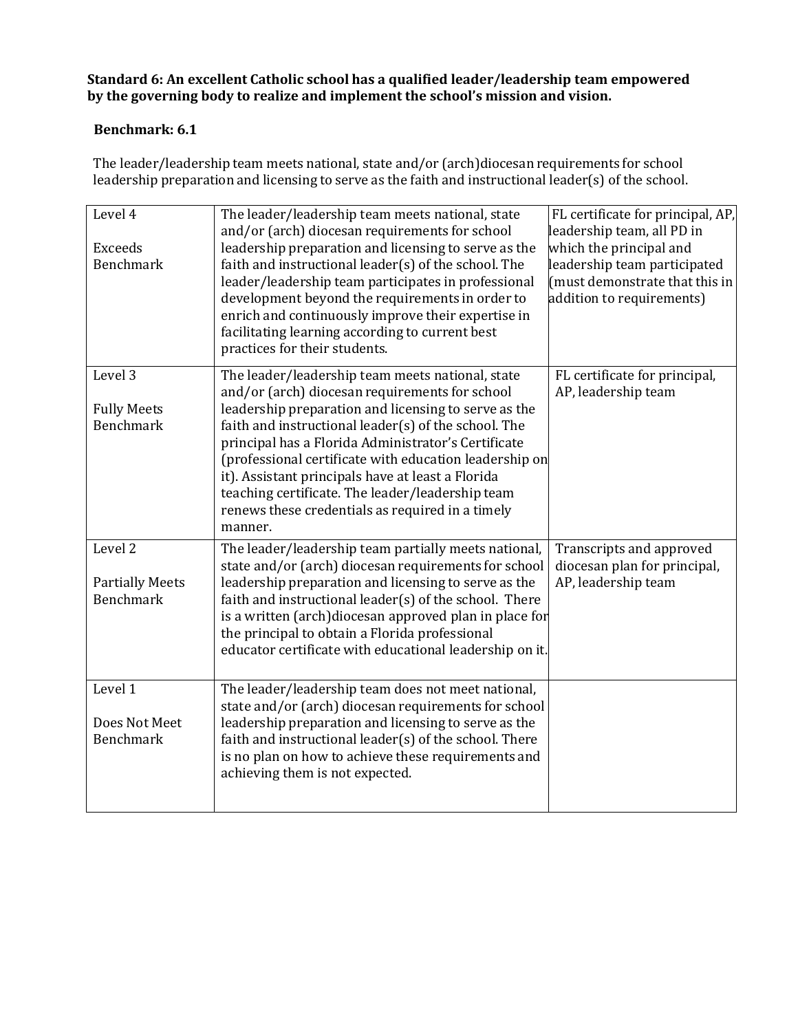**Standard 6: An excellent Catholic school has a qualified leader/leadership team empowered by the governing body to realize and implement the school's mission and vision.**

**Benchmark: 6.1**

The leader/leadership team meets national, state and/or (arch)diocesan requirements for school leadership preparation and licensing to serve as the faith and instructional leader(s) of the school.

| | | |
|---|---|---|
| Level 4<br><br>Exceeds Benchmark | The leader/leadership team meets national, state and/or (arch) diocesan requirements for school leadership preparation and licensing to serve as the faith and instructional leader(s) of the school. The leader/leadership team participates in professional development beyond the requirements in order to enrich and continuously improve their expertise in facilitating learning according to current best practices for their students. | FL certificate for principal, AP, leadership team, all PD in which the principal and leadership team participated (must demonstrate that this in addition to requirements) |
| Level 3<br><br>Fully Meets Benchmark | The leader/leadership team meets national, state and/or (arch) diocesan requirements for school leadership preparation and licensing to serve as the faith and instructional leader(s) of the school. The principal has a Florida Administrator's Certificate (professional certificate with education leadership on it). Assistant principals have at least a Florida teaching certificate. The leader/leadership team renews these credentials as required in a timely manner. | FL certificate for principal, AP, leadership team |
| Level 2<br><br>Partially Meets Benchmark | The leader/leadership team partially meets national, state and/or (arch) diocesan requirements for school leadership preparation and licensing to serve as the faith and instructional leader(s) of the school. There is a written (arch)diocesan approved plan in place for the principal to obtain a Florida professional educator certificate with educational leadership on it. | Transcripts and approved diocesan plan for principal, AP, leadership team |
| Level 1<br><br>Does Not Meet Benchmark | The leader/leadership team does not meet national, state and/or (arch) diocesan requirements for school leadership preparation and licensing to serve as the faith and instructional leader(s) of the school. There is no plan on how to achieve these requirements and achieving them is not expected. | |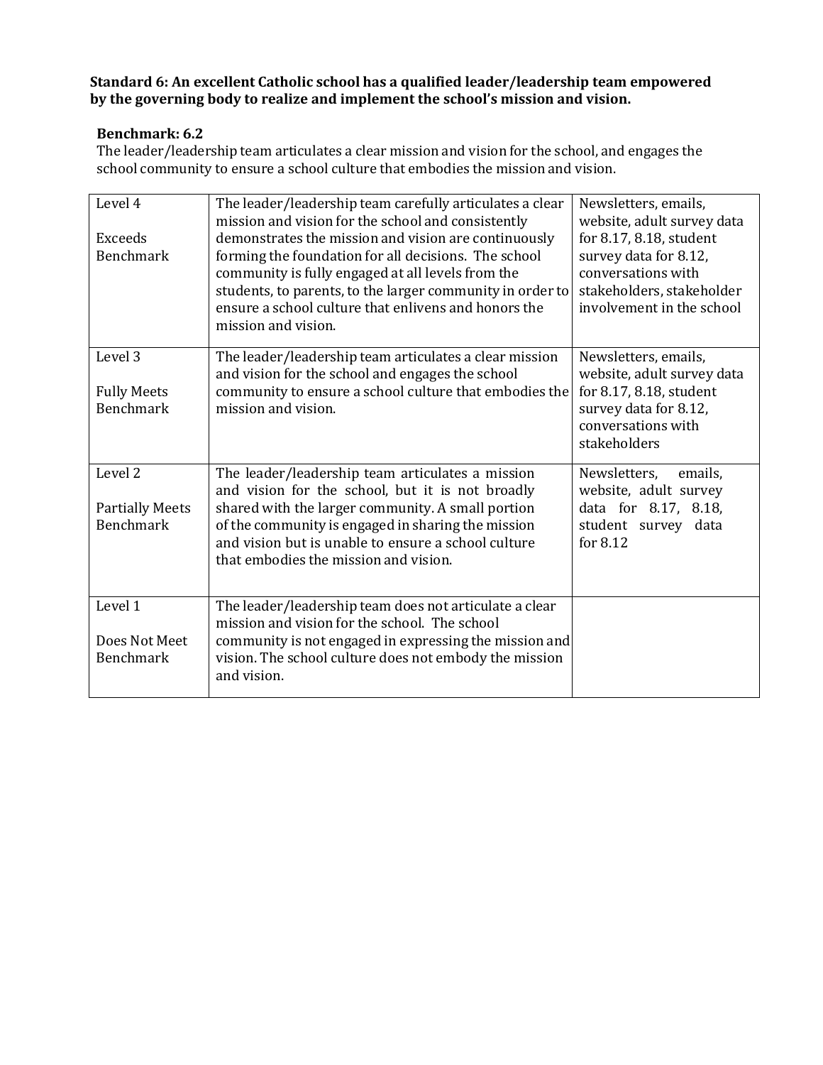**Standard 6: An excellent Catholic school has a qualified leader/leadership team empowered by the governing body to realize and implement the school's mission and vision.**

**Benchmark: 6.2**

The leader/leadership team articulates a clear mission and vision for the school, and engages the school community to ensure a school culture that embodies the mission and vision.

| | | |
|---|---|---|
| Level 4<br><br>Exceeds Benchmark | The leader/leadership team carefully articulates a clear mission and vision for the school and consistently demonstrates the mission and vision are continuously forming the foundation for all decisions. The school community is fully engaged at all levels from the students, to parents, to the larger community in order to ensure a school culture that enlivens and honors the mission and vision. | Newsletters, emails, website, adult survey data for 8.17, 8.18, student survey data for 8.12, conversations with stakeholders, stakeholder involvement in the school |
| Level 3<br><br>Fully Meets Benchmark | The leader/leadership team articulates a clear mission and vision for the school and engages the school community to ensure a school culture that embodies the mission and vision. | Newsletters, emails, website, adult survey data for 8.17, 8.18, student survey data for 8.12, conversations with stakeholders |
| Level 2<br><br>Partially Meets Benchmark | The leader/leadership team articulates a mission and vision for the school, but it is not broadly shared with the larger community. A small portion of the community is engaged in sharing the mission and vision but is unable to ensure a school culture that embodies the mission and vision. | Newsletters, emails, website, adult survey data for 8.17, 8.18, student survey data for 8.12 |
| Level 1<br><br>Does Not Meet Benchmark | The leader/leadership team does not articulate a clear mission and vision for the school. The school community is not engaged in expressing the mission and vision. The school culture does not embody the mission and vision. | |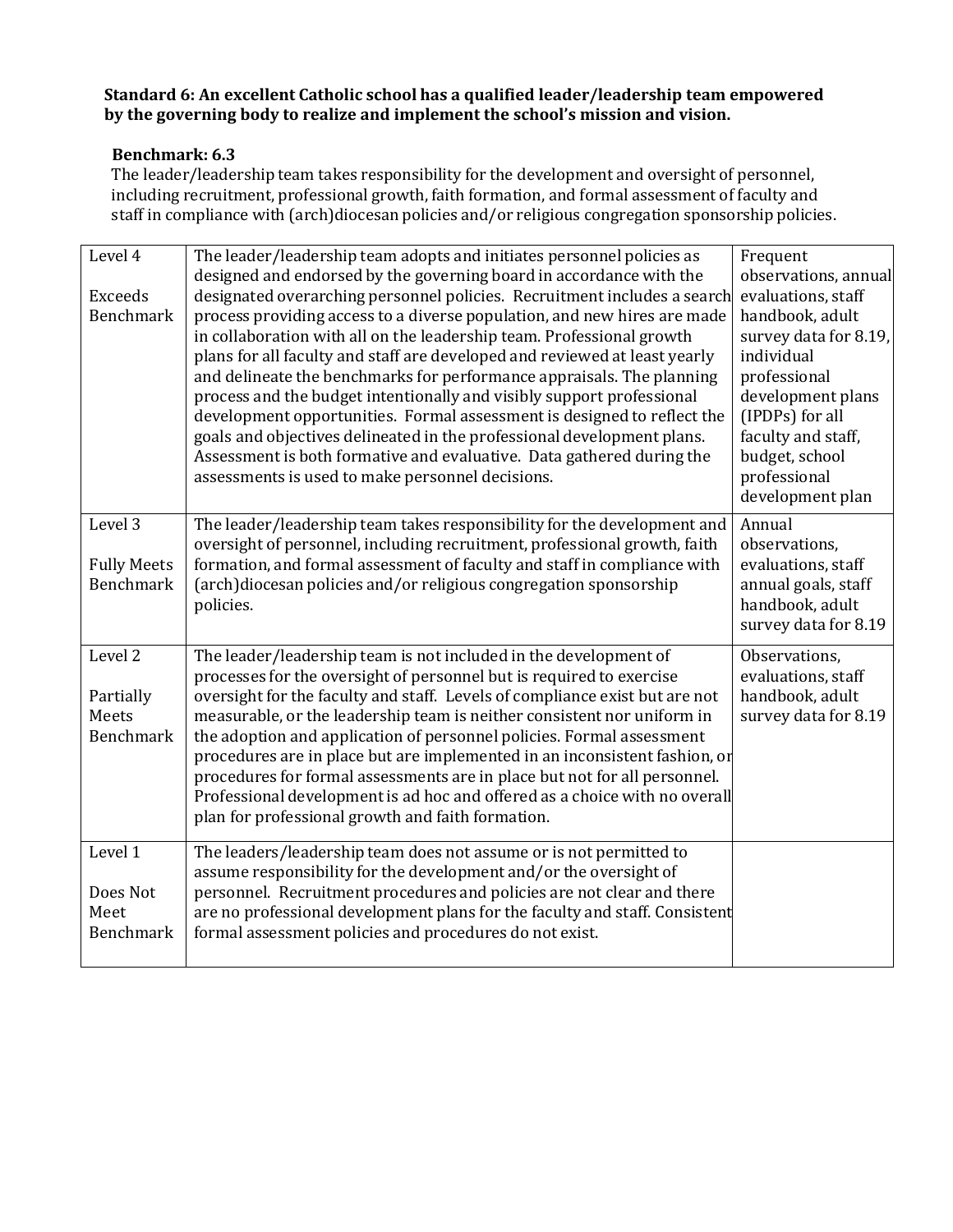**Standard 6: An excellent Catholic school has a qualified leader/leadership team empowered by the governing body to realize and implement the school's mission and vision.**

**Benchmark: 6.3**

The leader/leadership team takes responsibility for the development and oversight of personnel, including recruitment, professional growth, faith formation, and formal assessment of faculty and staff in compliance with (arch)diocesan policies and/or religious congregation sponsorship policies.

| Level | Description | Evidence |
|---|---|---|
| Level 4<br><br>Exceeds Benchmark | The leader/leadership team adopts and initiates personnel policies as designed and endorsed by the governing board in accordance with the designated overarching personnel policies. Recruitment includes a search process providing access to a diverse population, and new hires are made in collaboration with all on the leadership team. Professional growth plans for all faculty and staff are developed and reviewed at least yearly and delineate the benchmarks for performance appraisals. The planning process and the budget intentionally and visibly support professional development opportunities. Formal assessment is designed to reflect the goals and objectives delineated in the professional development plans. Assessment is both formative and evaluative. Data gathered during the assessments is used to make personnel decisions. | Frequent observations, annual evaluations, staff handbook, adult survey data for 8.19, individual professional development plans (IPDPs) for all faculty and staff, budget, school professional development plan |
| Level 3<br><br>Fully Meets Benchmark | The leader/leadership team takes responsibility for the development and oversight of personnel, including recruitment, professional growth, faith formation, and formal assessment of faculty and staff in compliance with (arch)diocesan policies and/or religious congregation sponsorship policies. | Annual observations, evaluations, staff annual goals, staff handbook, adult survey data for 8.19 |
| Level 2<br><br>Partially Meets Benchmark | The leader/leadership team is not included in the development of processes for the oversight of personnel but is required to exercise oversight for the faculty and staff. Levels of compliance exist but are not measurable, or the leadership team is neither consistent nor uniform in the adoption and application of personnel policies. Formal assessment procedures are in place but are implemented in an inconsistent fashion, or procedures for formal assessments are in place but not for all personnel. Professional development is ad hoc and offered as a choice with no overall plan for professional growth and faith formation. | Observations, evaluations, staff handbook, adult survey data for 8.19 |
| Level 1<br><br>Does Not Meet Benchmark | The leaders/leadership team does not assume or is not permitted to assume responsibility for the development and/or the oversight of personnel. Recruitment procedures and policies are not clear and there are no professional development plans for the faculty and staff. Consistent formal assessment policies and procedures do not exist. | |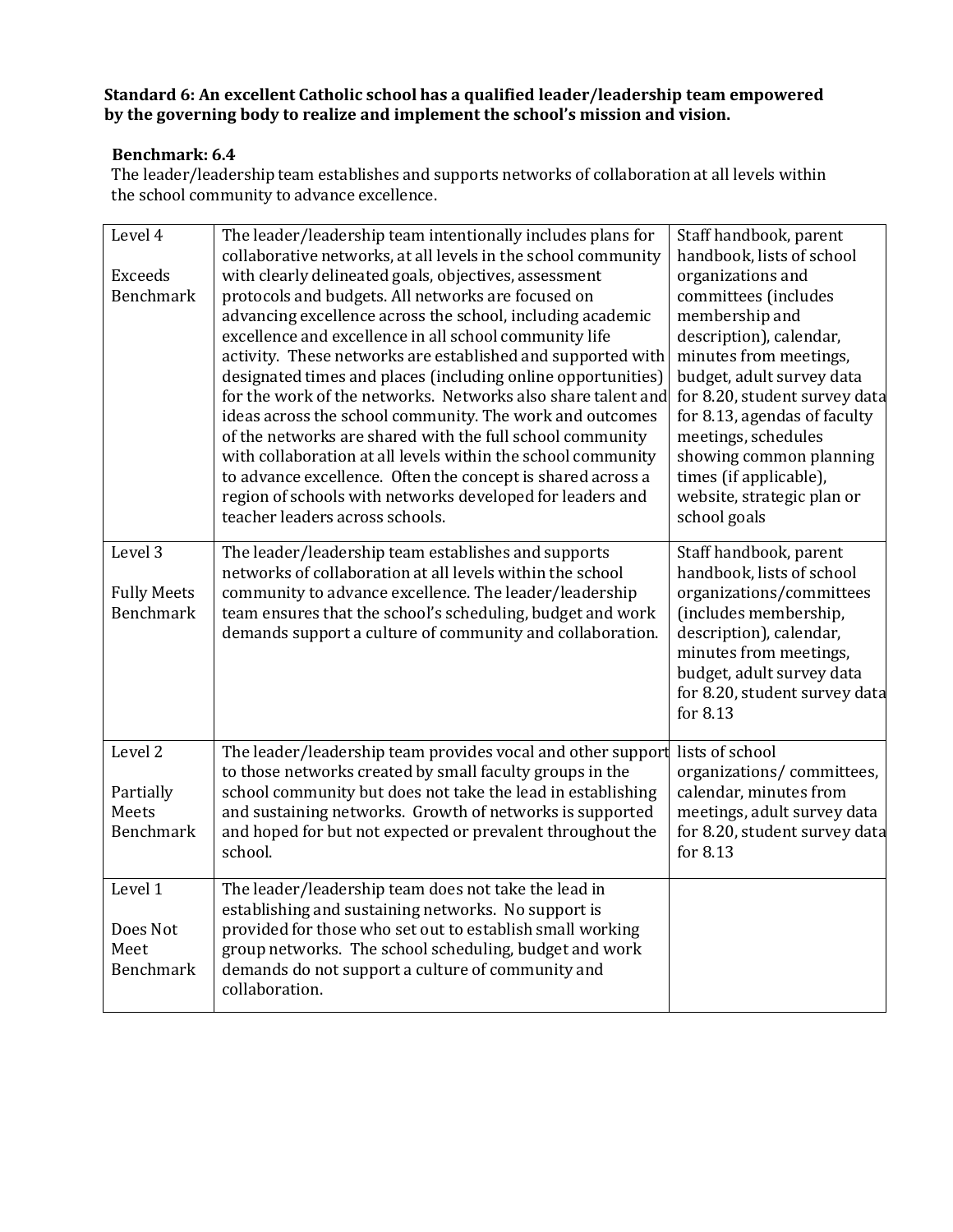**Standard 6: An excellent Catholic school has a qualified leader/leadership team empowered by the governing body to realize and implement the school's mission and vision.**

**Benchmark: 6.4**

The leader/leadership team establishes and supports networks of collaboration at all levels within the school community to advance excellence.

| | | |
|---|---|---|
| Level 4<br><br>Exceeds Benchmark | The leader/leadership team intentionally includes plans for collaborative networks, at all levels in the school community with clearly delineated goals, objectives, assessment protocols and budgets. All networks are focused on advancing excellence across the school, including academic excellence and excellence in all school community life activity. These networks are established and supported with designated times and places (including online opportunities) for the work of the networks. Networks also share talent and ideas across the school community. The work and outcomes of the networks are shared with the full school community with collaboration at all levels within the school community to advance excellence. Often the concept is shared across a region of schools with networks developed for leaders and teacher leaders across schools. | Staff handbook, parent handbook, lists of school organizations and committees (includes membership and description), calendar, minutes from meetings, budget, adult survey data for 8.20, student survey data for 8.13, agendas of faculty meetings, schedules showing common planning times (if applicable), website, strategic plan or school goals |
| Level 3<br><br>Fully Meets Benchmark | The leader/leadership team establishes and supports networks of collaboration at all levels within the school community to advance excellence. The leader/leadership team ensures that the school's scheduling, budget and work demands support a culture of community and collaboration. | Staff handbook, parent handbook, lists of school organizations/committees (includes membership, description), calendar, minutes from meetings, budget, adult survey data for 8.20, student survey data for 8.13 |
| Level 2<br><br>Partially Meets Benchmark | The leader/leadership team provides vocal and other support to those networks created by small faculty groups in the school community but does not take the lead in establishing and sustaining networks. Growth of networks is supported and hoped for but not expected or prevalent throughout the school. | lists of school organizations/ committees, calendar, minutes from meetings, adult survey data for 8.20, student survey data for 8.13 |
| Level 1<br><br>Does Not Meet Benchmark | The leader/leadership team does not take the lead in establishing and sustaining networks. No support is provided for those who set out to establish small working group networks. The school scheduling, budget and work demands do not support a culture of community and collaboration. | |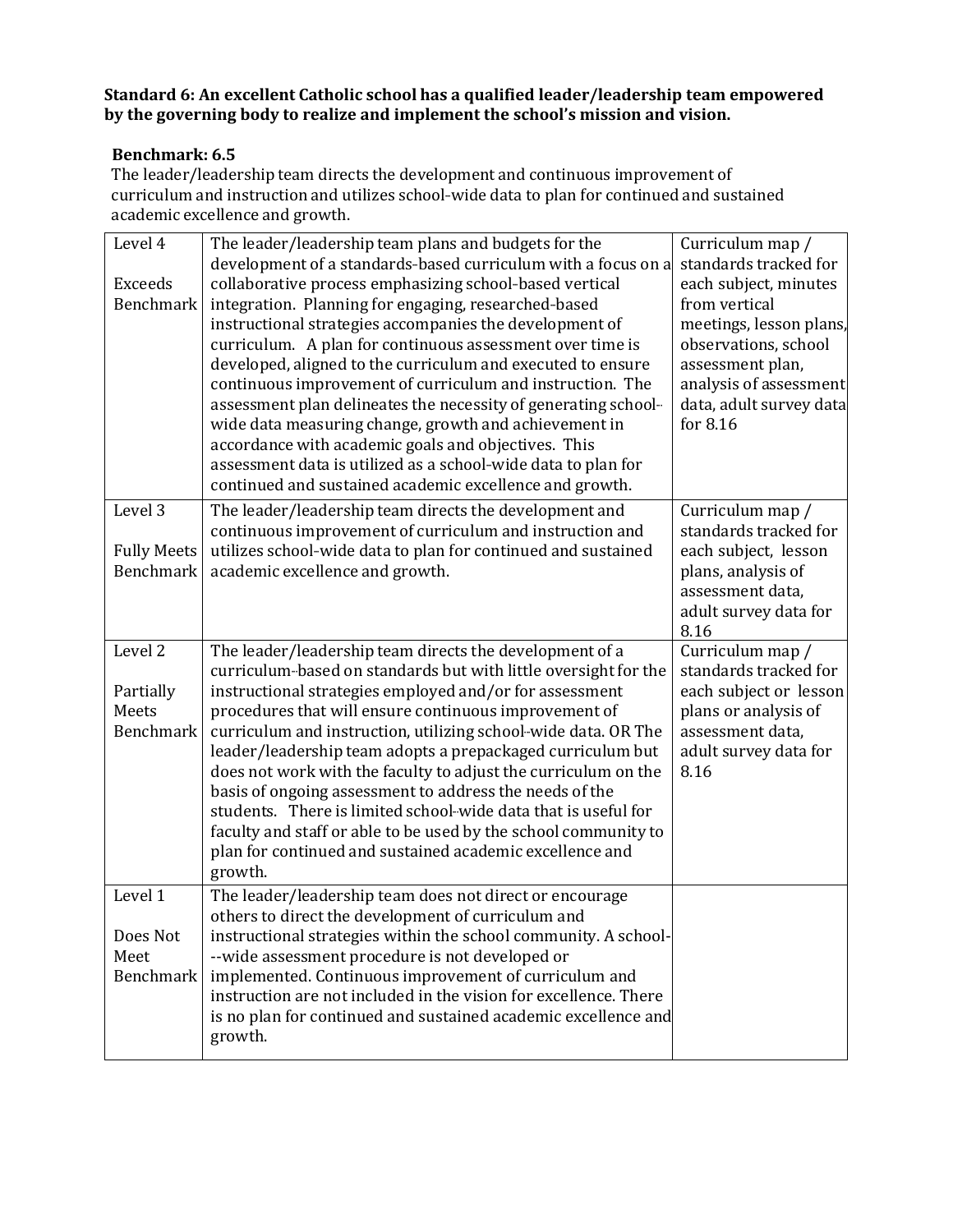**Standard 6: An excellent Catholic school has a qualified leader/leadership team empowered by the governing body to realize and implement the school's mission and vision.**

**Benchmark: 6.5**

The leader/leadership team directs the development and continuous improvement of curriculum and instruction and utilizes school-wide data to plan for continued and sustained academic excellence and growth.

| Level | Description | Evidence |
|---|---|---|
| Level 4<br><br>Exceeds Benchmark | The leader/leadership team plans and budgets for the development of a standards-based curriculum with a focus on a collaborative process emphasizing school-based vertical integration. Planning for engaging, researched-based instructional strategies accompanies the development of curriculum. A plan for continuous assessment over time is developed, aligned to the curriculum and executed to ensure continuous improvement of curriculum and instruction. The assessment plan delineates the necessity of generating school-wide data measuring change, growth and achievement in accordance with academic goals and objectives. This assessment data is utilized as a school-wide data to plan for continued and sustained academic excellence and growth. | Curriculum map / standards tracked for each subject, minutes from vertical meetings, lesson plans, observations, school assessment plan, analysis of assessment data, adult survey data for 8.16 |
| Level 3<br><br>Fully Meets Benchmark | The leader/leadership team directs the development and continuous improvement of curriculum and instruction and utilizes school-wide data to plan for continued and sustained academic excellence and growth. | Curriculum map / standards tracked for each subject, lesson plans, analysis of assessment data, adult survey data for 8.16 |
| Level 2<br><br>Partially Meets Benchmark | The leader/leadership team directs the development of a curriculum-based on standards but with little oversight for the instructional strategies employed and/or for assessment procedures that will ensure continuous improvement of curriculum and instruction, utilizing school-wide data. OR The leader/leadership team adopts a prepackaged curriculum but does not work with the faculty to adjust the curriculum on the basis of ongoing assessment to address the needs of the students. There is limited school-wide data that is useful for faculty and staff or able to be used by the school community to plan for continued and sustained academic excellence and growth. | Curriculum map / standards tracked for each subject or lesson plans or analysis of assessment data, adult survey data for 8.16 |
| Level 1<br><br>Does Not Meet Benchmark | The leader/leadership team does not direct or encourage others to direct the development of curriculum and instructional strategies within the school community. A school---wide assessment procedure is not developed or implemented. Continuous improvement of curriculum and instruction are not included in the vision for excellence. There is no plan for continued and sustained academic excellence and growth. | |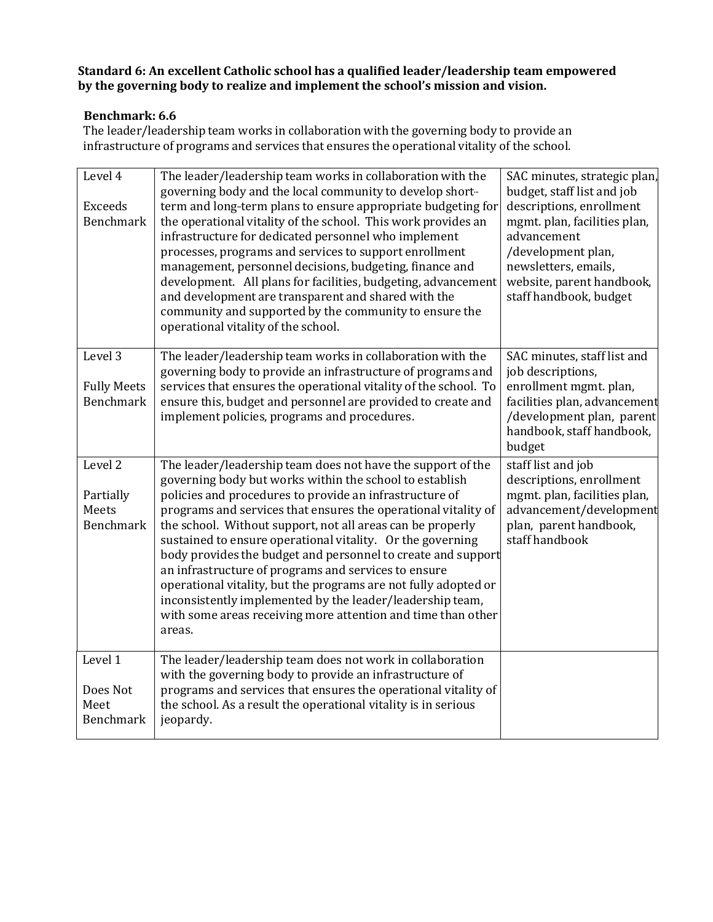**Standard 6: An excellent Catholic school has a qualified leader/leadership team empowered by the governing body to realize and implement the school's mission and vision.**

**Benchmark: 6.6**

The leader/leadership team works in collaboration with the governing body to provide an infrastructure of programs and services that ensures the operational vitality of the school.

| Level | Description | Evidence |
|---|---|---|
| Level 4<br><br>Exceeds Benchmark | The leader/leadership team works in collaboration with the governing body and the local community to develop short-term and long-term plans to ensure appropriate budgeting for the operational vitality of the school. This work provides an infrastructure for dedicated personnel who implement processes, programs and services to support enrollment management, personnel decisions, budgeting, finance and development. All plans for facilities, budgeting, advancement and development are transparent and shared with the community and supported by the community to ensure the operational vitality of the school. | SAC minutes, strategic plan, budget, staff list and job descriptions, enrollment mgmt. plan, facilities plan, advancement /development plan, newsletters, emails, website, parent handbook, staff handbook, budget |
| Level 3<br><br>Fully Meets Benchmark | The leader/leadership team works in collaboration with the governing body to provide an infrastructure of programs and services that ensures the operational vitality of the school. To ensure this, budget and personnel are provided to create and implement policies, programs and procedures. | SAC minutes, staff list and job descriptions, enrollment mgmt. plan, facilities plan, advancement /development plan, parent handbook, staff handbook, budget |
| Level 2<br><br>Partially Meets Benchmark | The leader/leadership team does not have the support of the governing body but works within the school to establish policies and procedures to provide an infrastructure of programs and services that ensures the operational vitality of the school. Without support, not all areas can be properly sustained to ensure operational vitality. Or the governing body provides the budget and personnel to create and support an infrastructure of programs and services to ensure operational vitality, but the programs are not fully adopted or inconsistently implemented by the leader/leadership team, with some areas receiving more attention and time than other areas. | staff list and job descriptions, enrollment mgmt. plan, facilities plan, advancement/development plan, parent handbook, staff handbook |
| Level 1<br><br>Does Not Meet Benchmark | The leader/leadership team does not work in collaboration with the governing body to provide an infrastructure of programs and services that ensures the operational vitality of the school. As a result the operational vitality is in serious jeopardy. | |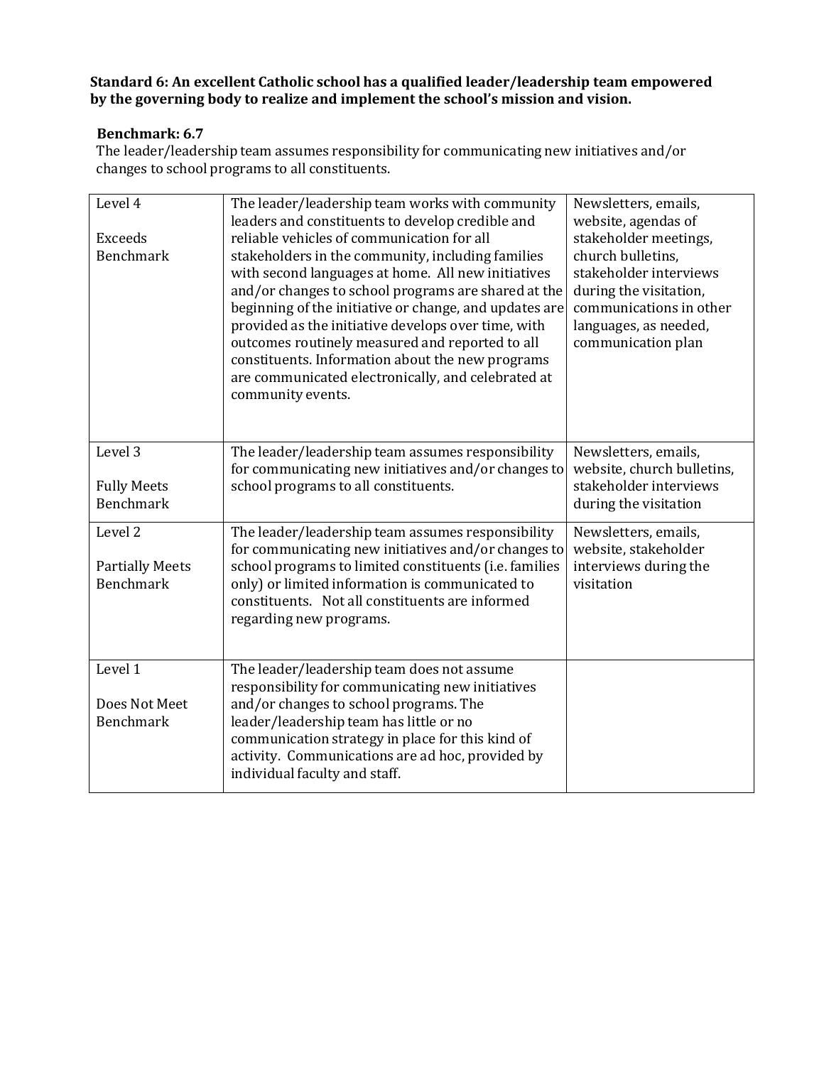**Standard 6: An excellent Catholic school has a qualified leader/leadership team empowered by the governing body to realize and implement the school's mission and vision.**

**Benchmark: 6.7**

The leader/leadership team assumes responsibility for communicating new initiatives and/or changes to school programs to all constituents.

| | | |
|---|---|---|
| Level 4<br><br>Exceeds Benchmark | The leader/leadership team works with community leaders and constituents to develop credible and reliable vehicles of communication for all stakeholders in the community, including families with second languages at home. All new initiatives and/or changes to school programs are shared at the beginning of the initiative or change, and updates are provided as the initiative develops over time, with outcomes routinely measured and reported to all constituents. Information about the new programs are communicated electronically, and celebrated at community events. | Newsletters, emails, website, agendas of stakeholder meetings, church bulletins, stakeholder interviews during the visitation, communications in other languages, as needed, communication plan |
| Level 3<br><br>Fully Meets Benchmark | The leader/leadership team assumes responsibility for communicating new initiatives and/or changes to school programs to all constituents. | Newsletters, emails, website, church bulletins, stakeholder interviews during the visitation |
| Level 2<br><br>Partially Meets Benchmark | The leader/leadership team assumes responsibility for communicating new initiatives and/or changes to school programs to limited constituents (i.e. families only) or limited information is communicated to constituents. Not all constituents are informed regarding new programs. | Newsletters, emails, website, stakeholder interviews during the visitation |
| Level 1<br><br>Does Not Meet Benchmark | The leader/leadership team does not assume responsibility for communicating new initiatives and/or changes to school programs. The leader/leadership team has little or no communication strategy in place for this kind of activity. Communications are ad hoc, provided by individual faculty and staff. | |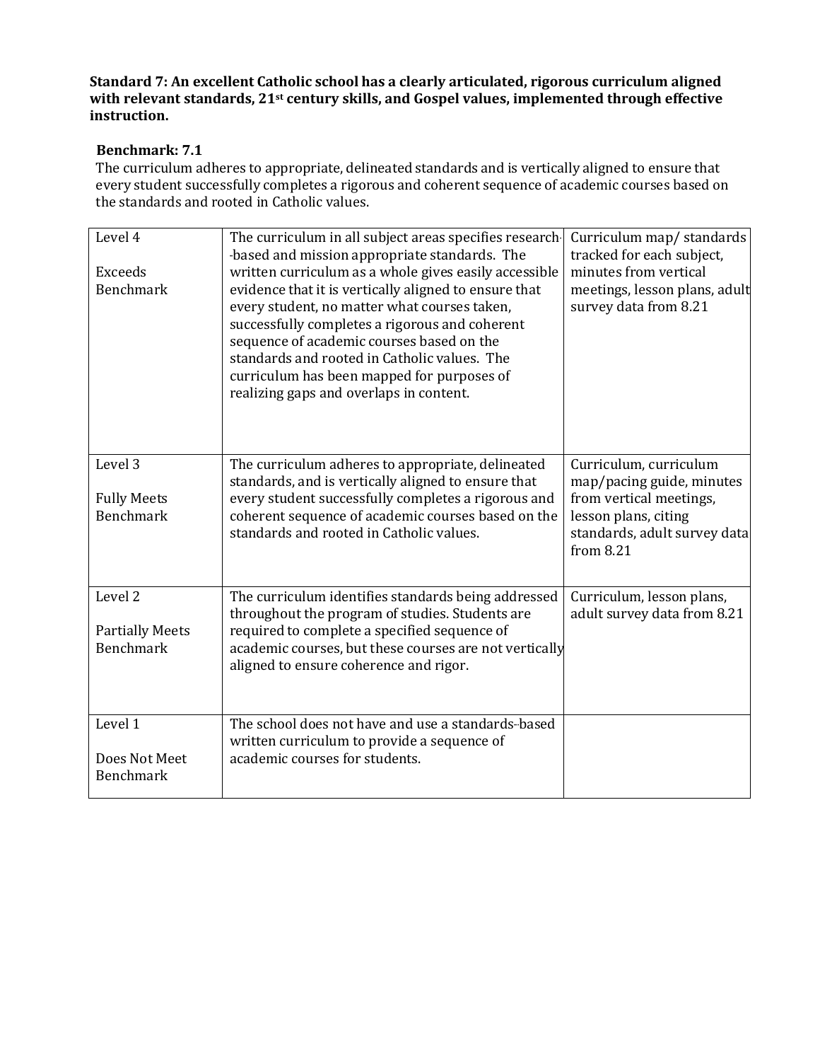**Standard 7: An excellent Catholic school has a clearly articulated, rigorous curriculum aligned with relevant standards, 21st century skills, and Gospel values, implemented through effective instruction.**

**Benchmark: 7.1**

The curriculum adheres to appropriate, delineated standards and is vertically aligned to ensure that every student successfully completes a rigorous and coherent sequence of academic courses based on the standards and rooted in Catholic values.

| | | |
|---|---|---|
| Level 4<br><br>Exceeds Benchmark | The curriculum in all subject areas specifies research-based and mission appropriate standards. The written curriculum as a whole gives easily accessible evidence that it is vertically aligned to ensure that every student, no matter what courses taken, successfully completes a rigorous and coherent sequence of academic courses based on the standards and rooted in Catholic values. The curriculum has been mapped for purposes of realizing gaps and overlaps in content. | Curriculum map/ standards tracked for each subject, minutes from vertical meetings, lesson plans, adult survey data from 8.21 |
| Level 3<br><br>Fully Meets Benchmark | The curriculum adheres to appropriate, delineated standards, and is vertically aligned to ensure that every student successfully completes a rigorous and coherent sequence of academic courses based on the standards and rooted in Catholic values. | Curriculum, curriculum map/pacing guide, minutes from vertical meetings, lesson plans, citing standards, adult survey data from 8.21 |
| Level 2<br><br>Partially Meets Benchmark | The curriculum identifies standards being addressed throughout the program of studies. Students are required to complete a specified sequence of academic courses, but these courses are not vertically aligned to ensure coherence and rigor. | Curriculum, lesson plans, adult survey data from 8.21 |
| Level 1<br><br>Does Not Meet Benchmark | The school does not have and use a standards-based written curriculum to provide a sequence of academic courses for students. | |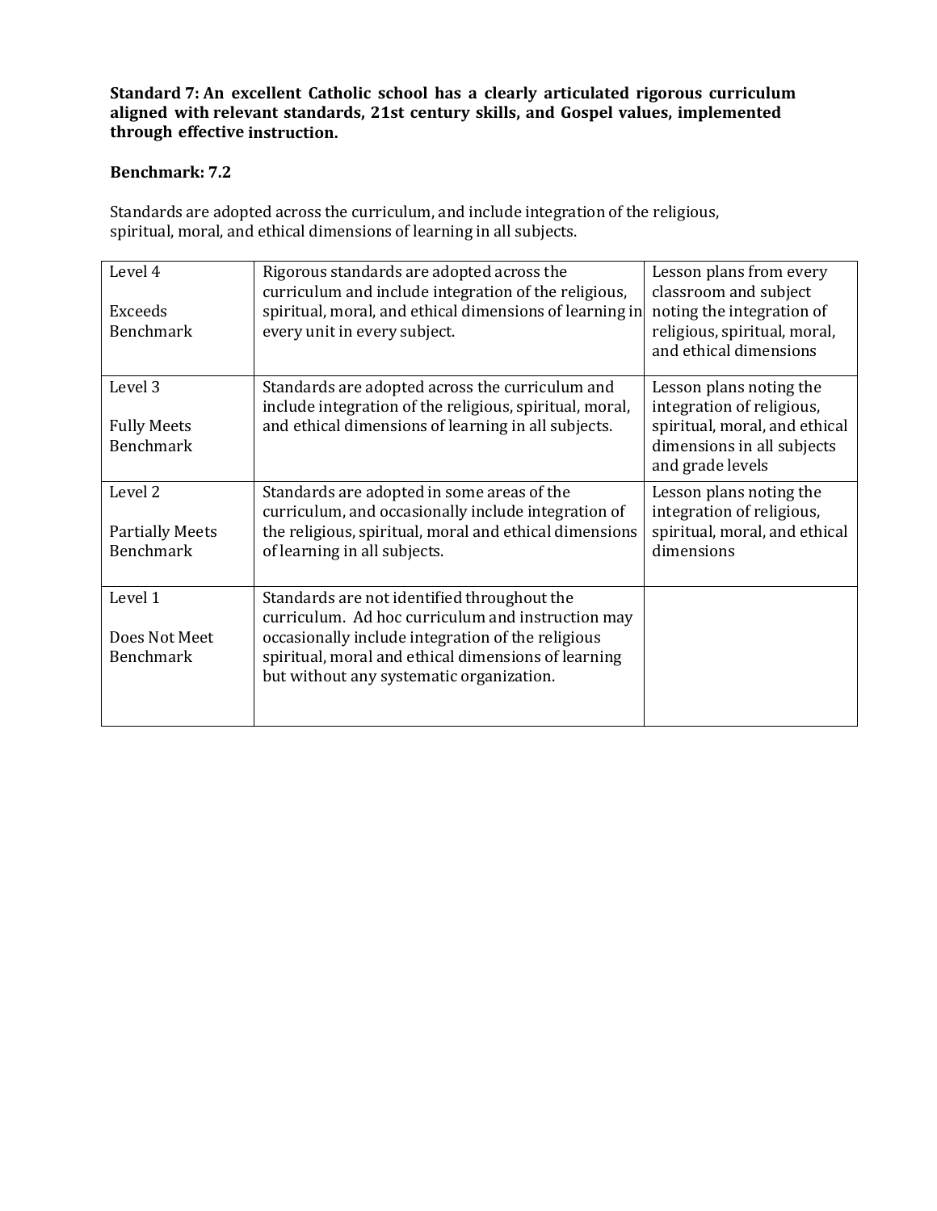**Standard 7: An excellent Catholic school has a clearly articulated rigorous curriculum aligned with relevant standards, 21st century skills, and Gospel values, implemented through effective instruction.**

**Benchmark: 7.2**

Standards are adopted across the curriculum, and include integration of the religious, spiritual, moral, and ethical dimensions of learning in all subjects.

| | | |
|---|---|---|
| Level 4<br><br>Exceeds Benchmark | Rigorous standards are adopted across the curriculum and include integration of the religious, spiritual, moral, and ethical dimensions of learning in every unit in every subject. | Lesson plans from every classroom and subject noting the integration of religious, spiritual, moral, and ethical dimensions |
| Level 3<br><br>Fully Meets Benchmark | Standards are adopted across the curriculum and include integration of the religious, spiritual, moral, and ethical dimensions of learning in all subjects. | Lesson plans noting the integration of religious, spiritual, moral, and ethical dimensions in all subjects and grade levels |
| Level 2<br><br>Partially Meets Benchmark | Standards are adopted in some areas of the curriculum, and occasionally include integration of the religious, spiritual, moral and ethical dimensions of learning in all subjects. | Lesson plans noting the integration of religious, spiritual, moral, and ethical dimensions |
| Level 1<br><br>Does Not Meet Benchmark | Standards are not identified throughout the curriculum. Ad hoc curriculum and instruction may occasionally include integration of the religious spiritual, moral and ethical dimensions of learning but without any systematic organization. | |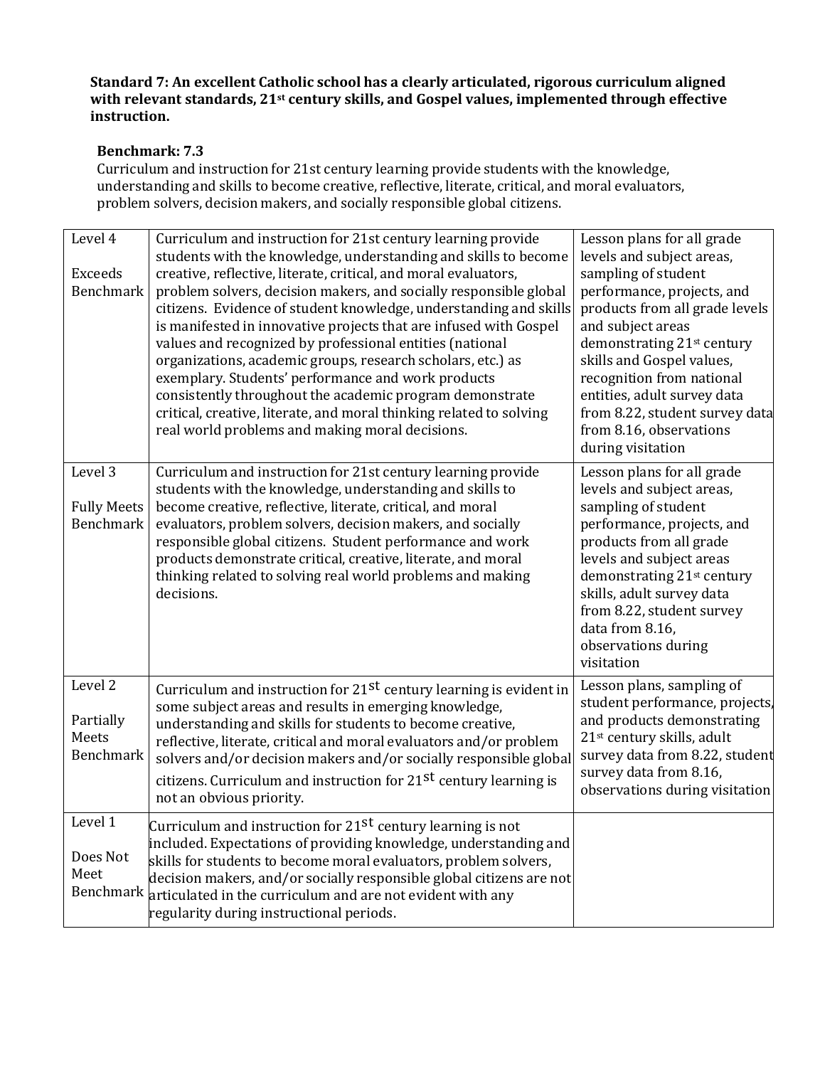**Standard 7: An excellent Catholic school has a clearly articulated, rigorous curriculum aligned with relevant standards, 21st century skills, and Gospel values, implemented through effective instruction.**

**Benchmark: 7.3**

Curriculum and instruction for 21st century learning provide students with the knowledge, understanding and skills to become creative, reflective, literate, critical, and moral evaluators, problem solvers, decision makers, and socially responsible global citizens.

| Level | Description | Evidence |
|---|---|---|
| Level 4 Exceeds Benchmark | Curriculum and instruction for 21st century learning provide students with the knowledge, understanding and skills to become creative, reflective, literate, critical, and moral evaluators, problem solvers, decision makers, and socially responsible global citizens. Evidence of student knowledge, understanding and skills is manifested in innovative projects that are infused with Gospel values and recognized by professional entities (national organizations, academic groups, research scholars, etc.) as exemplary. Students' performance and work products consistently throughout the academic program demonstrate critical, creative, literate, and moral thinking related to solving real world problems and making moral decisions. | Lesson plans for all grade levels and subject areas, sampling of student performance, projects, and products from all grade levels and subject areas demonstrating 21st century skills and Gospel values, recognition from national entities, adult survey data from 8.22, student survey data from 8.16, observations during visitation |
| Level 3 Fully Meets Benchmark | Curriculum and instruction for 21st century learning provide students with the knowledge, understanding and skills to become creative, reflective, literate, critical, and moral evaluators, problem solvers, decision makers, and socially responsible global citizens. Student performance and work products demonstrate critical, creative, literate, and moral thinking related to solving real world problems and making decisions. | Lesson plans for all grade levels and subject areas, sampling of student performance, projects, and products from all grade levels and subject areas demonstrating 21st century skills, adult survey data from 8.22, student survey data from 8.16, observations during visitation |
| Level 2 Partially Meets Benchmark | Curriculum and instruction for 21st century learning is evident in some subject areas and results in emerging knowledge, understanding and skills for students to become creative, reflective, literate, critical and moral evaluators and/or problem solvers and/or decision makers and/or socially responsible global citizens. Curriculum and instruction for 21st century learning is not an obvious priority. | Lesson plans, sampling of student performance, projects, and products demonstrating 21st century skills, adult survey data from 8.22, student survey data from 8.16, observations during visitation |
| Level 1 Does Not Meet Benchmark | Curriculum and instruction for 21st century learning is not included. Expectations of providing knowledge, understanding and skills for students to become moral evaluators, problem solvers, decision makers, and/or socially responsible global citizens are not articulated in the curriculum and are not evident with any regularity during instructional periods. | |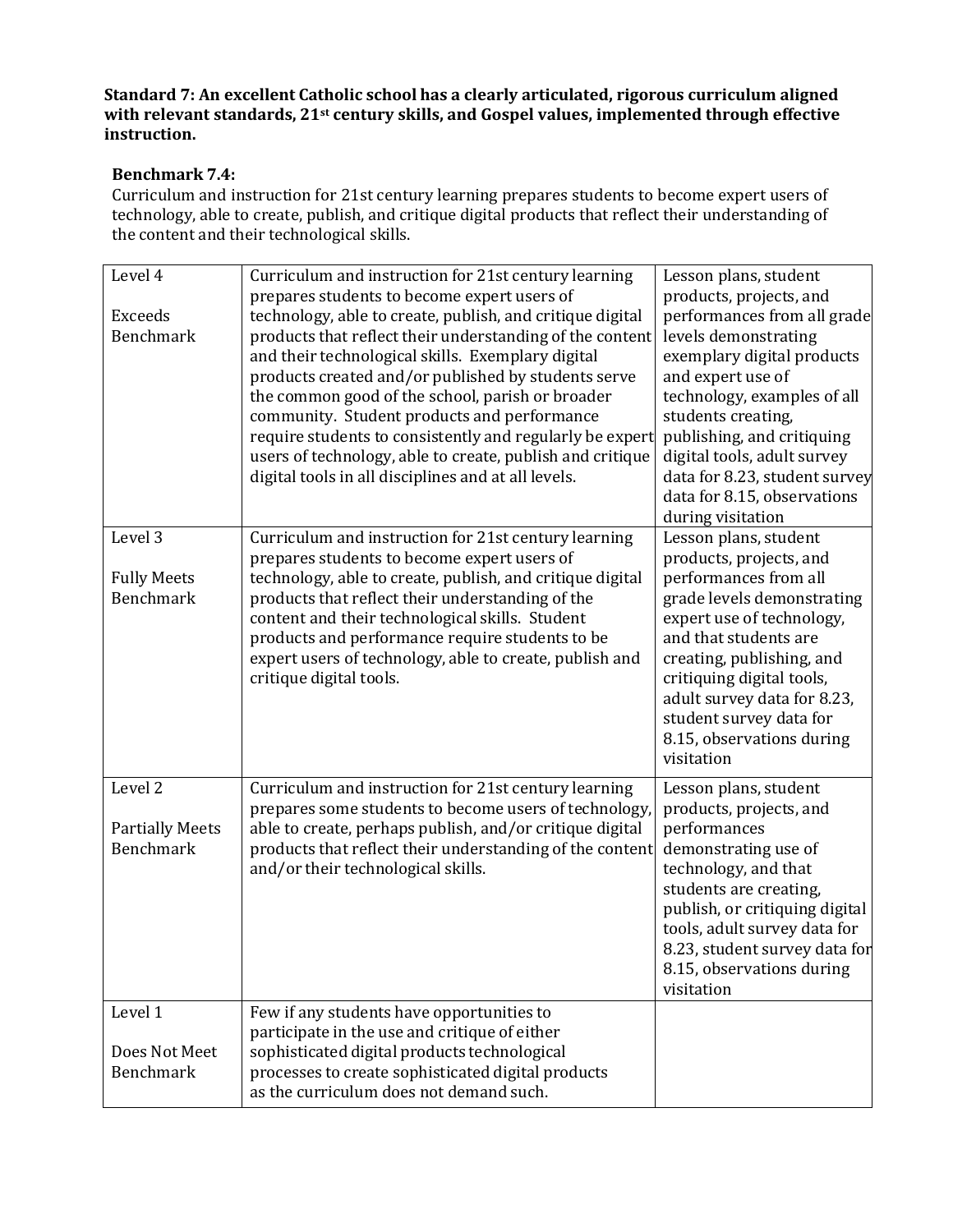**Standard 7: An excellent Catholic school has a clearly articulated, rigorous curriculum aligned with relevant standards, 21st century skills, and Gospel values, implemented through effective instruction.**

**Benchmark 7.4:**

Curriculum and instruction for 21st century learning prepares students to become expert users of technology, able to create, publish, and critique digital products that reflect their understanding of the content and their technological skills.

| | | |
|---|---|---|
| Level 4<br><br>Exceeds Benchmark | Curriculum and instruction for 21st century learning prepares students to become expert users of technology, able to create, publish, and critique digital products that reflect their understanding of the content and their technological skills. Exemplary digital products created and/or published by students serve the common good of the school, parish or broader community. Student products and performance require students to consistently and regularly be expert users of technology, able to create, publish and critique digital tools in all disciplines and at all levels. | Lesson plans, student products, projects, and performances from all grade levels demonstrating exemplary digital products and expert use of technology, examples of all students creating, publishing, and critiquing digital tools, adult survey data for 8.23, student survey data for 8.15, observations during visitation |
| Level 3<br><br>Fully Meets Benchmark | Curriculum and instruction for 21st century learning prepares students to become expert users of technology, able to create, publish, and critique digital products that reflect their understanding of the content and their technological skills. Student products and performance require students to be expert users of technology, able to create, publish and critique digital tools. | Lesson plans, student products, projects, and performances from all grade levels demonstrating expert use of technology, and that students are creating, publishing, and critiquing digital tools, adult survey data for 8.23, student survey data for 8.15, observations during visitation |
| Level 2<br><br>Partially Meets Benchmark | Curriculum and instruction for 21st century learning prepares some students to become users of technology, able to create, perhaps publish, and/or critique digital products that reflect their understanding of the content and/or their technological skills. | Lesson plans, student products, projects, and performances demonstrating use of technology, and that students are creating, publish, or critiquing digital tools, adult survey data for 8.23, student survey data for 8.15, observations during visitation |
| Level 1<br><br>Does Not Meet Benchmark | Few if any students have opportunities to participate in the use and critique of either sophisticated digital products technological processes to create sophisticated digital products as the curriculum does not demand such. | |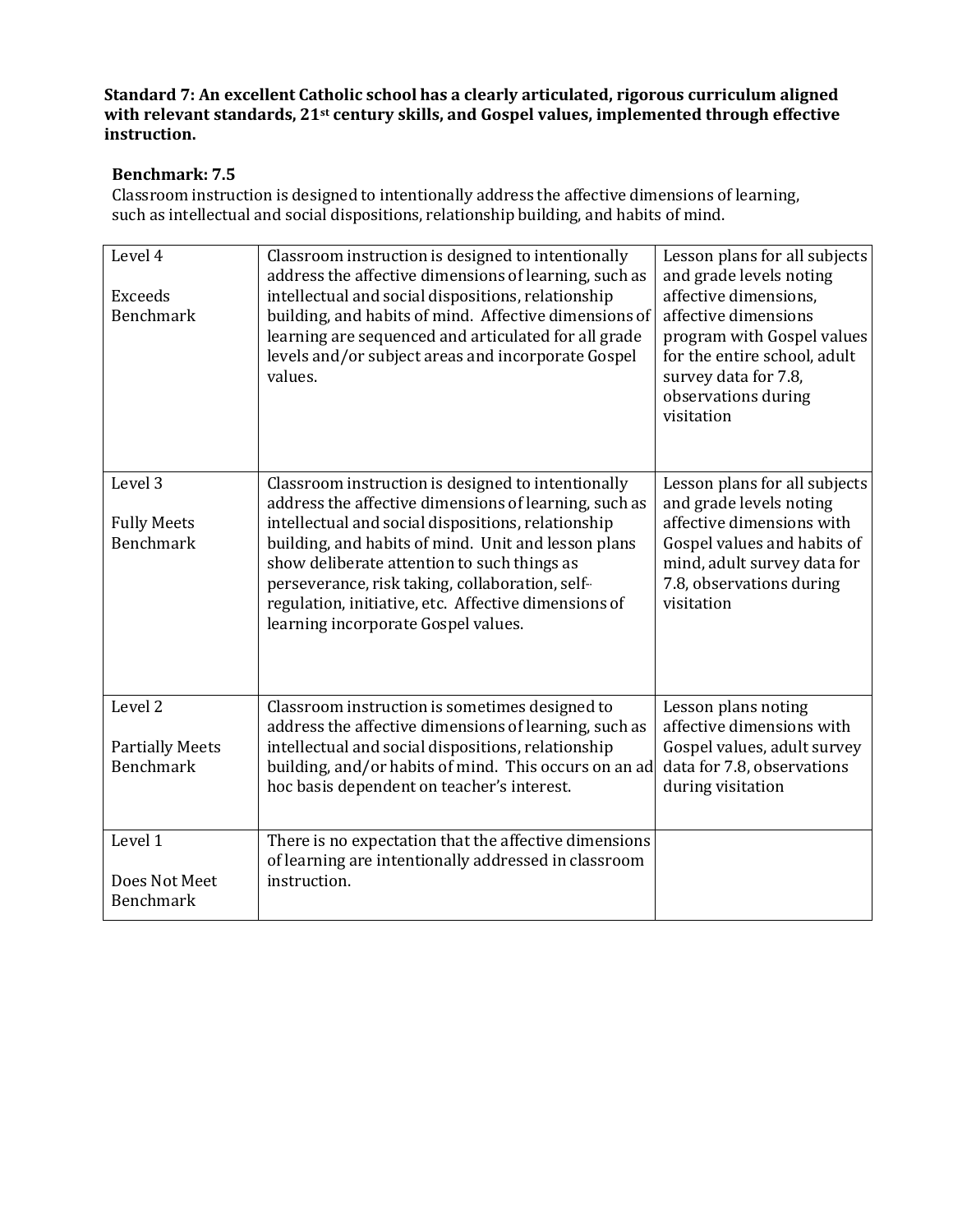**Standard 7: An excellent Catholic school has a clearly articulated, rigorous curriculum aligned with relevant standards, 21st century skills, and Gospel values, implemented through effective instruction.**

**Benchmark: 7.5**

Classroom instruction is designed to intentionally address the affective dimensions of learning, such as intellectual and social dispositions, relationship building, and habits of mind.

| | | |
|---|---|---|
| Level 4<br><br>Exceeds Benchmark | Classroom instruction is designed to intentionally address the affective dimensions of learning, such as intellectual and social dispositions, relationship building, and habits of mind. Affective dimensions of learning are sequenced and articulated for all grade levels and/or subject areas and incorporate Gospel values. | Lesson plans for all subjects and grade levels noting affective dimensions, affective dimensions program with Gospel values for the entire school, adult survey data for 7.8, observations during visitation |
| Level 3<br><br>Fully Meets Benchmark | Classroom instruction is designed to intentionally address the affective dimensions of learning, such as intellectual and social dispositions, relationship building, and habits of mind. Unit and lesson plans show deliberate attention to such things as perseverance, risk taking, collaboration, self-regulation, initiative, etc. Affective dimensions of learning incorporate Gospel values. | Lesson plans for all subjects and grade levels noting affective dimensions with Gospel values and habits of mind, adult survey data for 7.8, observations during visitation |
| Level 2<br><br>Partially Meets Benchmark | Classroom instruction is sometimes designed to address the affective dimensions of learning, such as intellectual and social dispositions, relationship building, and/or habits of mind. This occurs on an ad hoc basis dependent on teacher's interest. | Lesson plans noting affective dimensions with Gospel values, adult survey data for 7.8, observations during visitation |
| Level 1<br><br>Does Not Meet Benchmark | There is no expectation that the affective dimensions of learning are intentionally addressed in classroom instruction. | |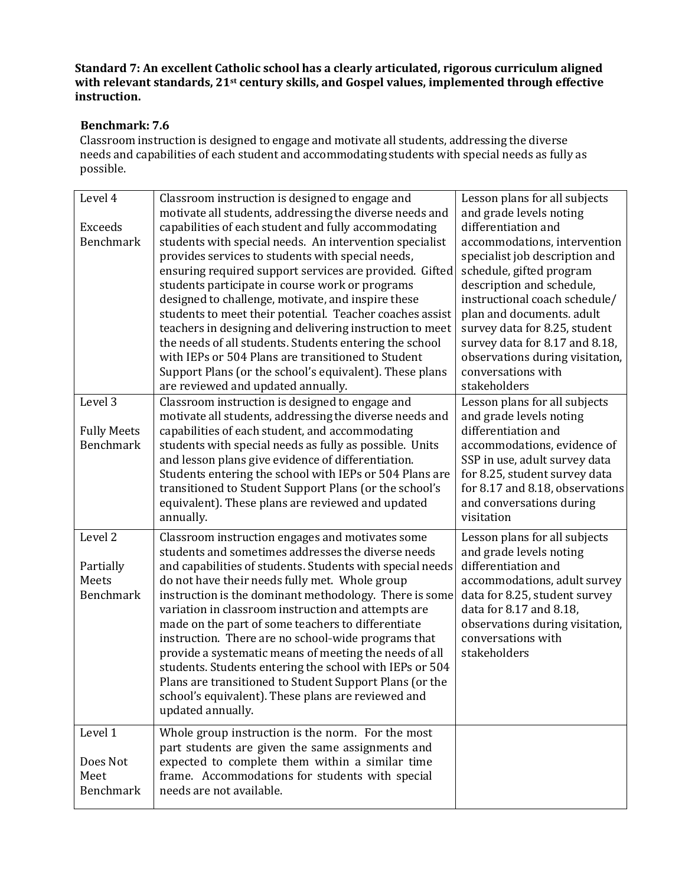**Standard 7: An excellent Catholic school has a clearly articulated, rigorous curriculum aligned with relevant standards, 21st century skills, and Gospel values, implemented through effective instruction.**

**Benchmark: 7.6**

Classroom instruction is designed to engage and motivate all students, addressing the diverse needs and capabilities of each student and accommodating students with special needs as fully as possible.

| Level | Description | Evidence |
|---|---|---|
| Level 4<br><br>Exceeds Benchmark | Classroom instruction is designed to engage and motivate all students, addressing the diverse needs and capabilities of each student and fully accommodating students with special needs. An intervention specialist provides services to students with special needs, ensuring required support services are provided. Gifted students participate in course work or programs designed to challenge, motivate, and inspire these students to meet their potential. Teacher coaches assist teachers in designing and delivering instruction to meet the needs of all students. Students entering the school with IEPs or 504 Plans are transitioned to Student Support Plans (or the school's equivalent). These plans are reviewed and updated annually. | Lesson plans for all subjects and grade levels noting differentiation and accommodations, intervention specialist job description and schedule, gifted program description and schedule, instructional coach schedule/ plan and documents. adult survey data for 8.25, student survey data for 8.17 and 8.18, observations during visitation, conversations with stakeholders |
| Level 3<br><br>Fully Meets Benchmark | Classroom instruction is designed to engage and motivate all students, addressing the diverse needs and capabilities of each student, and accommodating students with special needs as fully as possible. Units and lesson plans give evidence of differentiation. Students entering the school with IEPs or 504 Plans are transitioned to Student Support Plans (or the school's equivalent). These plans are reviewed and updated annually. | Lesson plans for all subjects and grade levels noting differentiation and accommodations, evidence of SSP in use, adult survey data for 8.25, student survey data for 8.17 and 8.18, observations and conversations during visitation |
| Level 2<br><br>Partially Meets Benchmark | Classroom instruction engages and motivates some students and sometimes addresses the diverse needs and capabilities of students. Students with special needs do not have their needs fully met. Whole group instruction is the dominant methodology. There is some variation in classroom instruction and attempts are made on the part of some teachers to differentiate instruction. There are no school-wide programs that provide a systematic means of meeting the needs of all students. Students entering the school with IEPs or 504 Plans are transitioned to Student Support Plans (or the school's equivalent). These plans are reviewed and updated annually. | Lesson plans for all subjects and grade levels noting differentiation and accommodations, adult survey data for 8.25, student survey data for 8.17 and 8.18, observations during visitation, conversations with stakeholders |
| Level 1<br><br>Does Not Meet Benchmark | Whole group instruction is the norm. For the most part students are given the same assignments and expected to complete them within a similar time frame. Accommodations for students with special needs are not available. | |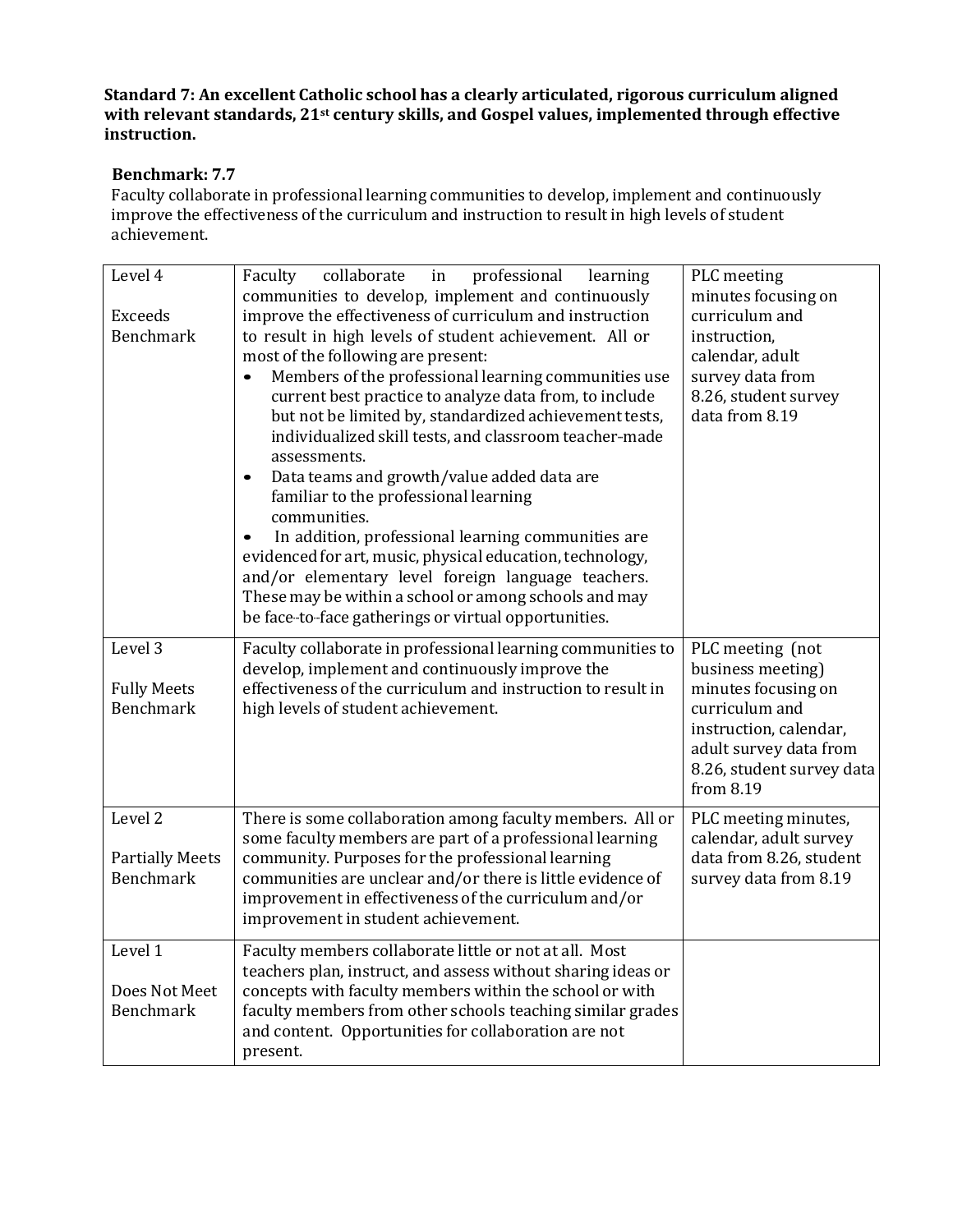**Standard 7: An excellent Catholic school has a clearly articulated, rigorous curriculum aligned with relevant standards, 21st century skills, and Gospel values, implemented through effective instruction.**

**Benchmark: 7.7**

Faculty collaborate in professional learning communities to develop, implement and continuously improve the effectiveness of the curriculum and instruction to result in high levels of student achievement.

| | | |
|---|---|---|
| Level 4<br><br>Exceeds Benchmark | Faculty collaborate in professional learning communities to develop, implement and continuously improve the effectiveness of curriculum and instruction to result in high levels of student achievement. All or most of the following are present:<br>• Members of the professional learning communities use current best practice to analyze data from, to include but not be limited by, standardized achievement tests, individualized skill tests, and classroom teacher-made assessments.<br>• Data teams and growth/value added data are familiar to the professional learning communities.<br>• In addition, professional learning communities are evidenced for art, music, physical education, technology, and/or elementary level foreign language teachers. These may be within a school or among schools and may be face-to-face gatherings or virtual opportunities. | PLC meeting minutes focusing on curriculum and instruction, calendar, adult survey data from 8.26, student survey data from 8.19 |
| Level 3<br><br>Fully Meets Benchmark | Faculty collaborate in professional learning communities to develop, implement and continuously improve the effectiveness of the curriculum and instruction to result in high levels of student achievement. | PLC meeting (not business meeting) minutes focusing on curriculum and instruction, calendar, adult survey data from 8.26, student survey data from 8.19 |
| Level 2<br><br>Partially Meets Benchmark | There is some collaboration among faculty members. All or some faculty members are part of a professional learning community. Purposes for the professional learning communities are unclear and/or there is little evidence of improvement in effectiveness of the curriculum and/or improvement in student achievement. | PLC meeting minutes, calendar, adult survey data from 8.26, student survey data from 8.19 |
| Level 1<br><br>Does Not Meet Benchmark | Faculty members collaborate little or not at all. Most teachers plan, instruct, and assess without sharing ideas or concepts with faculty members within the school or with faculty members from other schools teaching similar grades and content. Opportunities for collaboration are not present. | |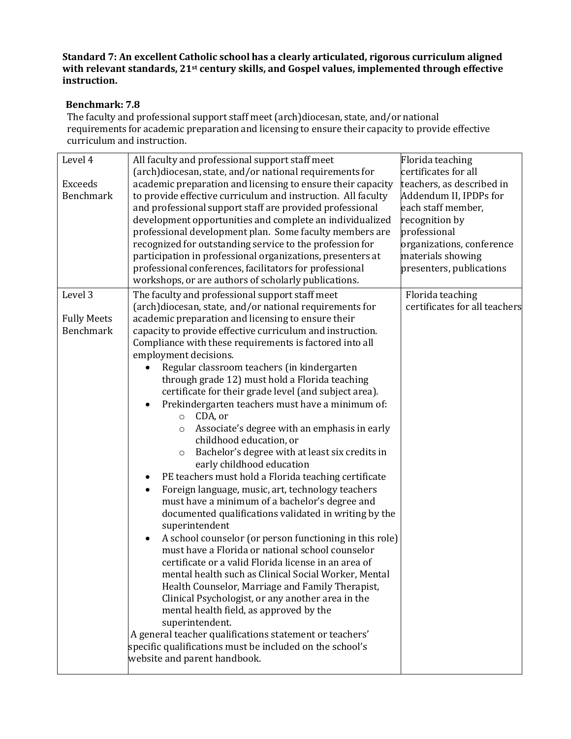**Standard 7: An excellent Catholic school has a clearly articulated, rigorous curriculum aligned with relevant standards, 21st century skills, and Gospel values, implemented through effective instruction.**

**Benchmark: 7.8**

The faculty and professional support staff meet (arch)diocesan, state, and/or national requirements for academic preparation and licensing to ensure their capacity to provide effective curriculum and instruction.

| | | |
|---|---|---|
| Level 4<br><br>Exceeds Benchmark | All faculty and professional support staff meet (arch)diocesan, state, and/or national requirements for academic preparation and licensing to ensure their capacity to provide effective curriculum and instruction. All faculty and professional support staff are provided professional development opportunities and complete an individualized professional development plan. Some faculty members are recognized for outstanding service to the profession for participation in professional organizations, presenters at professional conferences, facilitators for professional workshops, or are authors of scholarly publications. | Florida teaching certificates for all teachers, as described in Addendum II, IPDPs for each staff member, recognition by professional organizations, conference materials showing presenters, publications |
| Level 3<br><br>Fully Meets Benchmark | The faculty and professional support staff meet (arch)diocesan, state, and/or national requirements for academic preparation and licensing to ensure their capacity to provide effective curriculum and instruction. Compliance with these requirements is factored into all employment decisions.<br>• Regular classroom teachers (in kindergarten through grade 12) must hold a Florida teaching certificate for their grade level (and subject area).<br>• Prekindergarten teachers must have a minimum of:<br>&nbsp;&nbsp;&nbsp;&nbsp;○ CDA, or<br>&nbsp;&nbsp;&nbsp;&nbsp;○ Associate's degree with an emphasis in early childhood education, or<br>&nbsp;&nbsp;&nbsp;&nbsp;○ Bachelor's degree with at least six credits in early childhood education<br>• PE teachers must hold a Florida teaching certificate<br>• Foreign language, music, art, technology teachers must have a minimum of a bachelor's degree and documented qualifications validated in writing by the superintendent<br>• A school counselor (or person functioning in this role) must have a Florida or national school counselor certificate or a valid Florida license in an area of mental health such as Clinical Social Worker, Mental Health Counselor, Marriage and Family Therapist, Clinical Psychologist, or any another area in the mental health field, as approved by the superintendent.<br><br>A general teacher qualifications statement or teachers' specific qualifications must be included on the school's website and parent handbook. | Florida teaching certificates for all teachers |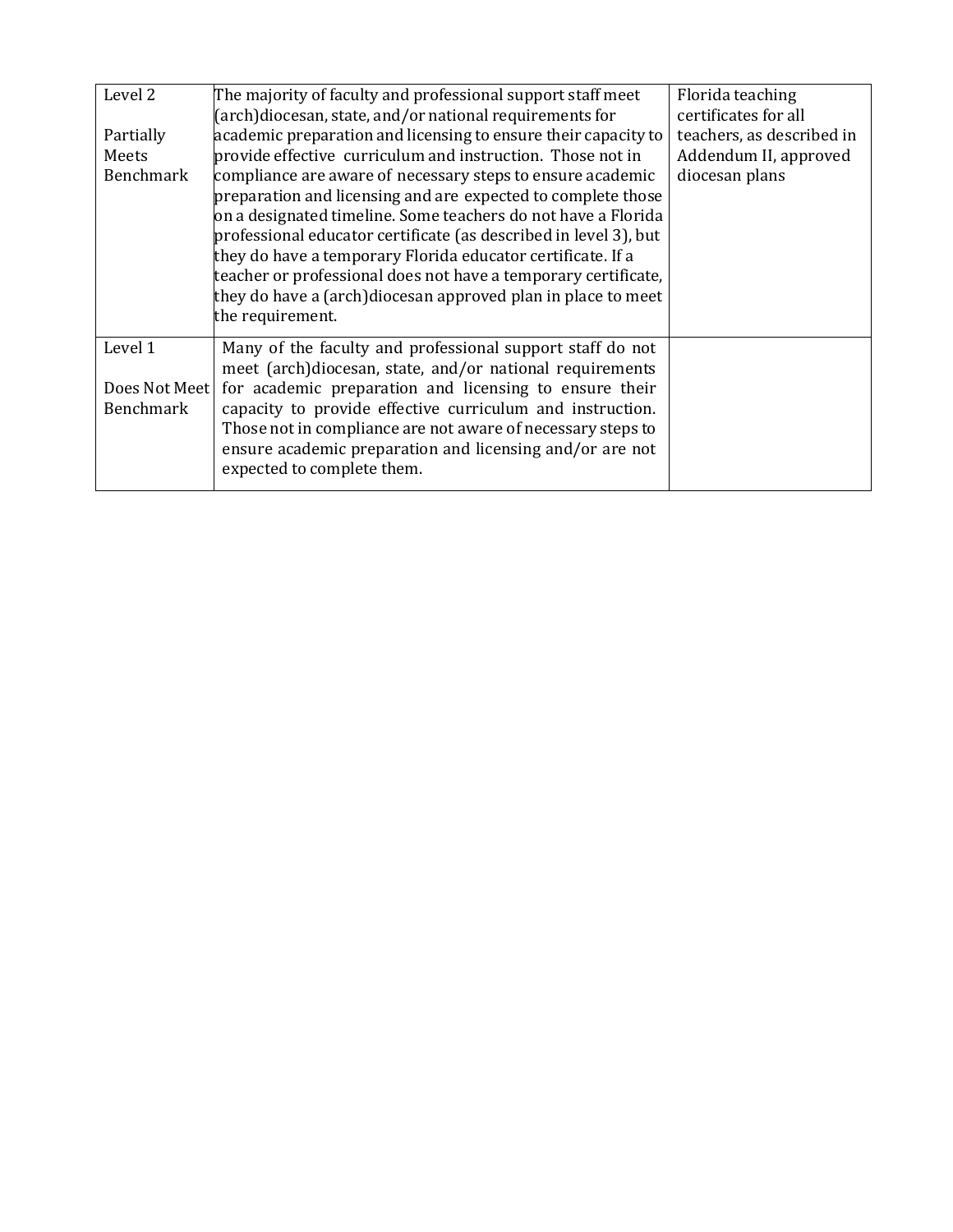| Level 2<br><br>Partially Meets Benchmark | The majority of faculty and professional support staff meet (arch)diocesan, state, and/or national requirements for academic preparation and licensing to ensure their capacity to provide effective curriculum and instruction. Those not in compliance are aware of necessary steps to ensure academic preparation and licensing and are expected to complete those on a designated timeline. Some teachers do not have a Florida professional educator certificate (as described in level 3), but they do have a temporary Florida educator certificate. If a teacher or professional does not have a temporary certificate, they do have a (arch)diocesan approved plan in place to meet the requirement. | Florida teaching certificates for all teachers, as described in Addendum II, approved diocesan plans |
|---|---|---|
| Level 1<br><br>Does Not Meet Benchmark | Many of the faculty and professional support staff do not meet (arch)diocesan, state, and/or national requirements for academic preparation and licensing to ensure their capacity to provide effective curriculum and instruction. Those not in compliance are not aware of necessary steps to ensure academic preparation and licensing and/or are not expected to complete them. | |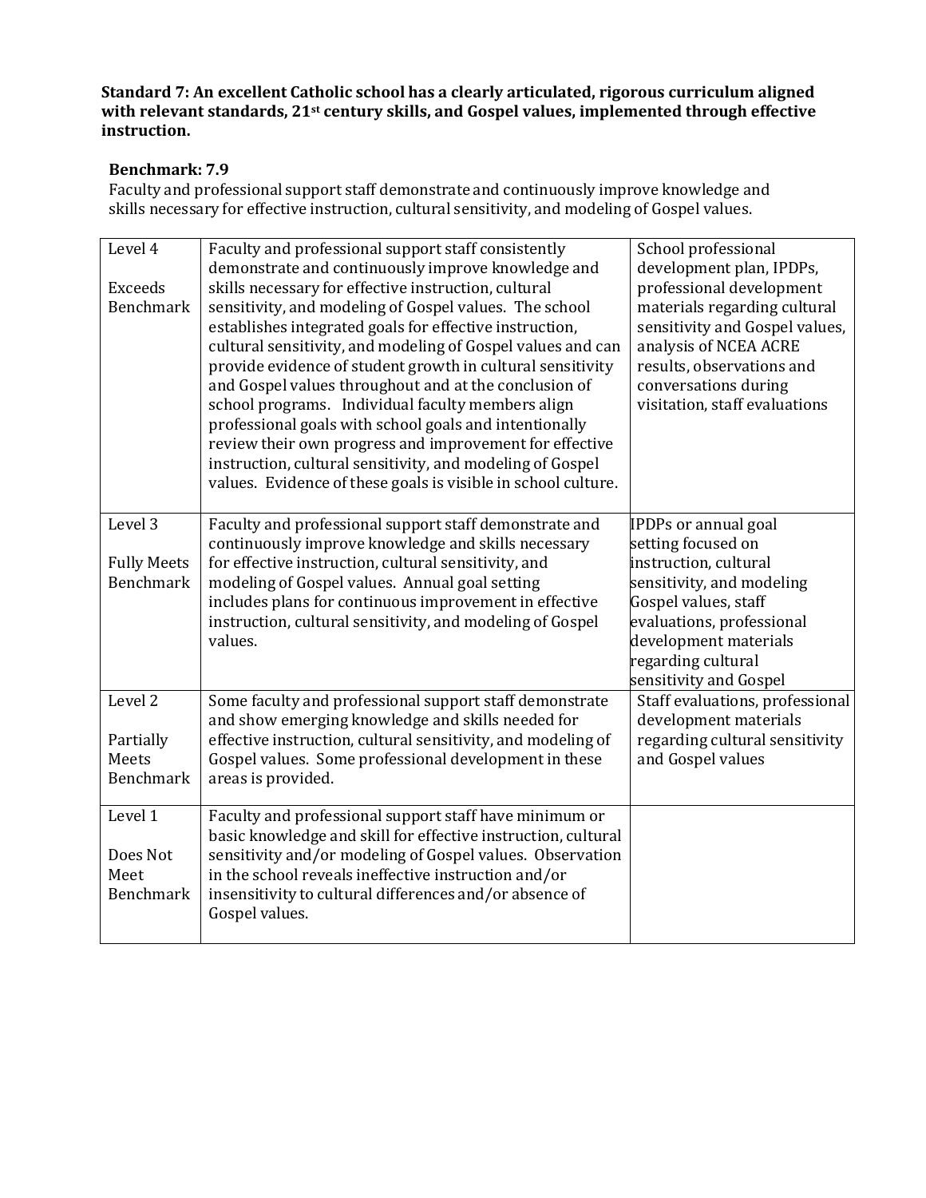**Standard 7: An excellent Catholic school has a clearly articulated, rigorous curriculum aligned with relevant standards, 21st century skills, and Gospel values, implemented through effective instruction.**

**Benchmark: 7.9**

Faculty and professional support staff demonstrate and continuously improve knowledge and skills necessary for effective instruction, cultural sensitivity, and modeling of Gospel values.

| | | |
|---|---|---|
| Level 4<br><br>Exceeds Benchmark | Faculty and professional support staff consistently demonstrate and continuously improve knowledge and skills necessary for effective instruction, cultural sensitivity, and modeling of Gospel values. The school establishes integrated goals for effective instruction, cultural sensitivity, and modeling of Gospel values and can provide evidence of student growth in cultural sensitivity and Gospel values throughout and at the conclusion of school programs. Individual faculty members align professional goals with school goals and intentionally review their own progress and improvement for effective instruction, cultural sensitivity, and modeling of Gospel values. Evidence of these goals is visible in school culture. | School professional development plan, IPDPs, professional development materials regarding cultural sensitivity and Gospel values, analysis of NCEA ACRE results, observations and conversations during visitation, staff evaluations |
| Level 3<br><br>Fully Meets Benchmark | Faculty and professional support staff demonstrate and continuously improve knowledge and skills necessary for effective instruction, cultural sensitivity, and modeling of Gospel values. Annual goal setting includes plans for continuous improvement in effective instruction, cultural sensitivity, and modeling of Gospel values. | IPDPs or annual goal setting focused on instruction, cultural sensitivity, and modeling Gospel values, staff evaluations, professional development materials regarding cultural sensitivity and Gospel |
| Level 2<br><br>Partially Meets Benchmark | Some faculty and professional support staff demonstrate and show emerging knowledge and skills needed for effective instruction, cultural sensitivity, and modeling of Gospel values. Some professional development in these areas is provided. | Staff evaluations, professional development materials regarding cultural sensitivity and Gospel values |
| Level 1<br><br>Does Not Meet Benchmark | Faculty and professional support staff have minimum or basic knowledge and skill for effective instruction, cultural sensitivity and/or modeling of Gospel values. Observation in the school reveals ineffective instruction and/or insensitivity to cultural differences and/or absence of Gospel values. | |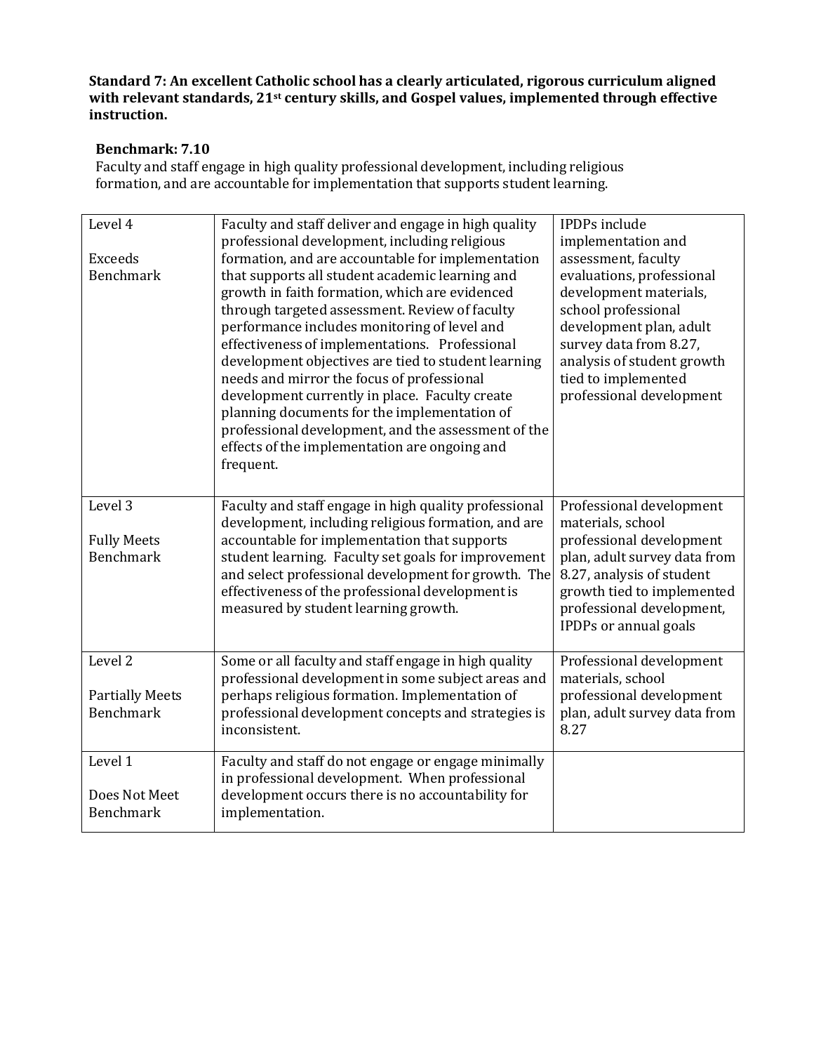**Standard 7: An excellent Catholic school has a clearly articulated, rigorous curriculum aligned with relevant standards, 21st century skills, and Gospel values, implemented through effective instruction.**

**Benchmark: 7.10**

Faculty and staff engage in high quality professional development, including religious formation, and are accountable for implementation that supports student learning.

| | | |
|---|---|---|
| Level 4<br><br>Exceeds Benchmark | Faculty and staff deliver and engage in high quality professional development, including religious formation, and are accountable for implementation that supports all student academic learning and growth in faith formation, which are evidenced through targeted assessment. Review of faculty performance includes monitoring of level and effectiveness of implementations. Professional development objectives are tied to student learning needs and mirror the focus of professional development currently in place. Faculty create planning documents for the implementation of professional development, and the assessment of the effects of the implementation are ongoing and frequent. | IPDPs include implementation and assessment, faculty evaluations, professional development materials, school professional development plan, adult survey data from 8.27, analysis of student growth tied to implemented professional development |
| Level 3<br><br>Fully Meets Benchmark | Faculty and staff engage in high quality professional development, including religious formation, and are accountable for implementation that supports student learning. Faculty set goals for improvement and select professional development for growth. The effectiveness of the professional development is measured by student learning growth. | Professional development materials, school professional development plan, adult survey data from 8.27, analysis of student growth tied to implemented professional development, IPDPs or annual goals |
| Level 2<br><br>Partially Meets Benchmark | Some or all faculty and staff engage in high quality professional development in some subject areas and perhaps religious formation. Implementation of professional development concepts and strategies is inconsistent. | Professional development materials, school professional development plan, adult survey data from 8.27 |
| Level 1<br><br>Does Not Meet Benchmark | Faculty and staff do not engage or engage minimally in professional development. When professional development occurs there is no accountability for implementation. | |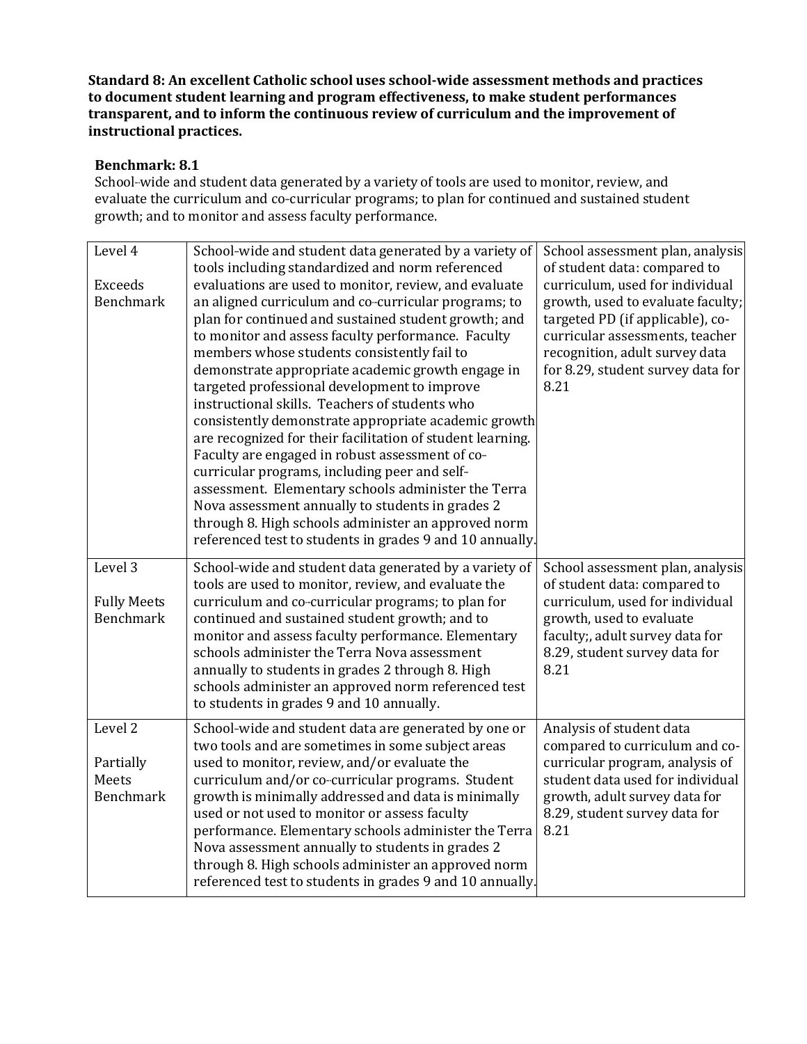**Standard 8: An excellent Catholic school uses school-wide assessment methods and practices to document student learning and program effectiveness, to make student performances transparent, and to inform the continuous review of curriculum and the improvement of instructional practices.**

**Benchmark: 8.1**

School-wide and student data generated by a variety of tools are used to monitor, review, and evaluate the curriculum and co-curricular programs; to plan for continued and sustained student growth; and to monitor and assess faculty performance.

| | | |
|---|---|---|
| Level 4<br><br>Exceeds Benchmark | School-wide and student data generated by a variety of tools including standardized and norm referenced evaluations are used to monitor, review, and evaluate an aligned curriculum and co-curricular programs; to plan for continued and sustained student growth; and to monitor and assess faculty performance. Faculty members whose students consistently fail to demonstrate appropriate academic growth engage in targeted professional development to improve instructional skills. Teachers of students who consistently demonstrate appropriate academic growth are recognized for their facilitation of student learning. Faculty are engaged in robust assessment of co-curricular programs, including peer and self-assessment. Elementary schools administer the Terra Nova assessment annually to students in grades 2 through 8. High schools administer an approved norm referenced test to students in grades 9 and 10 annually. | School assessment plan, analysis of student data: compared to curriculum, used for individual growth, used to evaluate faculty; targeted PD (if applicable), co-curricular assessments, teacher recognition, adult survey data for 8.29, student survey data for 8.21 |
| Level 3<br><br>Fully Meets Benchmark | School-wide and student data generated by a variety of tools are used to monitor, review, and evaluate the curriculum and co-curricular programs; to plan for continued and sustained student growth; and to monitor and assess faculty performance. Elementary schools administer the Terra Nova assessment annually to students in grades 2 through 8. High schools administer an approved norm referenced test to students in grades 9 and 10 annually. | School assessment plan, analysis of student data: compared to curriculum, used for individual growth, used to evaluate faculty;, adult survey data for 8.29, student survey data for 8.21 |
| Level 2<br><br>Partially Meets Benchmark | School-wide and student data are generated by one or two tools and are sometimes in some subject areas used to monitor, review, and/or evaluate the curriculum and/or co-curricular programs. Student growth is minimally addressed and data is minimally used or not used to monitor or assess faculty performance. Elementary schools administer the Terra Nova assessment annually to students in grades 2 through 8. High schools administer an approved norm referenced test to students in grades 9 and 10 annually. | Analysis of student data compared to curriculum and co-curricular program, analysis of student data used for individual growth, adult survey data for 8.29, student survey data for 8.21 |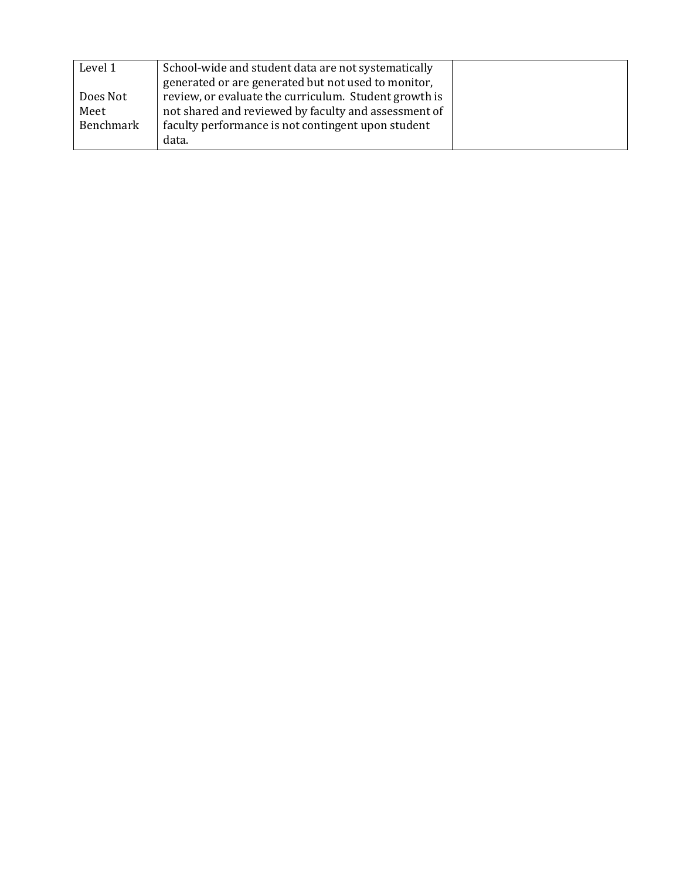| Level 1<br><br>Does Not Meet Benchmark | School-wide and student data are not systematically generated or are generated but not used to monitor, review, or evaluate the curriculum. Student growth is not shared and reviewed by faculty and assessment of faculty performance is not contingent upon student data. | |
|---|---|---|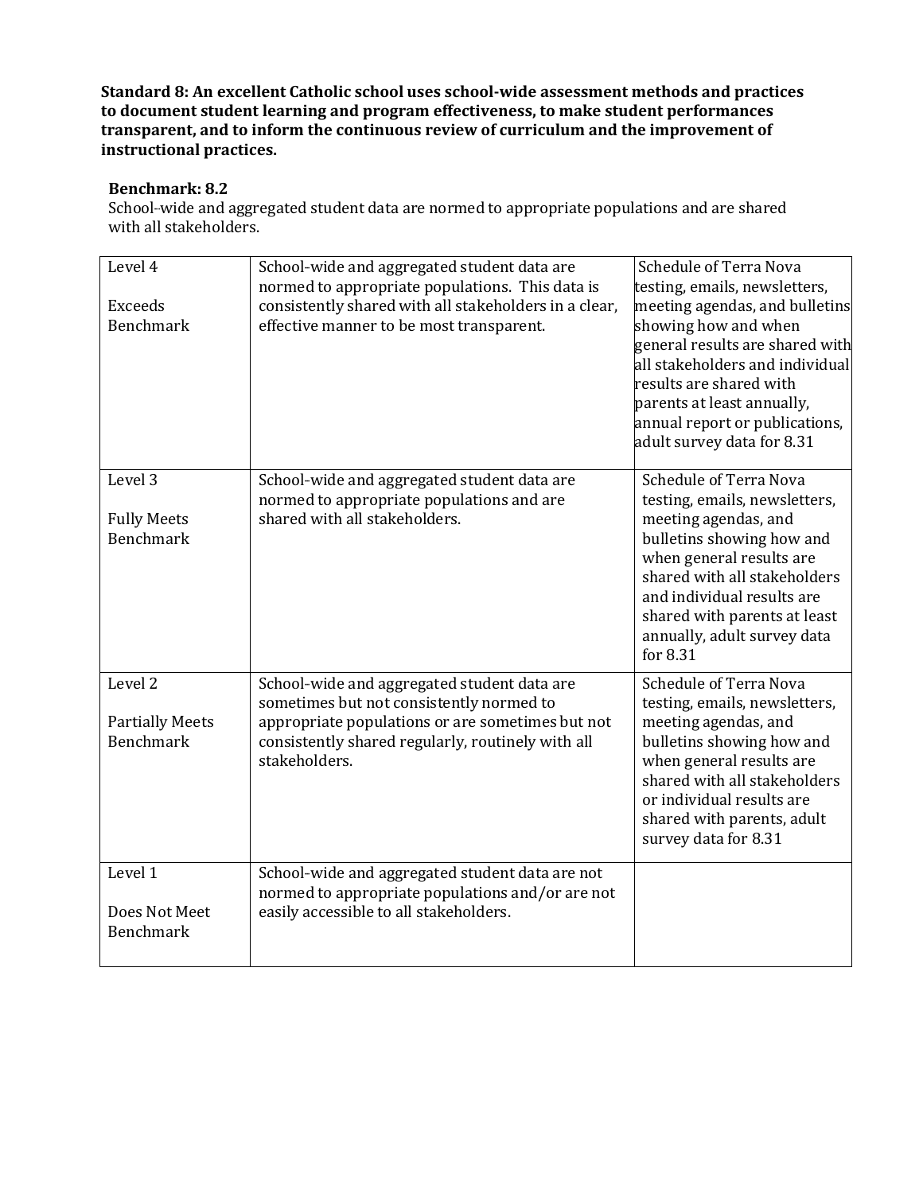**Standard 8: An excellent Catholic school uses school-wide assessment methods and practices to document student learning and program effectiveness, to make student performances transparent, and to inform the continuous review of curriculum and the improvement of instructional practices.**

**Benchmark: 8.2**

School-wide and aggregated student data are normed to appropriate populations and are shared with all stakeholders.

| | | |
|---|---|---|
| Level 4<br><br>Exceeds Benchmark | School-wide and aggregated student data are normed to appropriate populations. This data is consistently shared with all stakeholders in a clear, effective manner to be most transparent. | Schedule of Terra Nova testing, emails, newsletters, meeting agendas, and bulletins showing how and when general results are shared with all stakeholders and individual results are shared with parents at least annually, annual report or publications, adult survey data for 8.31 |
| Level 3<br><br>Fully Meets Benchmark | School-wide and aggregated student data are normed to appropriate populations and are shared with all stakeholders. | Schedule of Terra Nova testing, emails, newsletters, meeting agendas, and bulletins showing how and when general results are shared with all stakeholders and individual results are shared with parents at least annually, adult survey data for 8.31 |
| Level 2<br><br>Partially Meets Benchmark | School-wide and aggregated student data are sometimes but not consistently normed to appropriate populations or are sometimes but not consistently shared regularly, routinely with all stakeholders. | Schedule of Terra Nova testing, emails, newsletters, meeting agendas, and bulletins showing how and when general results are shared with all stakeholders or individual results are shared with parents, adult survey data for 8.31 |
| Level 1<br><br>Does Not Meet Benchmark | School-wide and aggregated student data are not normed to appropriate populations and/or are not easily accessible to all stakeholders. | |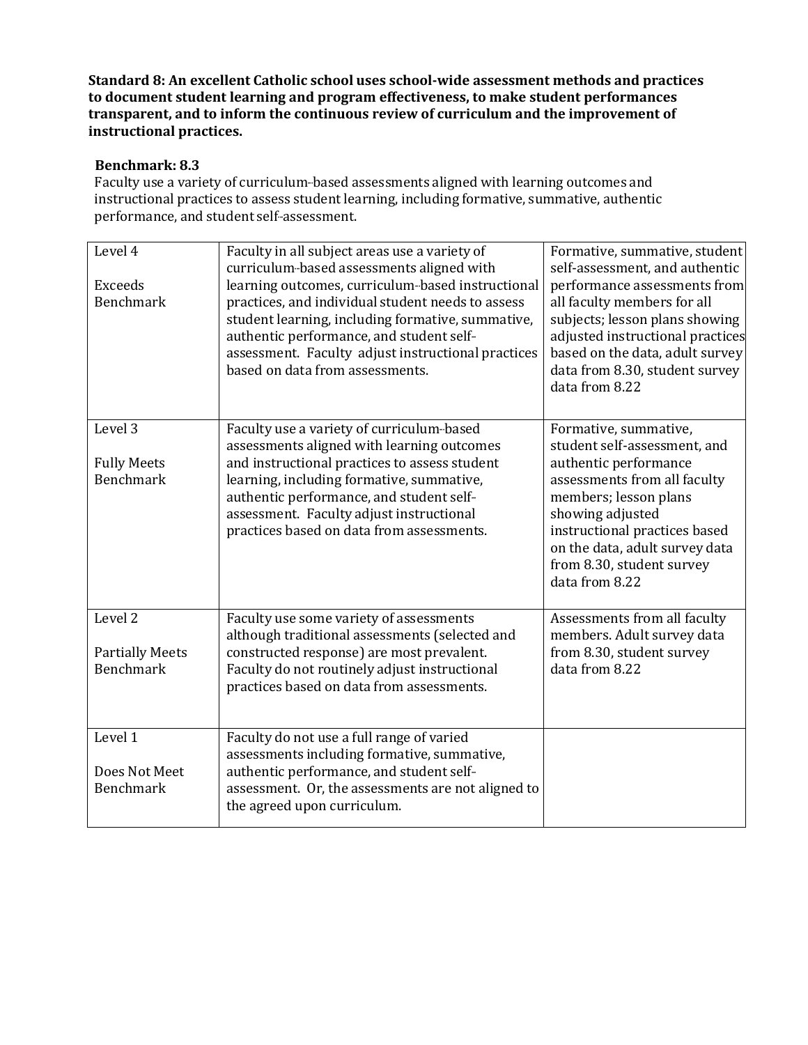**Standard 8: An excellent Catholic school uses school-wide assessment methods and practices to document student learning and program effectiveness, to make student performances transparent, and to inform the continuous review of curriculum and the improvement of instructional practices.**

**Benchmark: 8.3**

Faculty use a variety of curriculum-based assessments aligned with learning outcomes and instructional practices to assess student learning, including formative, summative, authentic performance, and student self-assessment.

| Level | Description | Evidence |
|---|---|---|
| Level 4<br><br>Exceeds Benchmark | Faculty in all subject areas use a variety of curriculum-based assessments aligned with learning outcomes, curriculum-based instructional practices, and individual student needs to assess student learning, including formative, summative, authentic performance, and student self-assessment. Faculty adjust instructional practices based on data from assessments. | Formative, summative, student self-assessment, and authentic performance assessments from all faculty members for all subjects; lesson plans showing adjusted instructional practices based on the data, adult survey data from 8.30, student survey data from 8.22 |
| Level 3<br><br>Fully Meets Benchmark | Faculty use a variety of curriculum-based assessments aligned with learning outcomes and instructional practices to assess student learning, including formative, summative, authentic performance, and student self-assessment. Faculty adjust instructional practices based on data from assessments. | Formative, summative, student self-assessment, and authentic performance assessments from all faculty members; lesson plans showing adjusted instructional practices based on the data, adult survey data from 8.30, student survey data from 8.22 |
| Level 2<br><br>Partially Meets Benchmark | Faculty use some variety of assessments although traditional assessments (selected and constructed response) are most prevalent. Faculty do not routinely adjust instructional practices based on data from assessments. | Assessments from all faculty members. Adult survey data from 8.30, student survey data from 8.22 |
| Level 1<br><br>Does Not Meet Benchmark | Faculty do not use a full range of varied assessments including formative, summative, authentic performance, and student self-assessment. Or, the assessments are not aligned to the agreed upon curriculum. | |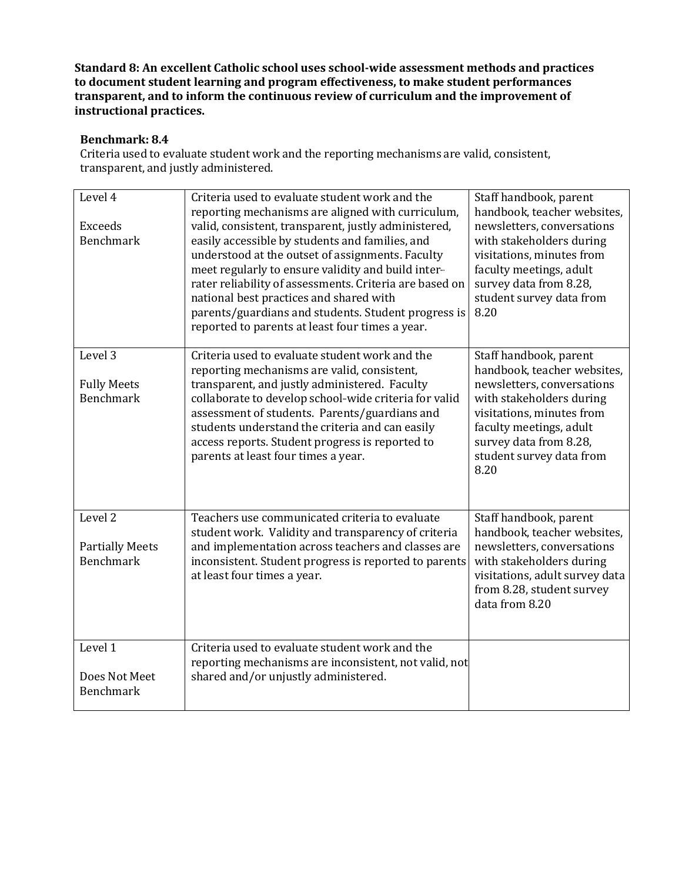**Standard 8: An excellent Catholic school uses school-wide assessment methods and practices to document student learning and program effectiveness, to make student performances transparent, and to inform the continuous review of curriculum and the improvement of instructional practices.**

**Benchmark: 8.4**

Criteria used to evaluate student work and the reporting mechanisms are valid, consistent, transparent, and justly administered.

| | | |
|---|---|---|
| Level 4<br><br>Exceeds Benchmark | Criteria used to evaluate student work and the reporting mechanisms are aligned with curriculum, valid, consistent, transparent, justly administered, easily accessible by students and families, and understood at the outset of assignments. Faculty meet regularly to ensure validity and build inter-rater reliability of assessments. Criteria are based on national best practices and shared with parents/guardians and students. Student progress is reported to parents at least four times a year. | Staff handbook, parent handbook, teacher websites, newsletters, conversations with stakeholders during visitations, minutes from faculty meetings, adult survey data from 8.28, student survey data from 8.20 |
| Level 3<br><br>Fully Meets Benchmark | Criteria used to evaluate student work and the reporting mechanisms are valid, consistent, transparent, and justly administered. Faculty collaborate to develop school-wide criteria for valid assessment of students. Parents/guardians and students understand the criteria and can easily access reports. Student progress is reported to parents at least four times a year. | Staff handbook, parent handbook, teacher websites, newsletters, conversations with stakeholders during visitations, minutes from faculty meetings, adult survey data from 8.28, student survey data from 8.20 |
| Level 2<br><br>Partially Meets Benchmark | Teachers use communicated criteria to evaluate student work. Validity and transparency of criteria and implementation across teachers and classes are inconsistent. Student progress is reported to parents at least four times a year. | Staff handbook, parent handbook, teacher websites, newsletters, conversations with stakeholders during visitations, adult survey data from 8.28, student survey data from 8.20 |
| Level 1<br><br>Does Not Meet Benchmark | Criteria used to evaluate student work and the reporting mechanisms are inconsistent, not valid, not shared and/or unjustly administered. | |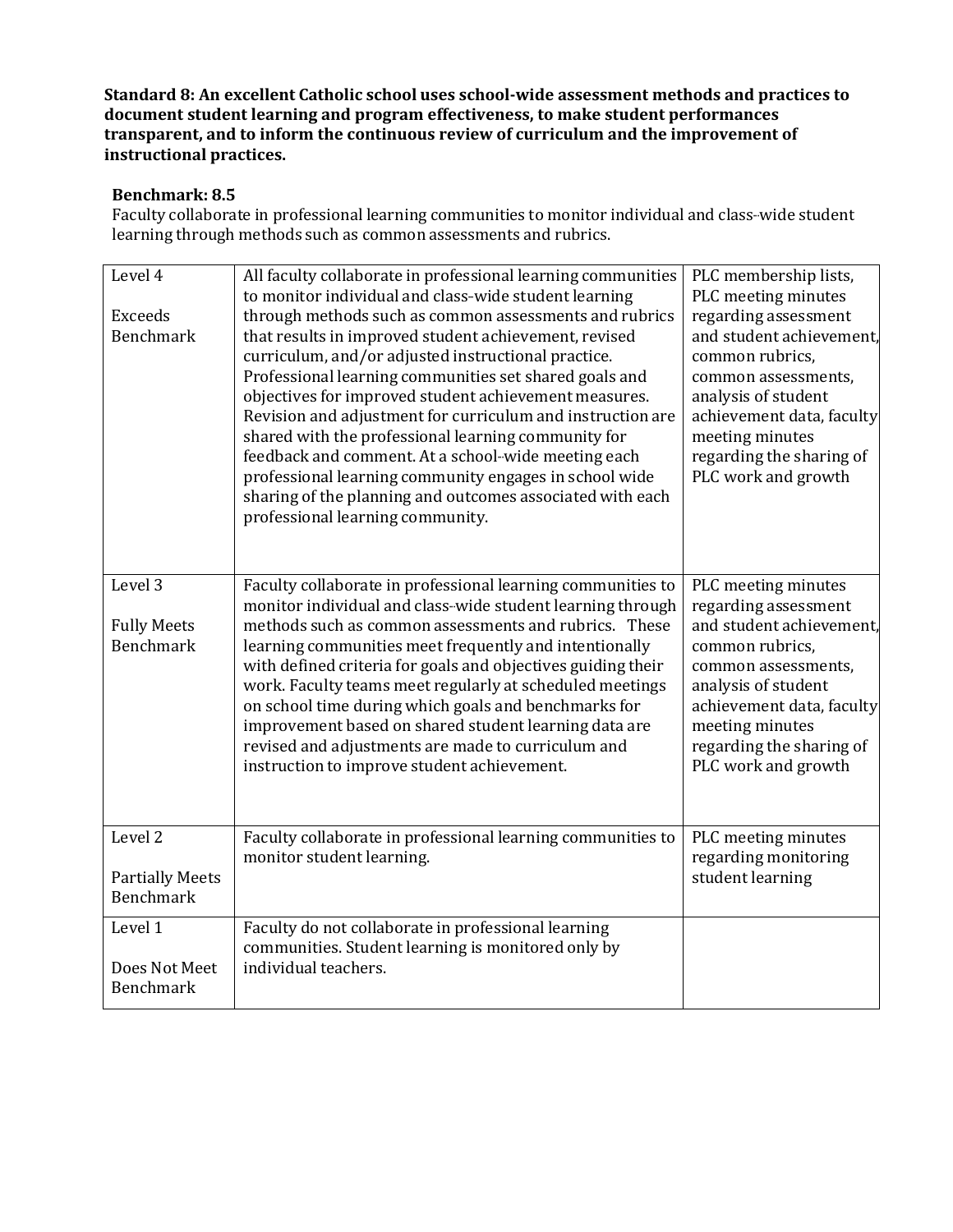**Standard 8: An excellent Catholic school uses school-wide assessment methods and practices to document student learning and program effectiveness, to make student performances transparent, and to inform the continuous review of curriculum and the improvement of instructional practices.**

**Benchmark: 8.5**

Faculty collaborate in professional learning communities to monitor individual and class-wide student learning through methods such as common assessments and rubrics.

| | | |
|---|---|---|
| Level 4<br><br>Exceeds Benchmark | All faculty collaborate in professional learning communities to monitor individual and class-wide student learning through methods such as common assessments and rubrics that results in improved student achievement, revised curriculum, and/or adjusted instructional practice. Professional learning communities set shared goals and objectives for improved student achievement measures. Revision and adjustment for curriculum and instruction are shared with the professional learning community for feedback and comment. At a school-wide meeting each professional learning community engages in school wide sharing of the planning and outcomes associated with each professional learning community. | PLC membership lists, PLC meeting minutes regarding assessment and student achievement, common rubrics, common assessments, analysis of student achievement data, faculty meeting minutes regarding the sharing of PLC work and growth |
| Level 3<br><br>Fully Meets Benchmark | Faculty collaborate in professional learning communities to monitor individual and class-wide student learning through methods such as common assessments and rubrics. These learning communities meet frequently and intentionally with defined criteria for goals and objectives guiding their work. Faculty teams meet regularly at scheduled meetings on school time during which goals and benchmarks for improvement based on shared student learning data are revised and adjustments are made to curriculum and instruction to improve student achievement. | PLC meeting minutes regarding assessment and student achievement, common rubrics, common assessments, analysis of student achievement data, faculty meeting minutes regarding the sharing of PLC work and growth |
| Level 2<br><br>Partially Meets Benchmark | Faculty collaborate in professional learning communities to monitor student learning. | PLC meeting minutes regarding monitoring student learning |
| Level 1<br><br>Does Not Meet Benchmark | Faculty do not collaborate in professional learning communities. Student learning is monitored only by individual teachers. | |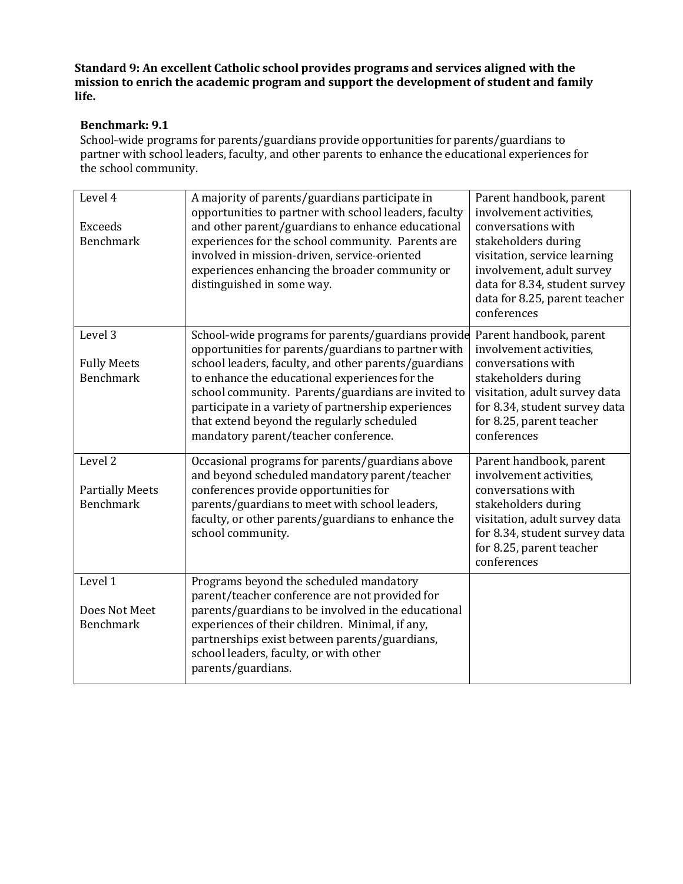**Standard 9: An excellent Catholic school provides programs and services aligned with the mission to enrich the academic program and support the development of student and family life.**

**Benchmark: 9.1**

School-wide programs for parents/guardians provide opportunities for parents/guardians to partner with school leaders, faculty, and other parents to enhance the educational experiences for the school community.

| | | |
|---|---|---|
| Level 4<br><br>Exceeds Benchmark | A majority of parents/guardians participate in opportunities to partner with school leaders, faculty and other parent/guardians to enhance educational experiences for the school community. Parents are involved in mission-driven, service-oriented experiences enhancing the broader community or distinguished in some way. | Parent handbook, parent involvement activities, conversations with stakeholders during visitation, service learning involvement, adult survey data for 8.34, student survey data for 8.25, parent teacher conferences |
| Level 3<br><br>Fully Meets Benchmark | School-wide programs for parents/guardians provide opportunities for parents/guardians to partner with school leaders, faculty, and other parents/guardians to enhance the educational experiences for the school community. Parents/guardians are invited to participate in a variety of partnership experiences that extend beyond the regularly scheduled mandatory parent/teacher conference. | Parent handbook, parent involvement activities, conversations with stakeholders during visitation, adult survey data for 8.34, student survey data for 8.25, parent teacher conferences |
| Level 2<br><br>Partially Meets Benchmark | Occasional programs for parents/guardians above and beyond scheduled mandatory parent/teacher conferences provide opportunities for parents/guardians to meet with school leaders, faculty, or other parents/guardians to enhance the school community. | Parent handbook, parent involvement activities, conversations with stakeholders during visitation, adult survey data for 8.34, student survey data for 8.25, parent teacher conferences |
| Level 1<br><br>Does Not Meet Benchmark | Programs beyond the scheduled mandatory parent/teacher conference are not provided for parents/guardians to be involved in the educational experiences of their children. Minimal, if any, partnerships exist between parents/guardians, school leaders, faculty, or with other parents/guardians. | |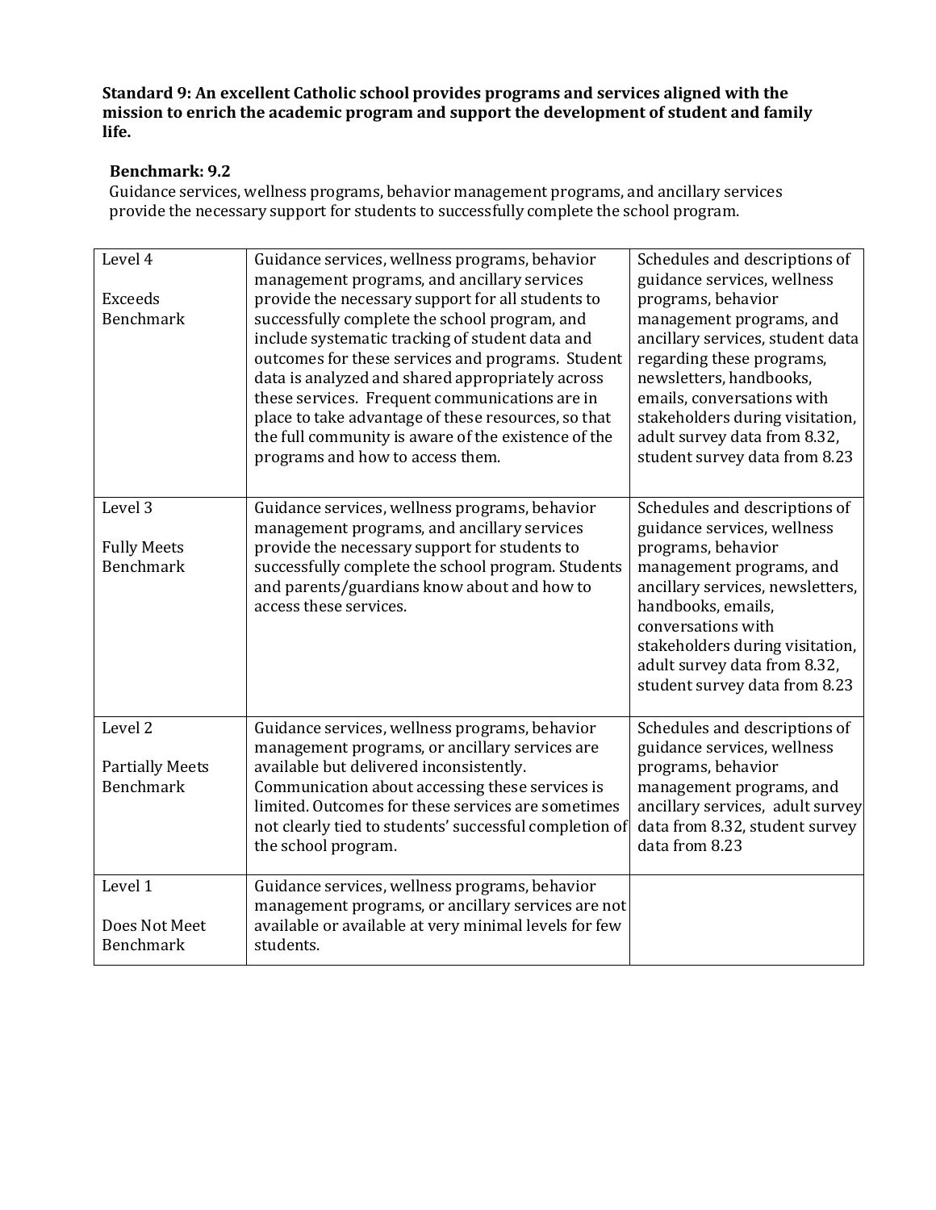**Standard 9: An excellent Catholic school provides programs and services aligned with the mission to enrich the academic program and support the development of student and family life.**

**Benchmark: 9.2**

Guidance services, wellness programs, behavior management programs, and ancillary services provide the necessary support for students to successfully complete the school program.

| | | |
|---|---|---|
| Level 4<br><br>Exceeds Benchmark | Guidance services, wellness programs, behavior management programs, and ancillary services provide the necessary support for all students to successfully complete the school program, and include systematic tracking of student data and outcomes for these services and programs. Student data is analyzed and shared appropriately across these services. Frequent communications are in place to take advantage of these resources, so that the full community is aware of the existence of the programs and how to access them. | Schedules and descriptions of guidance services, wellness programs, behavior management programs, and ancillary services, student data regarding these programs, newsletters, handbooks, emails, conversations with stakeholders during visitation, adult survey data from 8.32, student survey data from 8.23 |
| Level 3<br><br>Fully Meets Benchmark | Guidance services, wellness programs, behavior management programs, and ancillary services provide the necessary support for students to successfully complete the school program. Students and parents/guardians know about and how to access these services. | Schedules and descriptions of guidance services, wellness programs, behavior management programs, and ancillary services, newsletters, handbooks, emails, conversations with stakeholders during visitation, adult survey data from 8.32, student survey data from 8.23 |
| Level 2<br><br>Partially Meets Benchmark | Guidance services, wellness programs, behavior management programs, or ancillary services are available but delivered inconsistently. Communication about accessing these services is limited. Outcomes for these services are sometimes not clearly tied to students' successful completion of the school program. | Schedules and descriptions of guidance services, wellness programs, behavior management programs, and ancillary services, adult survey data from 8.32, student survey data from 8.23 |
| Level 1<br><br>Does Not Meet Benchmark | Guidance services, wellness programs, behavior management programs, or ancillary services are not available or available at very minimal levels for few students. | |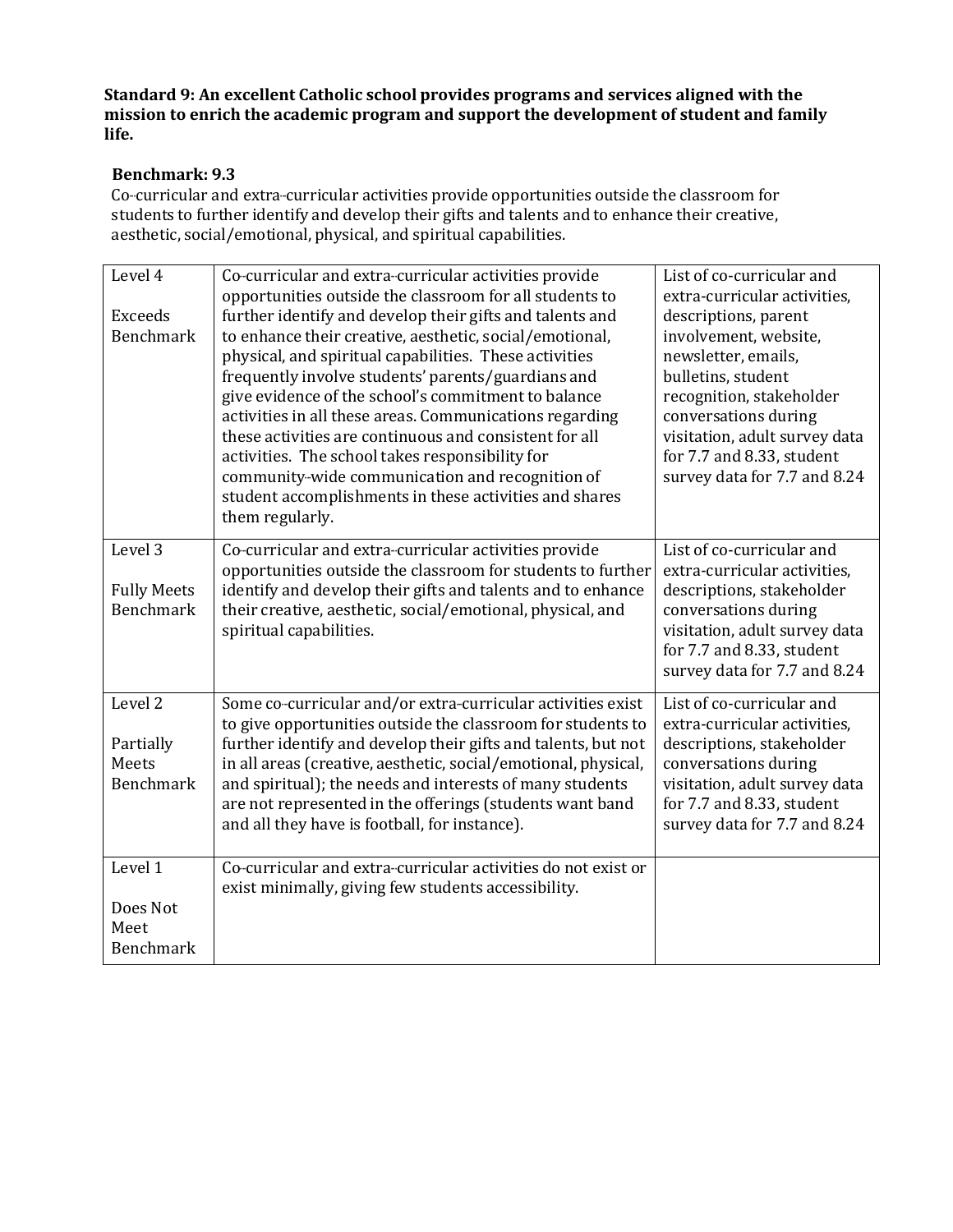**Standard 9: An excellent Catholic school provides programs and services aligned with the mission to enrich the academic program and support the development of student and family life.**

**Benchmark: 9.3**

Co-curricular and extra-curricular activities provide opportunities outside the classroom for students to further identify and develop their gifts and talents and to enhance their creative, aesthetic, social/emotional, physical, and spiritual capabilities.

| | | |
|---|---|---|
| Level 4<br><br>Exceeds Benchmark | Co-curricular and extra-curricular activities provide opportunities outside the classroom for all students to further identify and develop their gifts and talents and to enhance their creative, aesthetic, social/emotional, physical, and spiritual capabilities. These activities frequently involve students' parents/guardians and give evidence of the school's commitment to balance activities in all these areas. Communications regarding these activities are continuous and consistent for all activities. The school takes responsibility for community-wide communication and recognition of student accomplishments in these activities and shares them regularly. | List of co-curricular and extra-curricular activities, descriptions, parent involvement, website, newsletter, emails, bulletins, student recognition, stakeholder conversations during visitation, adult survey data for 7.7 and 8.33, student survey data for 7.7 and 8.24 |
| Level 3<br><br>Fully Meets Benchmark | Co-curricular and extra-curricular activities provide opportunities outside the classroom for students to further identify and develop their gifts and talents and to enhance their creative, aesthetic, social/emotional, physical, and spiritual capabilities. | List of co-curricular and extra-curricular activities, descriptions, stakeholder conversations during visitation, adult survey data for 7.7 and 8.33, student survey data for 7.7 and 8.24 |
| Level 2<br><br>Partially Meets Benchmark | Some co-curricular and/or extra-curricular activities exist to give opportunities outside the classroom for students to further identify and develop their gifts and talents, but not in all areas (creative, aesthetic, social/emotional, physical, and spiritual); the needs and interests of many students are not represented in the offerings (students want band and all they have is football, for instance). | List of co-curricular and extra-curricular activities, descriptions, stakeholder conversations during visitation, adult survey data for 7.7 and 8.33, student survey data for 7.7 and 8.24 |
| Level 1<br><br>Does Not Meet Benchmark | Co-curricular and extra-curricular activities do not exist or exist minimally, giving few students accessibility. | |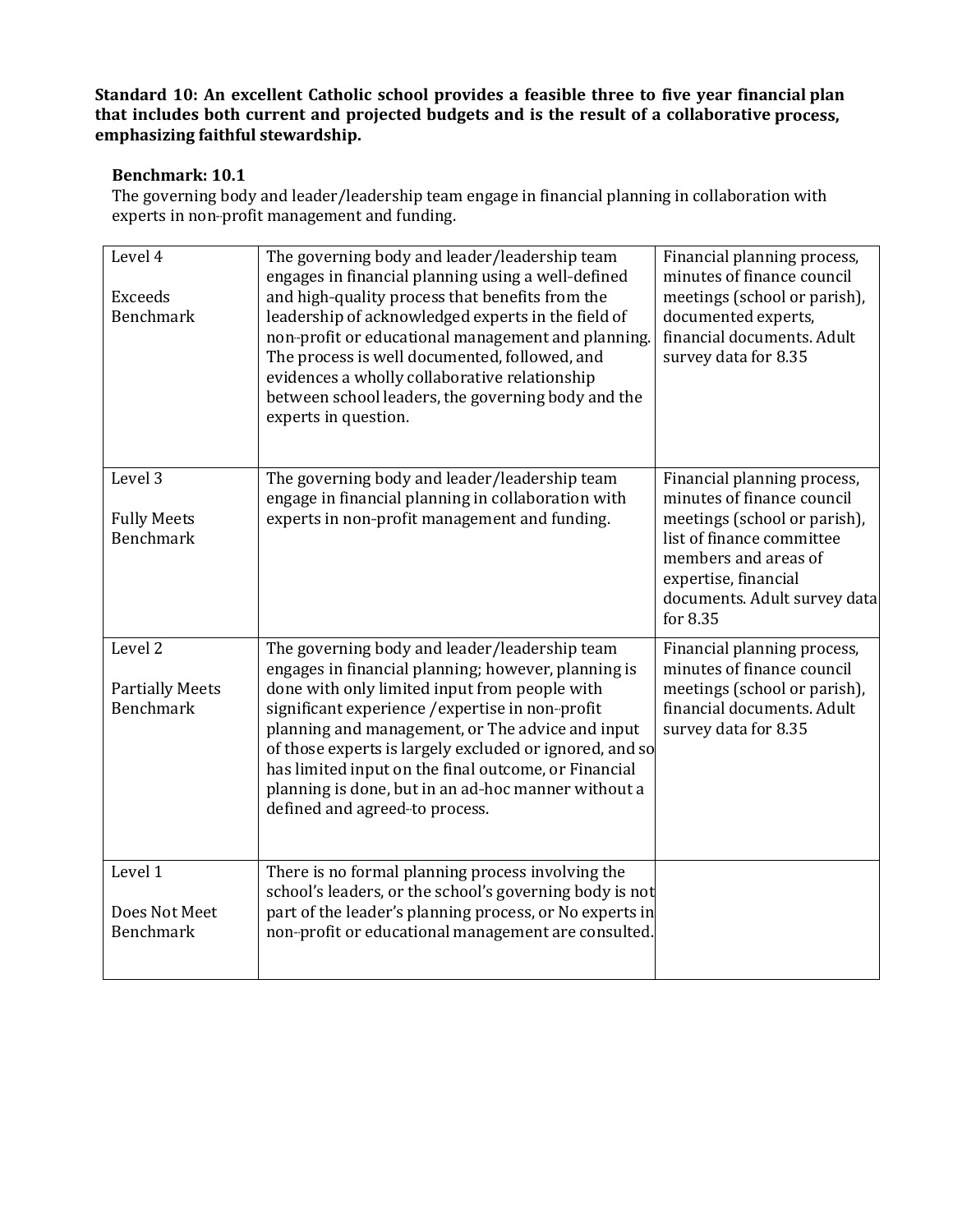**Standard 10: An excellent Catholic school provides a feasible three to five year financial plan that includes both current and projected budgets and is the result of a collaborative process, emphasizing faithful stewardship.**

**Benchmark: 10.1**

The governing body and leader/leadership team engage in financial planning in collaboration with experts in non-profit management and funding.

| | | |
|---|---|---|
| Level 4<br><br>Exceeds Benchmark | The governing body and leader/leadership team engages in financial planning using a well-defined and high-quality process that benefits from the leadership of acknowledged experts in the field of non-profit or educational management and planning. The process is well documented, followed, and evidences a wholly collaborative relationship between school leaders, the governing body and the experts in question. | Financial planning process, minutes of finance council meetings (school or parish), documented experts, financial documents. Adult survey data for 8.35 |
| Level 3<br><br>Fully Meets Benchmark | The governing body and leader/leadership team engage in financial planning in collaboration with experts in non-profit management and funding. | Financial planning process, minutes of finance council meetings (school or parish), list of finance committee members and areas of expertise, financial documents. Adult survey data for 8.35 |
| Level 2<br><br>Partially Meets Benchmark | The governing body and leader/leadership team engages in financial planning; however, planning is done with only limited input from people with significant experience /expertise in non-profit planning and management, or The advice and input of those experts is largely excluded or ignored, and so has limited input on the final outcome, or Financial planning is done, but in an ad-hoc manner without a defined and agreed-to process. | Financial planning process, minutes of finance council meetings (school or parish), financial documents. Adult survey data for 8.35 |
| Level 1<br><br>Does Not Meet Benchmark | There is no formal planning process involving the school's leaders, or the school's governing body is not part of the leader's planning process, or No experts in non-profit or educational management are consulted. | |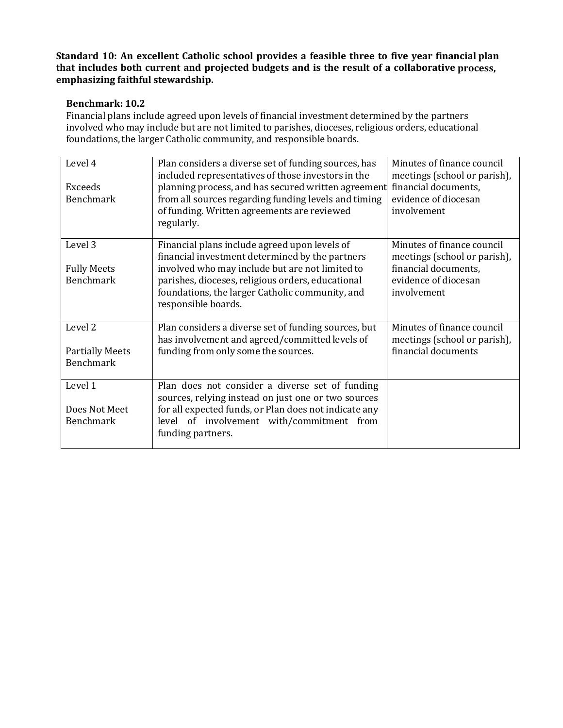**Standard 10: An excellent Catholic school provides a feasible three to five year financial plan that includes both current and projected budgets and is the result of a collaborative process, emphasizing faithful stewardship.**

**Benchmark: 10.2**

Financial plans include agreed upon levels of financial investment determined by the partners involved who may include but are not limited to parishes, dioceses, religious orders, educational foundations, the larger Catholic community, and responsible boards.

| Level | Description | Evidence |
|---|---|---|
| Level 4<br><br>Exceeds Benchmark | Plan considers a diverse set of funding sources, has included representatives of those investors in the planning process, and has secured written agreement from all sources regarding funding levels and timing of funding. Written agreements are reviewed regularly. | Minutes of finance council meetings (school or parish), financial documents, evidence of diocesan involvement |
| Level 3<br><br>Fully Meets Benchmark | Financial plans include agreed upon levels of financial investment determined by the partners involved who may include but are not limited to parishes, dioceses, religious orders, educational foundations, the larger Catholic community, and responsible boards. | Minutes of finance council meetings (school or parish), financial documents, evidence of diocesan involvement |
| Level 2<br><br>Partially Meets Benchmark | Plan considers a diverse set of funding sources, but has involvement and agreed/committed levels of funding from only some the sources. | Minutes of finance council meetings (school or parish), financial documents |
| Level 1<br><br>Does Not Meet Benchmark | Plan does not consider a diverse set of funding sources, relying instead on just one or two sources for all expected funds, or Plan does not indicate any level of involvement with/commitment from funding partners. | |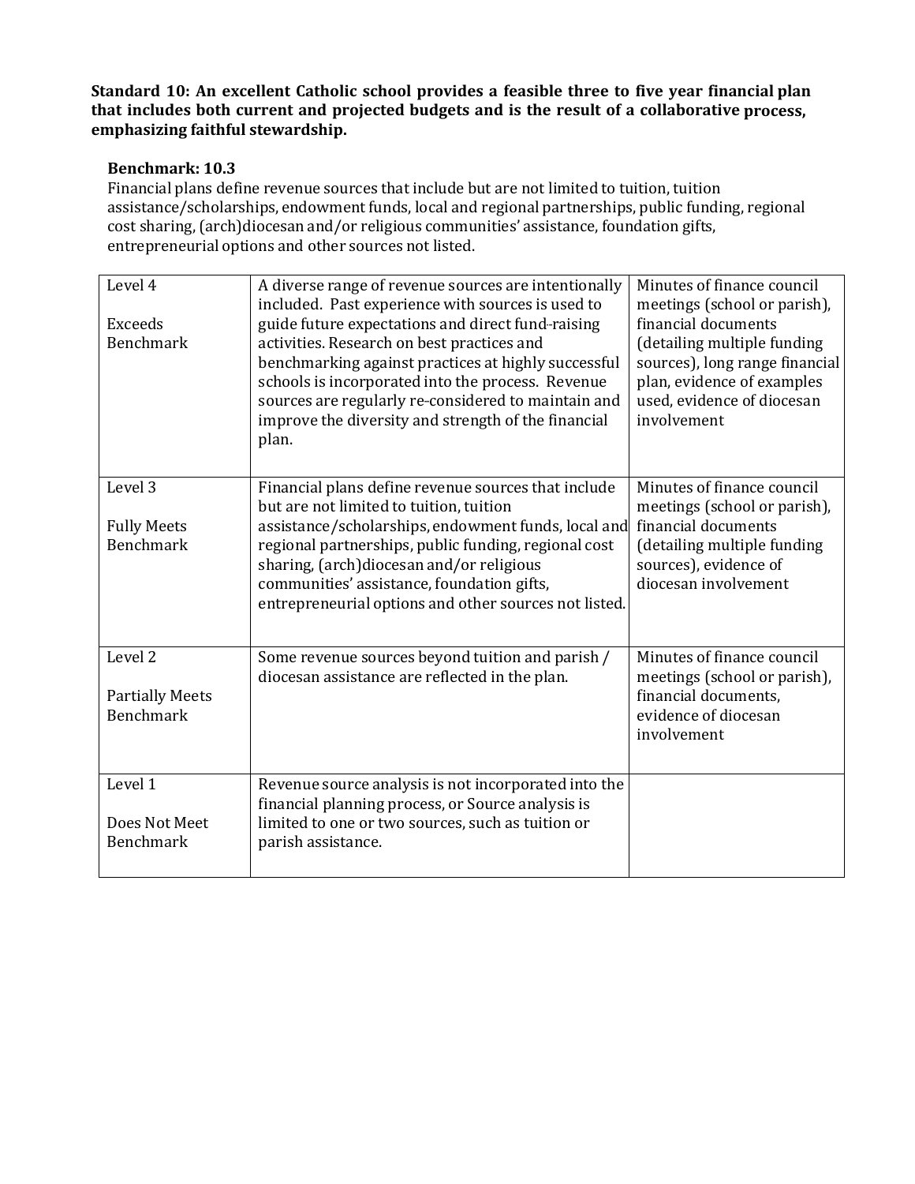**Standard 10: An excellent Catholic school provides a feasible three to five year financial plan that includes both current and projected budgets and is the result of a collaborative process, emphasizing faithful stewardship.**

**Benchmark: 10.3**

Financial plans define revenue sources that include but are not limited to tuition, tuition assistance/scholarships, endowment funds, local and regional partnerships, public funding, regional cost sharing, (arch)diocesan and/or religious communities' assistance, foundation gifts, entrepreneurial options and other sources not listed.

| | | |
|---|---|---|
| Level 4<br><br>Exceeds Benchmark | A diverse range of revenue sources are intentionally included. Past experience with sources is used to guide future expectations and direct fund-raising activities. Research on best practices and benchmarking against practices at highly successful schools is incorporated into the process. Revenue sources are regularly re-considered to maintain and improve the diversity and strength of the financial plan. | Minutes of finance council meetings (school or parish), financial documents (detailing multiple funding sources), long range financial plan, evidence of examples used, evidence of diocesan involvement |
| Level 3<br><br>Fully Meets Benchmark | Financial plans define revenue sources that include but are not limited to tuition, tuition assistance/scholarships, endowment funds, local and regional partnerships, public funding, regional cost sharing, (arch)diocesan and/or religious communities' assistance, foundation gifts, entrepreneurial options and other sources not listed. | Minutes of finance council meetings (school or parish), financial documents (detailing multiple funding sources), evidence of diocesan involvement |
| Level 2<br><br>Partially Meets Benchmark | Some revenue sources beyond tuition and parish / diocesan assistance are reflected in the plan. | Minutes of finance council meetings (school or parish), financial documents, evidence of diocesan involvement |
| Level 1<br><br>Does Not Meet Benchmark | Revenue source analysis is not incorporated into the financial planning process, or Source analysis is limited to one or two sources, such as tuition or parish assistance. | |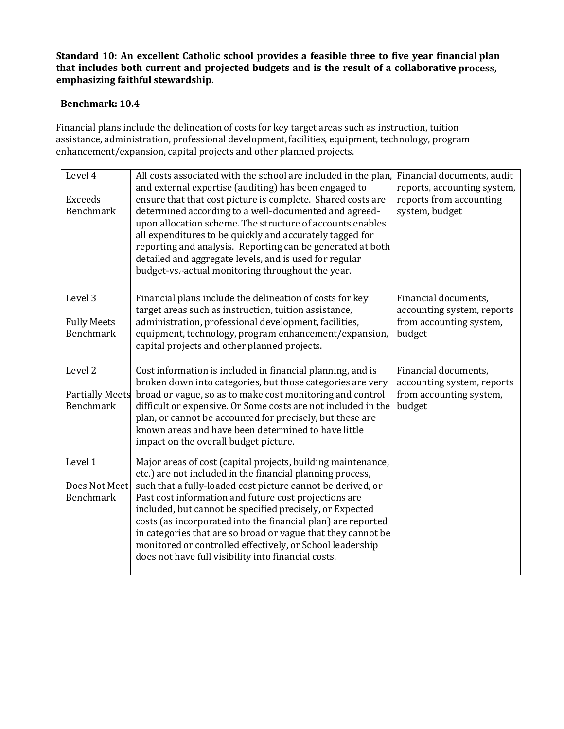**Standard 10: An excellent Catholic school provides a feasible three to five year financial plan that includes both current and projected budgets and is the result of a collaborative process, emphasizing faithful stewardship.**

**Benchmark: 10.4**

Financial plans include the delineation of costs for key target areas such as instruction, tuition assistance, administration, professional development, facilities, equipment, technology, program enhancement/expansion, capital projects and other planned projects.

| | | |
|---|---|---|
| Level 4<br><br>Exceeds Benchmark | All costs associated with the school are included in the plan, and external expertise (auditing) has been engaged to ensure that that cost picture is complete. Shared costs are determined according to a well-documented and agreed-upon allocation scheme. The structure of accounts enables all expenditures to be quickly and accurately tagged for reporting and analysis. Reporting can be generated at both detailed and aggregate levels, and is used for regular budget-vs.-actual monitoring throughout the year. | Financial documents, audit reports, accounting system, reports from accounting system, budget |
| Level 3<br><br>Fully Meets Benchmark | Financial plans include the delineation of costs for key target areas such as instruction, tuition assistance, administration, professional development, facilities, equipment, technology, program enhancement/expansion, capital projects and other planned projects. | Financial documents, accounting system, reports from accounting system, budget |
| Level 2<br><br>Partially Meets Benchmark | Cost information is included in financial planning, and is broken down into categories, but those categories are very broad or vague, so as to make cost monitoring and control difficult or expensive. Or Some costs are not included in the plan, or cannot be accounted for precisely, but these are known areas and have been determined to have little impact on the overall budget picture. | Financial documents, accounting system, reports from accounting system, budget |
| Level 1<br><br>Does Not Meet Benchmark | Major areas of cost (capital projects, building maintenance, etc.) are not included in the financial planning process, such that a fully-loaded cost picture cannot be derived, or Past cost information and future cost projections are included, but cannot be specified precisely, or Expected costs (as incorporated into the financial plan) are reported in categories that are so broad or vague that they cannot be monitored or controlled effectively, or School leadership does not have full visibility into financial costs. | |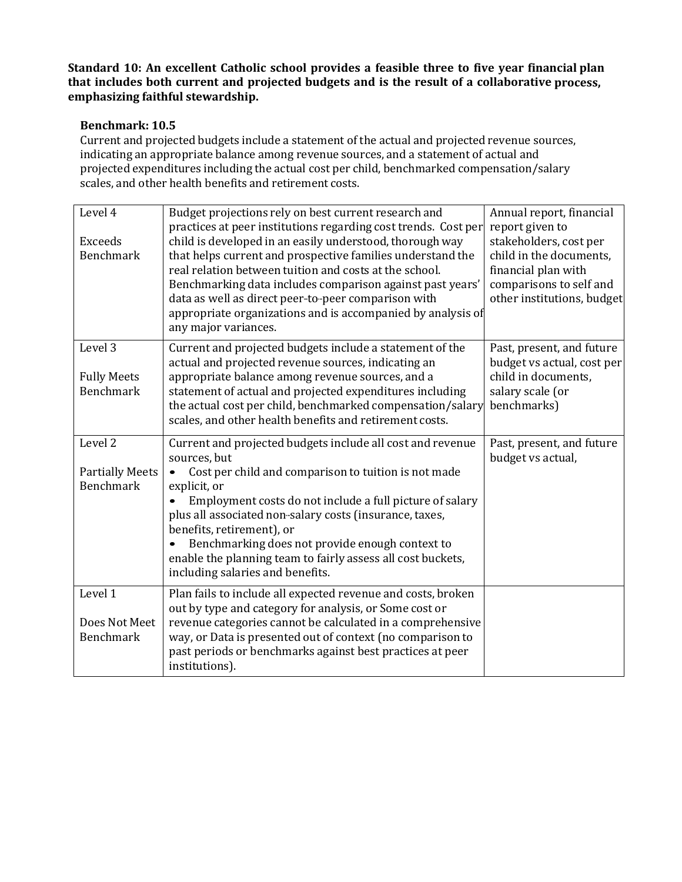**Standard 10: An excellent Catholic school provides a feasible three to five year financial plan that includes both current and projected budgets and is the result of a collaborative process, emphasizing faithful stewardship.**

**Benchmark: 10.5**

Current and projected budgets include a statement of the actual and projected revenue sources, indicating an appropriate balance among revenue sources, and a statement of actual and projected expenditures including the actual cost per child, benchmarked compensation/salary scales, and other health benefits and retirement costs.

| | | |
|---|---|---|
| Level 4<br><br>Exceeds Benchmark | Budget projections rely on best current research and practices at peer institutions regarding cost trends. Cost per child is developed in an easily understood, thorough way that helps current and prospective families understand the real relation between tuition and costs at the school. Benchmarking data includes comparison against past years' data as well as direct peer-to-peer comparison with appropriate organizations and is accompanied by analysis of any major variances. | Annual report, financial report given to stakeholders, cost per child in the documents, financial plan with comparisons to self and other institutions, budget |
| Level 3<br><br>Fully Meets Benchmark | Current and projected budgets include a statement of the actual and projected revenue sources, indicating an appropriate balance among revenue sources, and a statement of actual and projected expenditures including the actual cost per child, benchmarked compensation/salary scales, and other health benefits and retirement costs. | Past, present, and future budget vs actual, cost per child in documents, salary scale (or benchmarks) |
| Level 2<br><br>Partially Meets Benchmark | Current and projected budgets include all cost and revenue sources, but<br>• Cost per child and comparison to tuition is not made explicit, or<br>• Employment costs do not include a full picture of salary plus all associated non-salary costs (insurance, taxes, benefits, retirement), or<br>• Benchmarking does not provide enough context to enable the planning team to fairly assess all cost buckets, including salaries and benefits. | Past, present, and future budget vs actual, |
| Level 1<br><br>Does Not Meet Benchmark | Plan fails to include all expected revenue and costs, broken out by type and category for analysis, or Some cost or revenue categories cannot be calculated in a comprehensive way, or Data is presented out of context (no comparison to past periods or benchmarks against best practices at peer institutions). | |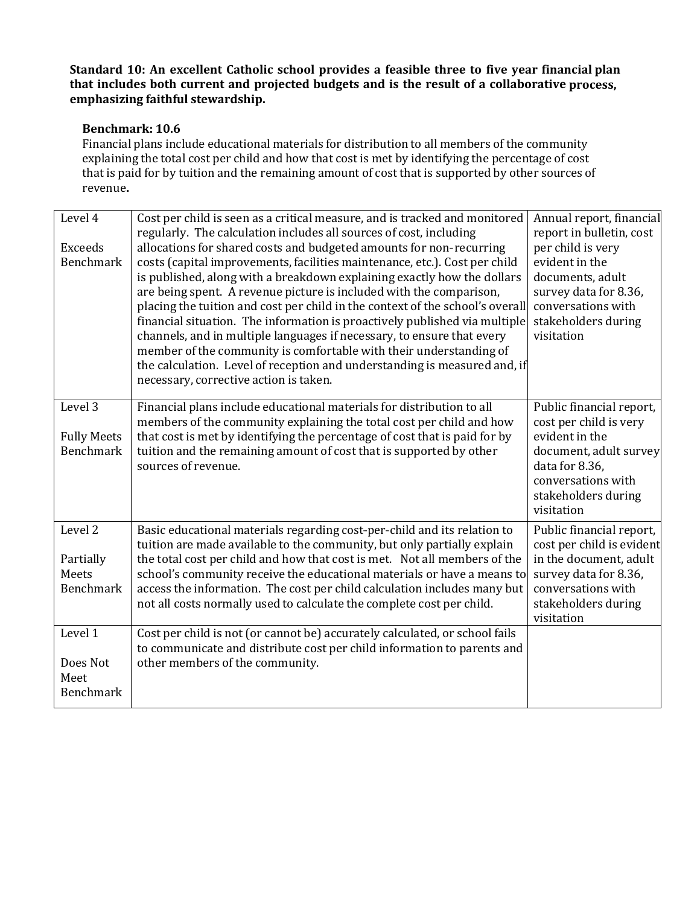**Standard 10: An excellent Catholic school provides a feasible three to five year financial plan that includes both current and projected budgets and is the result of a collaborative process, emphasizing faithful stewardship.**

**Benchmark: 10.6**

Financial plans include educational materials for distribution to all members of the community explaining the total cost per child and how that cost is met by identifying the percentage of cost that is paid for by tuition and the remaining amount of cost that is supported by other sources of revenue**.**

| | | |
|---|---|---|
| Level 4<br><br>Exceeds Benchmark | Cost per child is seen as a critical measure, and is tracked and monitored regularly. The calculation includes all sources of cost, including allocations for shared costs and budgeted amounts for non-recurring costs (capital improvements, facilities maintenance, etc.). Cost per child is published, along with a breakdown explaining exactly how the dollars are being spent. A revenue picture is included with the comparison, placing the tuition and cost per child in the context of the school's overall financial situation. The information is proactively published via multiple channels, and in multiple languages if necessary, to ensure that every member of the community is comfortable with their understanding of the calculation. Level of reception and understanding is measured and, if necessary, corrective action is taken. | Annual report, financial report in bulletin, cost per child is very evident in the documents, adult survey data for 8.36, conversations with stakeholders during visitation |
| Level 3<br><br>Fully Meets Benchmark | Financial plans include educational materials for distribution to all members of the community explaining the total cost per child and how that cost is met by identifying the percentage of cost that is paid for by tuition and the remaining amount of cost that is supported by other sources of revenue. | Public financial report, cost per child is very evident in the document, adult survey data for 8.36, conversations with stakeholders during visitation |
| Level 2<br><br>Partially Meets Benchmark | Basic educational materials regarding cost-per-child and its relation to tuition are made available to the community, but only partially explain the total cost per child and how that cost is met. Not all members of the school's community receive the educational materials or have a means to access the information. The cost per child calculation includes many but not all costs normally used to calculate the complete cost per child. | Public financial report, cost per child is evident in the document, adult survey data for 8.36, conversations with stakeholders during visitation |
| Level 1<br><br>Does Not Meet Benchmark | Cost per child is not (or cannot be) accurately calculated, or school fails to communicate and distribute cost per child information to parents and other members of the community. | |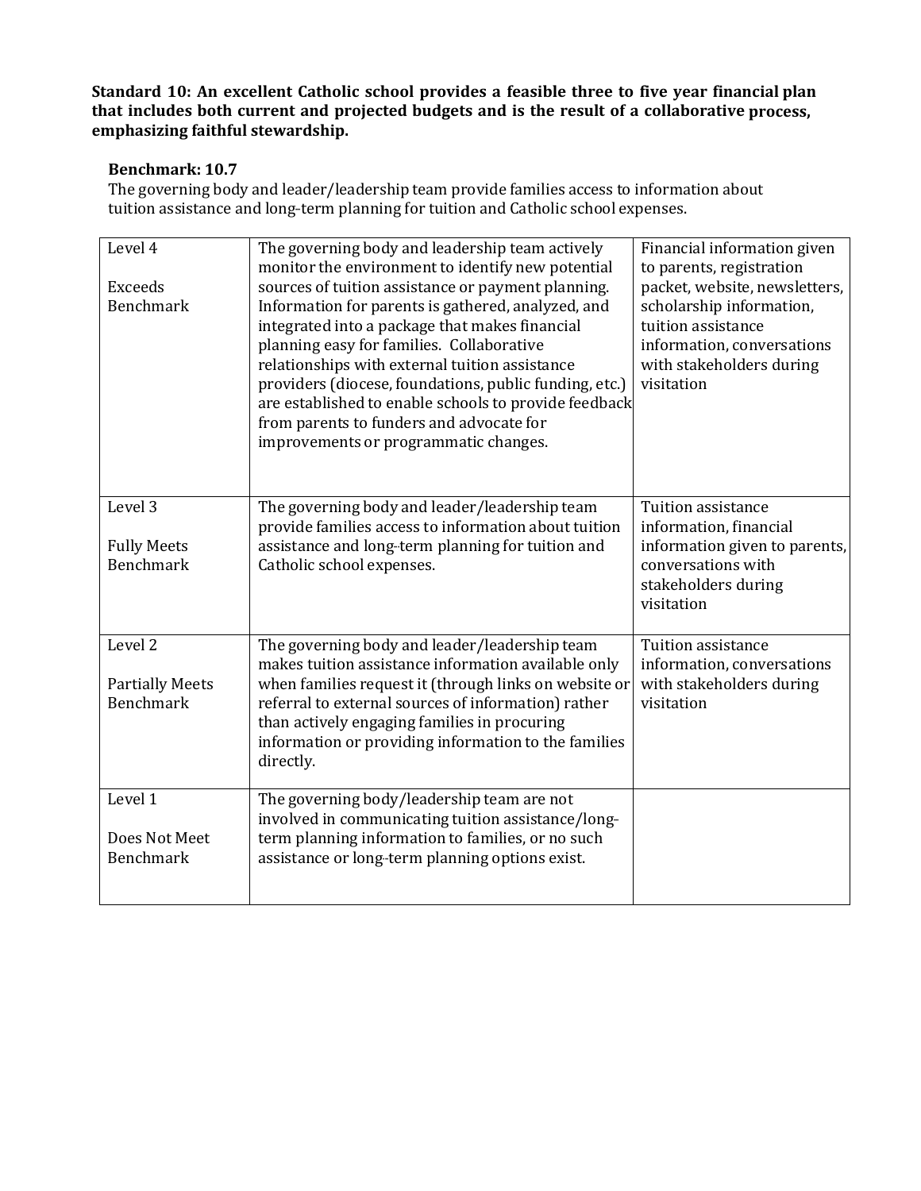**Standard 10: An excellent Catholic school provides a feasible three to five year financial plan that includes both current and projected budgets and is the result of a collaborative process, emphasizing faithful stewardship.**

**Benchmark: 10.7**

The governing body and leader/leadership team provide families access to information about tuition assistance and long-term planning for tuition and Catholic school expenses.

| Level | Description | Evidence |
|---|---|---|
| Level 4<br><br>Exceeds Benchmark | The governing body and leadership team actively monitor the environment to identify new potential sources of tuition assistance or payment planning. Information for parents is gathered, analyzed, and integrated into a package that makes financial planning easy for families. Collaborative relationships with external tuition assistance providers (diocese, foundations, public funding, etc.) are established to enable schools to provide feedback from parents to funders and advocate for improvements or programmatic changes. | Financial information given to parents, registration packet, website, newsletters, scholarship information, tuition assistance information, conversations with stakeholders during visitation |
| Level 3<br><br>Fully Meets Benchmark | The governing body and leader/leadership team provide families access to information about tuition assistance and long-term planning for tuition and Catholic school expenses. | Tuition assistance information, financial information given to parents, conversations with stakeholders during visitation |
| Level 2<br><br>Partially Meets Benchmark | The governing body and leader/leadership team makes tuition assistance information available only when families request it (through links on website or referral to external sources of information) rather than actively engaging families in procuring information or providing information to the families directly. | Tuition assistance information, conversations with stakeholders during visitation |
| Level 1<br><br>Does Not Meet Benchmark | The governing body/leadership team are not involved in communicating tuition assistance/long-term planning information to families, or no such assistance or long-term planning options exist. | |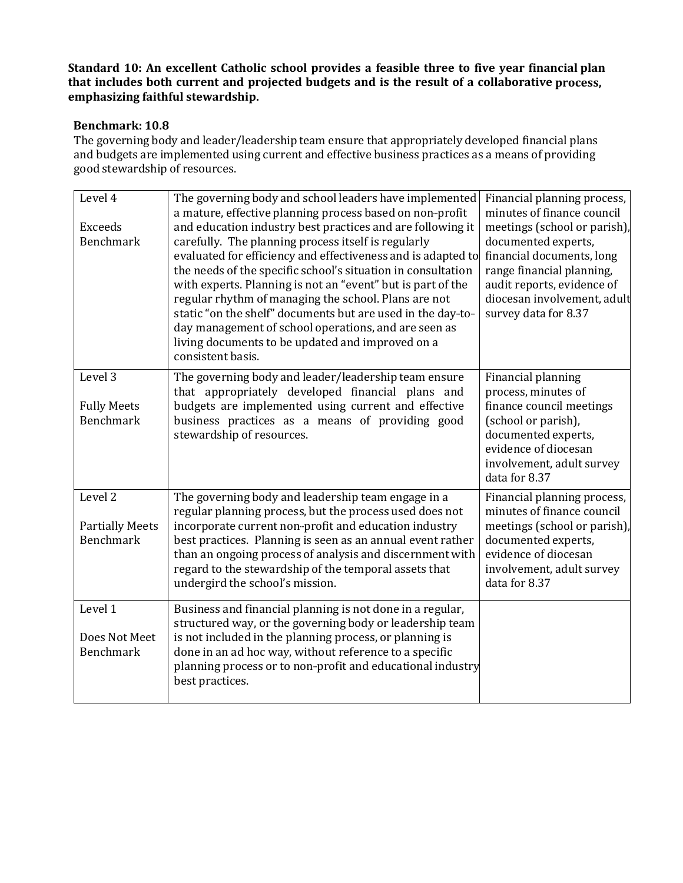**Standard 10: An excellent Catholic school provides a feasible three to five year financial plan that includes both current and projected budgets and is the result of a collaborative process, emphasizing faithful stewardship.**

**Benchmark: 10.8**

The governing body and leader/leadership team ensure that appropriately developed financial plans and budgets are implemented using current and effective business practices as a means of providing good stewardship of resources.

| | | |
|---|---|---|
| Level 4<br><br>Exceeds Benchmark | The governing body and school leaders have implemented a mature, effective planning process based on non-profit and education industry best practices and are following it carefully. The planning process itself is regularly evaluated for efficiency and effectiveness and is adapted to the needs of the specific school's situation in consultation with experts. Planning is not an "event" but is part of the regular rhythm of managing the school. Plans are not static "on the shelf" documents but are used in the day-to-day management of school operations, and are seen as living documents to be updated and improved on a consistent basis. | Financial planning process, minutes of finance council meetings (school or parish), documented experts, financial documents, long range financial planning, audit reports, evidence of diocesan involvement, adult survey data for 8.37 |
| Level 3<br><br>Fully Meets Benchmark | The governing body and leader/leadership team ensure that appropriately developed financial plans and budgets are implemented using current and effective business practices as a means of providing good stewardship of resources. | Financial planning process, minutes of finance council meetings (school or parish), documented experts, evidence of diocesan involvement, adult survey data for 8.37 |
| Level 2<br><br>Partially Meets Benchmark | The governing body and leadership team engage in a regular planning process, but the process used does not incorporate current non-profit and education industry best practices. Planning is seen as an annual event rather than an ongoing process of analysis and discernment with regard to the stewardship of the temporal assets that undergird the school's mission. | Financial planning process, minutes of finance council meetings (school or parish), documented experts, evidence of diocesan involvement, adult survey data for 8.37 |
| Level 1<br><br>Does Not Meet Benchmark | Business and financial planning is not done in a regular, structured way, or the governing body or leadership team is not included in the planning process, or planning is done in an ad hoc way, without reference to a specific planning process or to non-profit and educational industry best practices. | |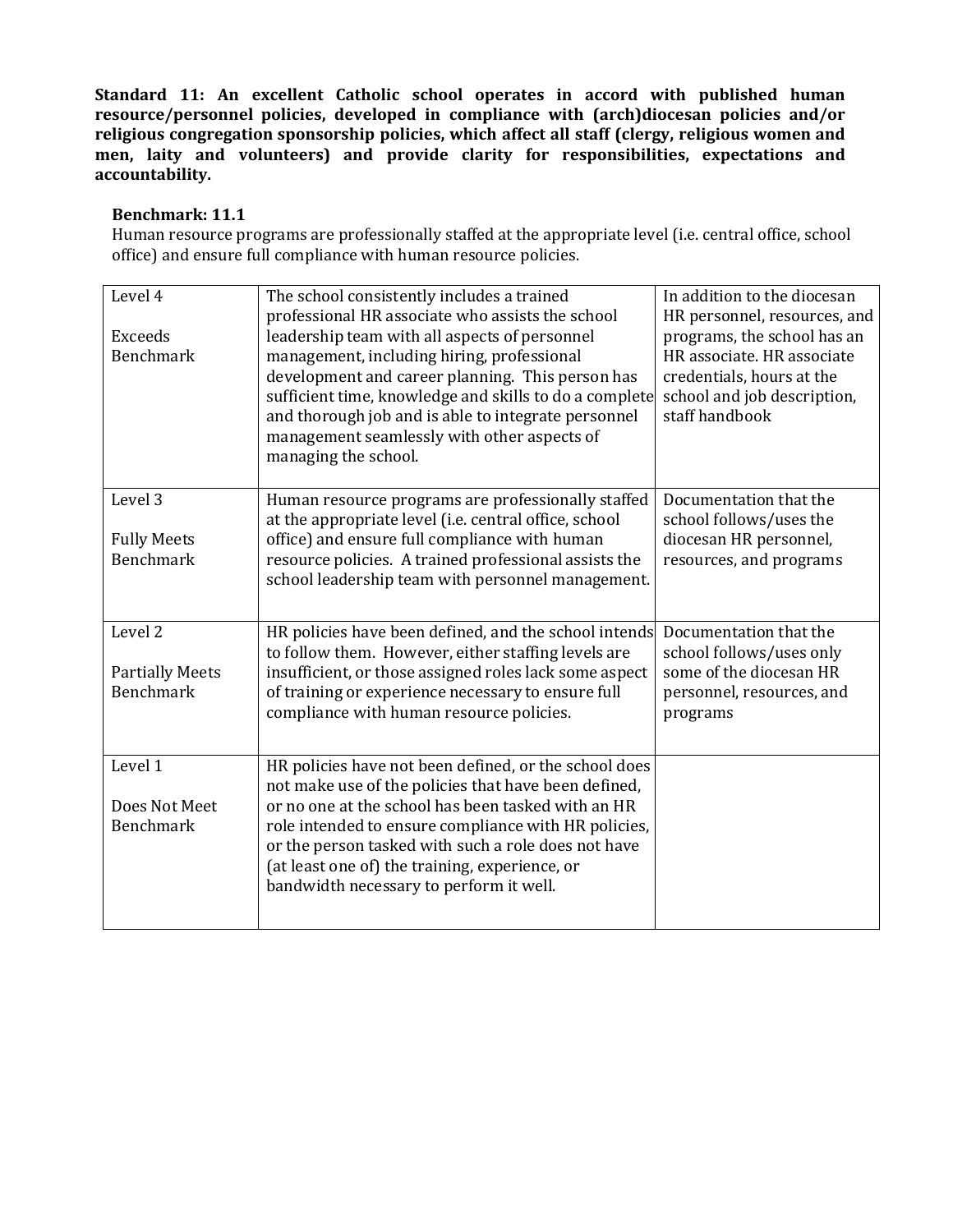**Standard 11: An excellent Catholic school operates in accord with published human resource/personnel policies, developed in compliance with (arch)diocesan policies and/or religious congregation sponsorship policies, which affect all staff (clergy, religious women and men, laity and volunteers) and provide clarity for responsibilities, expectations and accountability.**

**Benchmark: 11.1**

Human resource programs are professionally staffed at the appropriate level (i.e. central office, school office) and ensure full compliance with human resource policies.

| | | |
|---|---|---|
| Level 4<br><br>Exceeds Benchmark | The school consistently includes a trained professional HR associate who assists the school leadership team with all aspects of personnel management, including hiring, professional development and career planning. This person has sufficient time, knowledge and skills to do a complete and thorough job and is able to integrate personnel management seamlessly with other aspects of managing the school. | In addition to the diocesan HR personnel, resources, and programs, the school has an HR associate. HR associate credentials, hours at the school and job description, staff handbook |
| Level 3<br><br>Fully Meets Benchmark | Human resource programs are professionally staffed at the appropriate level (i.e. central office, school office) and ensure full compliance with human resource policies. A trained professional assists the school leadership team with personnel management. | Documentation that the school follows/uses the diocesan HR personnel, resources, and programs |
| Level 2<br><br>Partially Meets Benchmark | HR policies have been defined, and the school intends to follow them. However, either staffing levels are insufficient, or those assigned roles lack some aspect of training or experience necessary to ensure full compliance with human resource policies. | Documentation that the school follows/uses only some of the diocesan HR personnel, resources, and programs |
| Level 1<br><br>Does Not Meet Benchmark | HR policies have not been defined, or the school does not make use of the policies that have been defined, or no one at the school has been tasked with an HR role intended to ensure compliance with HR policies, or the person tasked with such a role does not have (at least one of) the training, experience, or bandwidth necessary to perform it well. | |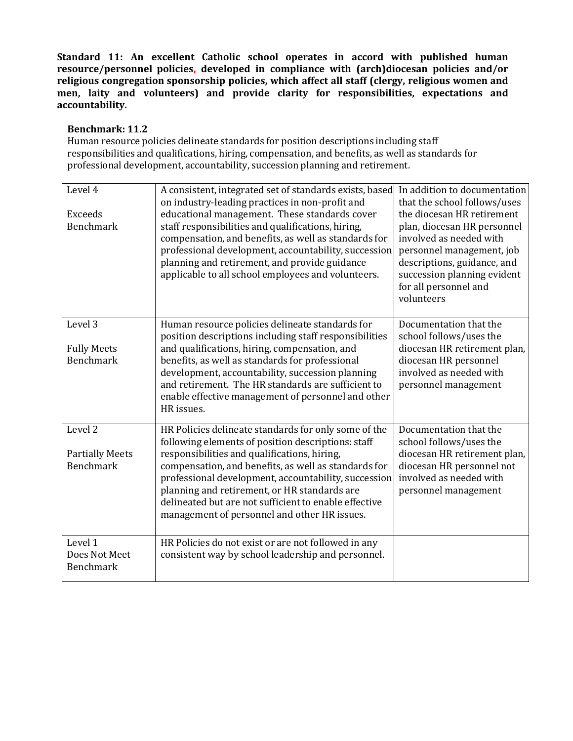**Standard 11: An excellent Catholic school operates in accord with published human resource/personnel policies, developed in compliance with (arch)diocesan policies and/or religious congregation sponsorship policies, which affect all staff (clergy, religious women and men, laity and volunteers) and provide clarity for responsibilities, expectations and accountability.**

**Benchmark: 11.2**

Human resource policies delineate standards for position descriptions including staff responsibilities and qualifications, hiring, compensation, and benefits, as well as standards for professional development, accountability, succession planning and retirement.

| | | |
|---|---|---|
| Level 4<br><br>Exceeds Benchmark | A consistent, integrated set of standards exists, based on industry-leading practices in non-profit and educational management. These standards cover staff responsibilities and qualifications, hiring, compensation, and benefits, as well as standards for professional development, accountability, succession planning and retirement, and provide guidance applicable to all school employees and volunteers. | In addition to documentation that the school follows/uses the diocesan HR retirement plan, diocesan HR personnel involved as needed with personnel management, job descriptions, guidance, and succession planning evident for all personnel and volunteers |
| Level 3<br><br>Fully Meets Benchmark | Human resource policies delineate standards for position descriptions including staff responsibilities and qualifications, hiring, compensation, and benefits, as well as standards for professional development, accountability, succession planning and retirement. The HR standards are sufficient to enable effective management of personnel and other HR issues. | Documentation that the school follows/uses the diocesan HR retirement plan, diocesan HR personnel involved as needed with personnel management |
| Level 2<br><br>Partially Meets Benchmark | HR Policies delineate standards for only some of the following elements of position descriptions: staff responsibilities and qualifications, hiring, compensation, and benefits, as well as standards for professional development, accountability, succession planning and retirement, or HR standards are delineated but are not sufficient to enable effective management of personnel and other HR issues. | Documentation that the school follows/uses the diocesan HR retirement plan, diocesan HR personnel not involved as needed with personnel management |
| Level 1<br>Does Not Meet Benchmark | HR Policies do not exist or are not followed in any consistent way by school leadership and personnel. | |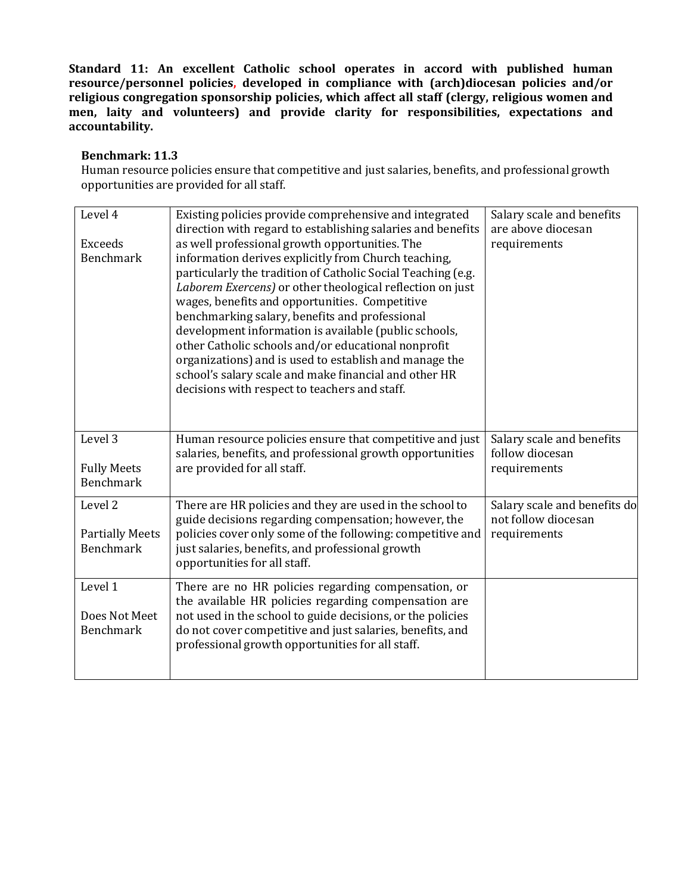**Standard 11: An excellent Catholic school operates in accord with published human resource/personnel policies, developed in compliance with (arch)diocesan policies and/or religious congregation sponsorship policies, which affect all staff (clergy, religious women and men, laity and volunteers) and provide clarity for responsibilities, expectations and accountability.**

**Benchmark: 11.3**

Human resource policies ensure that competitive and just salaries, benefits, and professional growth opportunities are provided for all staff.

| Level | Description | Salary scale and benefits |
|---|---|---|
| Level 4<br><br>Exceeds Benchmark | Existing policies provide comprehensive and integrated direction with regard to establishing salaries and benefits as well professional growth opportunities. The information derives explicitly from Church teaching, particularly the tradition of Catholic Social Teaching (e.g. *Laborem Exercens)* or other theological reflection on just wages, benefits and opportunities. Competitive benchmarking salary, benefits and professional development information is available (public schools, other Catholic schools and/or educational nonprofit organizations) and is used to establish and manage the school's salary scale and make financial and other HR decisions with respect to teachers and staff. | Salary scale and benefits are above diocesan requirements |
| Level 3<br><br>Fully Meets Benchmark | Human resource policies ensure that competitive and just salaries, benefits, and professional growth opportunities are provided for all staff. | Salary scale and benefits follow diocesan requirements |
| Level 2<br><br>Partially Meets Benchmark | There are HR policies and they are used in the school to guide decisions regarding compensation; however, the policies cover only some of the following: competitive and just salaries, benefits, and professional growth opportunities for all staff. | Salary scale and benefits do not follow diocesan requirements |
| Level 1<br><br>Does Not Meet Benchmark | There are no HR policies regarding compensation, or the available HR policies regarding compensation are not used in the school to guide decisions, or the policies do not cover competitive and just salaries, benefits, and professional growth opportunities for all staff. | |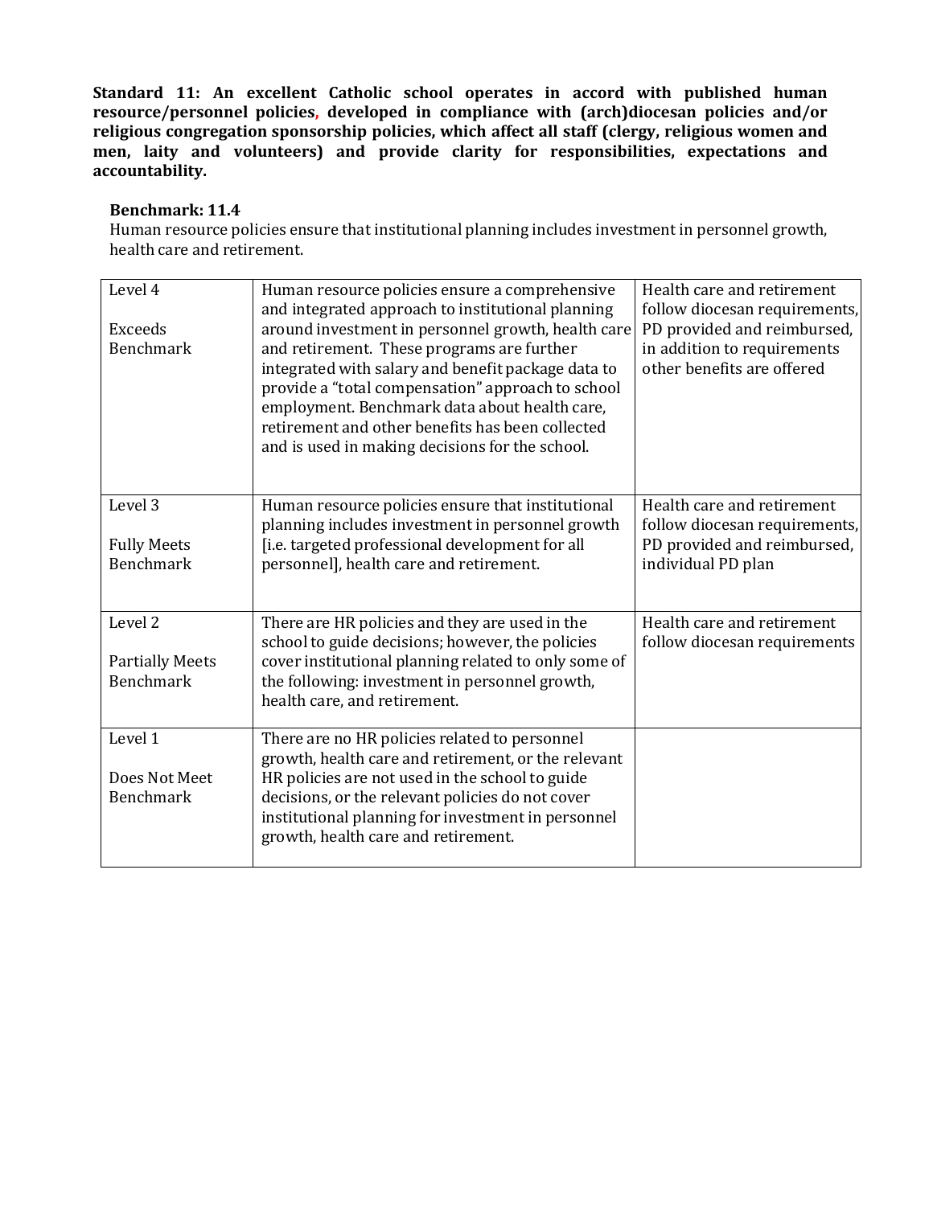**Standard 11: An excellent Catholic school operates in accord with published human resource/personnel policies, developed in compliance with (arch)diocesan policies and/or religious congregation sponsorship policies, which affect all staff (clergy, religious women and men, laity and volunteers) and provide clarity for responsibilities, expectations and accountability.**

**Benchmark: 11.4**
Human resource policies ensure that institutional planning includes investment in personnel growth, health care and retirement.

| | | |
|---|---|---|
| Level 4<br><br>Exceeds Benchmark | Human resource policies ensure a comprehensive and integrated approach to institutional planning around investment in personnel growth, health care and retirement. These programs are further integrated with salary and benefit package data to provide a "total compensation" approach to school employment. Benchmark data about health care, retirement and other benefits has been collected and is used in making decisions for the school. | Health care and retirement follow diocesan requirements, PD provided and reimbursed, in addition to requirements other benefits are offered |
| Level 3<br><br>Fully Meets Benchmark | Human resource policies ensure that institutional planning includes investment in personnel growth [i.e. targeted professional development for all personnel], health care and retirement. | Health care and retirement follow diocesan requirements, PD provided and reimbursed, individual PD plan |
| Level 2<br><br>Partially Meets Benchmark | There are HR policies and they are used in the school to guide decisions; however, the policies cover institutional planning related to only some of the following: investment in personnel growth, health care, and retirement. | Health care and retirement follow diocesan requirements |
| Level 1<br><br>Does Not Meet Benchmark | There are no HR policies related to personnel growth, health care and retirement, or the relevant HR policies are not used in the school to guide decisions, or the relevant policies do not cover institutional planning for investment in personnel growth, health care and retirement. | |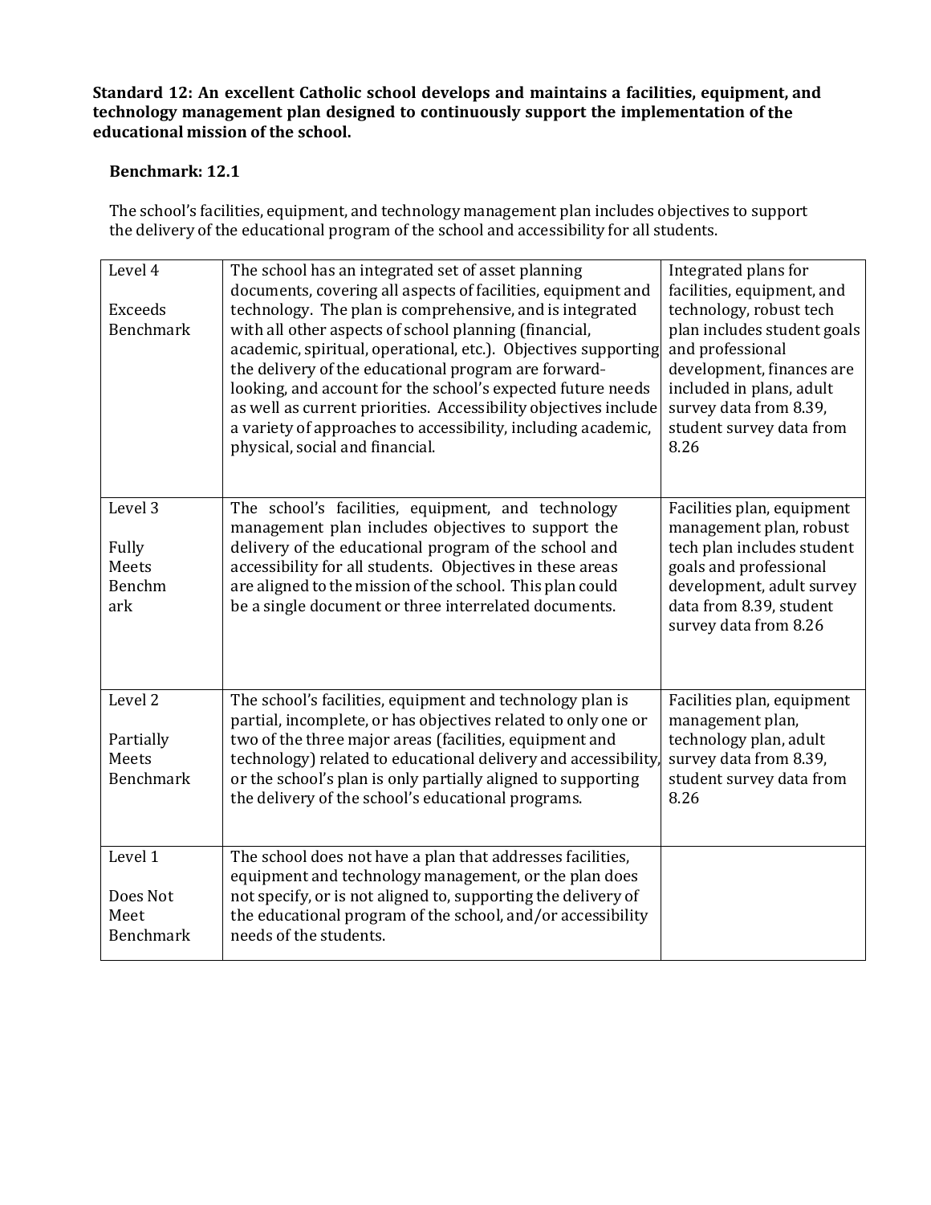**Standard 12: An excellent Catholic school develops and maintains a facilities, equipment, and technology management plan designed to continuously support the implementation of the educational mission of the school.**

**Benchmark: 12.1**

The school's facilities, equipment, and technology management plan includes objectives to support the delivery of the educational program of the school and accessibility for all students.

| Level | Description | Evidence |
|---|---|---|
| Level 4<br><br>Exceeds Benchmark | The school has an integrated set of asset planning documents, covering all aspects of facilities, equipment and technology. The plan is comprehensive, and is integrated with all other aspects of school planning (financial, academic, spiritual, operational, etc.). Objectives supporting the delivery of the educational program are forward-looking, and account for the school's expected future needs as well as current priorities. Accessibility objectives include a variety of approaches to accessibility, including academic, physical, social and financial. | Integrated plans for facilities, equipment, and technology, robust tech plan includes student goals and professional development, finances are included in plans, adult survey data from 8.39, student survey data from 8.26 |
| Level 3<br><br>Fully Meets Benchmark | The school's facilities, equipment, and technology management plan includes objectives to support the delivery of the educational program of the school and accessibility for all students. Objectives in these areas are aligned to the mission of the school. This plan could be a single document or three interrelated documents. | Facilities plan, equipment management plan, robust tech plan includes student goals and professional development, adult survey data from 8.39, student survey data from 8.26 |
| Level 2<br><br>Partially Meets Benchmark | The school's facilities, equipment and technology plan is partial, incomplete, or has objectives related to only one or two of the three major areas (facilities, equipment and technology) related to educational delivery and accessibility, or the school's plan is only partially aligned to supporting the delivery of the school's educational programs. | Facilities plan, equipment management plan, technology plan, adult survey data from 8.39, student survey data from 8.26 |
| Level 1<br><br>Does Not Meet Benchmark | The school does not have a plan that addresses facilities, equipment and technology management, or the plan does not specify, or is not aligned to, supporting the delivery of the educational program of the school, and/or accessibility needs of the students. | |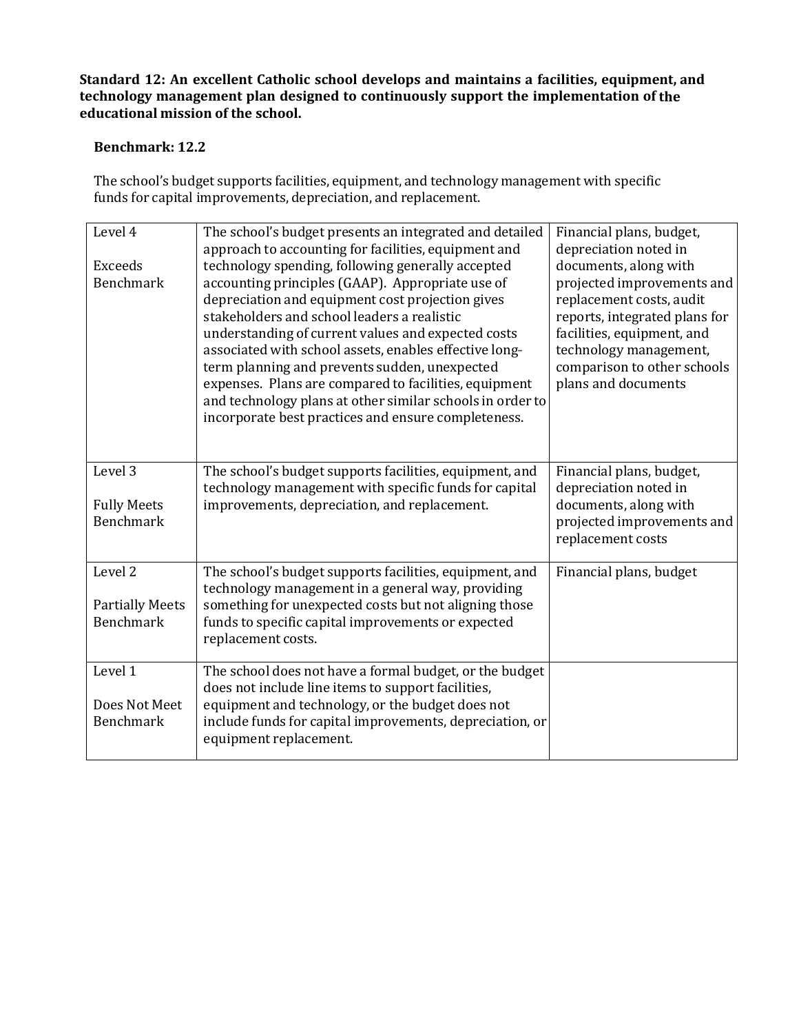**Standard 12: An excellent Catholic school develops and maintains a facilities, equipment, and technology management plan designed to continuously support the implementation of the educational mission of the school.**

**Benchmark: 12.2**

The school's budget supports facilities, equipment, and technology management with specific funds for capital improvements, depreciation, and replacement.

| Level | Description | Evidence |
|---|---|---|
| Level 4<br><br>Exceeds Benchmark | The school's budget presents an integrated and detailed approach to accounting for facilities, equipment and technology spending, following generally accepted accounting principles (GAAP). Appropriate use of depreciation and equipment cost projection gives stakeholders and school leaders a realistic understanding of current values and expected costs associated with school assets, enables effective long-term planning and prevents sudden, unexpected expenses. Plans are compared to facilities, equipment and technology plans at other similar schools in order to incorporate best practices and ensure completeness. | Financial plans, budget, depreciation noted in documents, along with projected improvements and replacement costs, audit reports, integrated plans for facilities, equipment, and technology management, comparison to other schools plans and documents |
| Level 3<br><br>Fully Meets Benchmark | The school's budget supports facilities, equipment, and technology management with specific funds for capital improvements, depreciation, and replacement. | Financial plans, budget, depreciation noted in documents, along with projected improvements and replacement costs |
| Level 2<br><br>Partially Meets Benchmark | The school's budget supports facilities, equipment, and technology management in a general way, providing something for unexpected costs but not aligning those funds to specific capital improvements or expected replacement costs. | Financial plans, budget |
| Level 1<br><br>Does Not Meet Benchmark | The school does not have a formal budget, or the budget does not include line items to support facilities, equipment and technology, or the budget does not include funds for capital improvements, depreciation, or equipment replacement. | |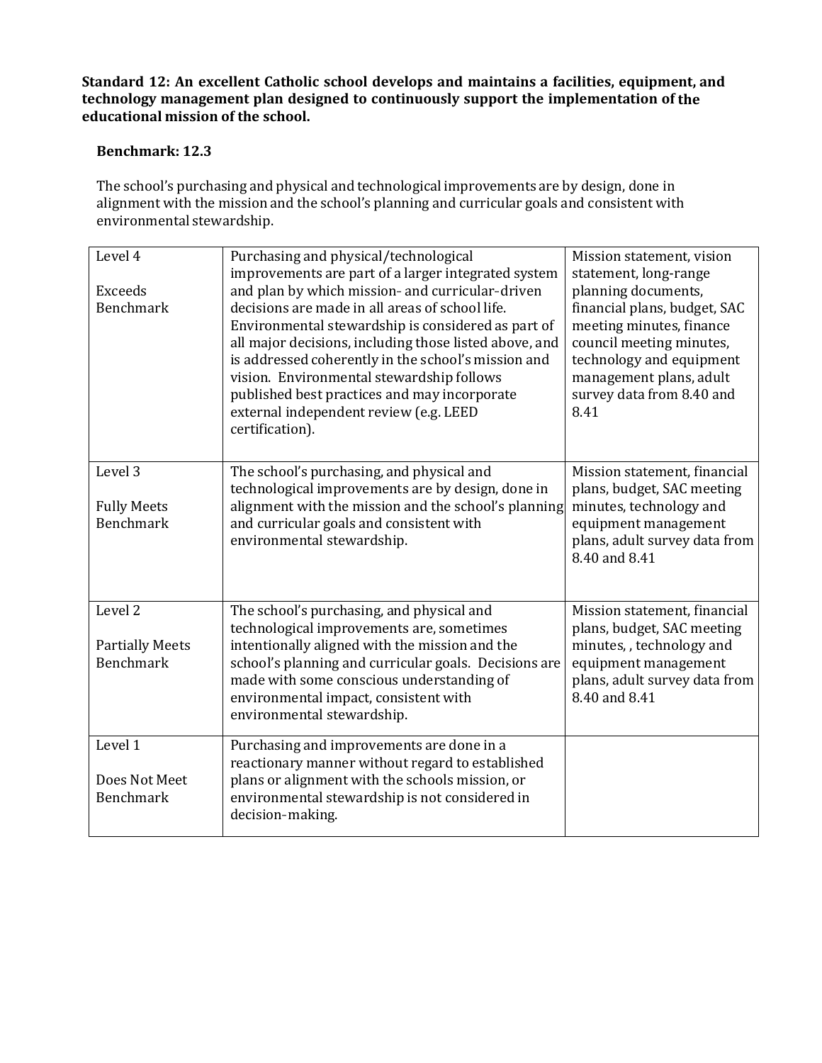**Standard 12: An excellent Catholic school develops and maintains a facilities, equipment, and technology management plan designed to continuously support the implementation of the educational mission of the school.**

**Benchmark: 12.3**

The school's purchasing and physical and technological improvements are by design, done in alignment with the mission and the school's planning and curricular goals and consistent with environmental stewardship.

| | | |
|---|---|---|
| Level 4<br><br>Exceeds Benchmark | Purchasing and physical/technological improvements are part of a larger integrated system and plan by which mission- and curricular-driven decisions are made in all areas of school life. Environmental stewardship is considered as part of all major decisions, including those listed above, and is addressed coherently in the school's mission and vision. Environmental stewardship follows published best practices and may incorporate external independent review (e.g. LEED certification). | Mission statement, vision statement, long-range planning documents, financial plans, budget, SAC meeting minutes, finance council meeting minutes, technology and equipment management plans, adult survey data from 8.40 and 8.41 |
| Level 3<br><br>Fully Meets Benchmark | The school's purchasing, and physical and technological improvements are by design, done in alignment with the mission and the school's planning and curricular goals and consistent with environmental stewardship. | Mission statement, financial plans, budget, SAC meeting minutes, technology and equipment management plans, adult survey data from 8.40 and 8.41 |
| Level 2<br><br>Partially Meets Benchmark | The school's purchasing, and physical and technological improvements are, sometimes intentionally aligned with the mission and the school's planning and curricular goals. Decisions are made with some conscious understanding of environmental impact, consistent with environmental stewardship. | Mission statement, financial plans, budget, SAC meeting minutes, , technology and equipment management plans, adult survey data from 8.40 and 8.41 |
| Level 1<br><br>Does Not Meet Benchmark | Purchasing and improvements are done in a reactionary manner without regard to established plans or alignment with the schools mission, or environmental stewardship is not considered in decision-making. | |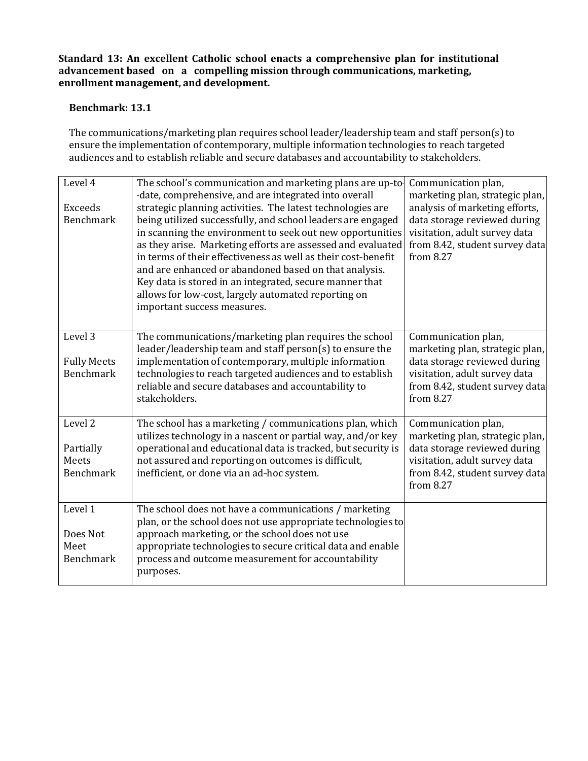**Standard 13: An excellent Catholic school enacts a comprehensive plan for institutional advancement based on a compelling mission through communications, marketing, enrollment management, and development.**

**Benchmark: 13.1**

The communications/marketing plan requires school leader/leadership team and staff person(s) to ensure the implementation of contemporary, multiple information technologies to reach targeted audiences and to establish reliable and secure databases and accountability to stakeholders.

| | | |
|---|---|---|
| Level 4<br><br>Exceeds Benchmark | The school's communication and marketing plans are up-to-date, comprehensive, and are integrated into overall strategic planning activities. The latest technologies are being utilized successfully, and school leaders are engaged in scanning the environment to seek out new opportunities as they arise. Marketing efforts are assessed and evaluated in terms of their effectiveness as well as their cost-benefit and are enhanced or abandoned based on that analysis. Key data is stored in an integrated, secure manner that allows for low-cost, largely automated reporting on important success measures. | Communication plan, marketing plan, strategic plan, analysis of marketing efforts, data storage reviewed during visitation, adult survey data from 8.42, student survey data from 8.27 |
| Level 3<br><br>Fully Meets Benchmark | The communications/marketing plan requires the school leader/leadership team and staff person(s) to ensure the implementation of contemporary, multiple information technologies to reach targeted audiences and to establish reliable and secure databases and accountability to stakeholders. | Communication plan, marketing plan, strategic plan, data storage reviewed during visitation, adult survey data from 8.42, student survey data from 8.27 |
| Level 2<br><br>Partially Meets Benchmark | The school has a marketing / communications plan, which utilizes technology in a nascent or partial way, and/or key operational and educational data is tracked, but security is not assured and reporting on outcomes is difficult, inefficient, or done via an ad-hoc system. | Communication plan, marketing plan, strategic plan, data storage reviewed during visitation, adult survey data from 8.42, student survey data from 8.27 |
| Level 1<br><br>Does Not Meet Benchmark | The school does not have a communications / marketing plan, or the school does not use appropriate technologies to approach marketing, or the school does not use appropriate technologies to secure critical data and enable process and outcome measurement for accountability purposes. | |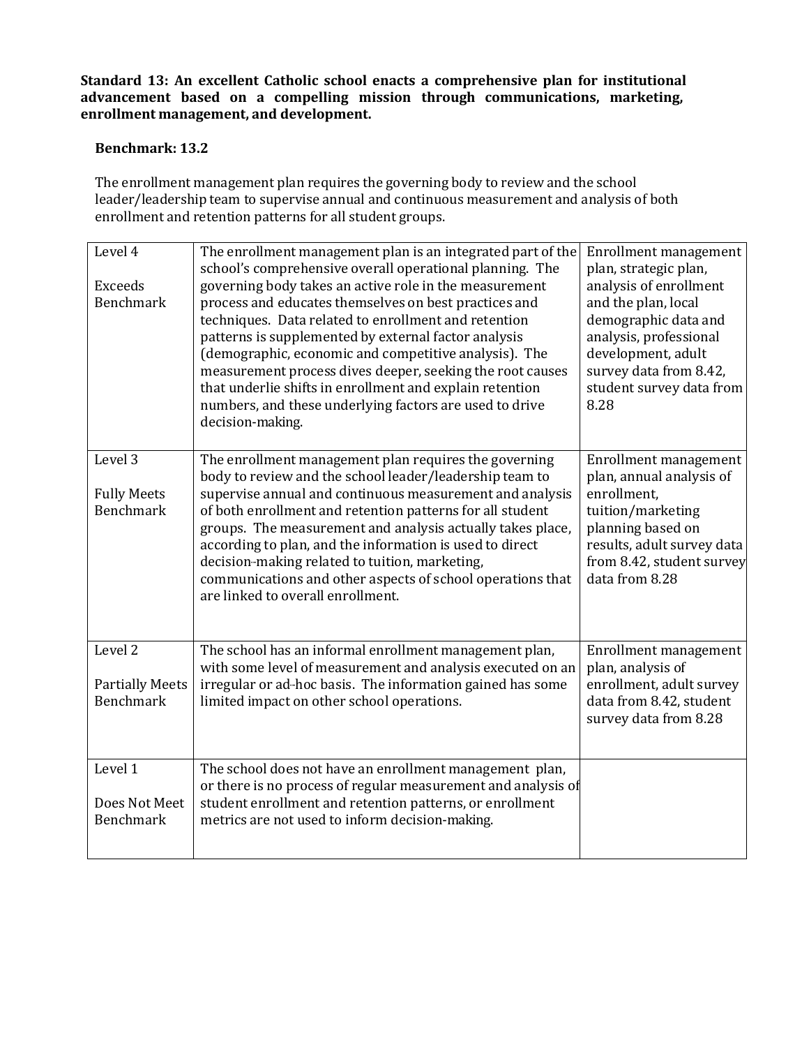**Standard 13: An excellent Catholic school enacts a comprehensive plan for institutional advancement based on a compelling mission through communications, marketing, enrollment management, and development.**

**Benchmark: 13.2**

The enrollment management plan requires the governing body to review and the school leader/leadership team to supervise annual and continuous measurement and analysis of both enrollment and retention patterns for all student groups.

| Level | Description | Evidence |
| --- | --- | --- |
| Level 4<br><br>Exceeds Benchmark | The enrollment management plan is an integrated part of the school's comprehensive overall operational planning. The governing body takes an active role in the measurement process and educates themselves on best practices and techniques. Data related to enrollment and retention patterns is supplemented by external factor analysis (demographic, economic and competitive analysis). The measurement process dives deeper, seeking the root causes that underlie shifts in enrollment and explain retention numbers, and these underlying factors are used to drive decision-making. | Enrollment management plan, strategic plan, analysis of enrollment and the plan, local demographic data and analysis, professional development, adult survey data from 8.42, student survey data from 8.28 |
| Level 3<br><br>Fully Meets Benchmark | The enrollment management plan requires the governing body to review and the school leader/leadership team to supervise annual and continuous measurement and analysis of both enrollment and retention patterns for all student groups. The measurement and analysis actually takes place, according to plan, and the information is used to direct decision-making related to tuition, marketing, communications and other aspects of school operations that are linked to overall enrollment. | Enrollment management plan, annual analysis of enrollment, tuition/marketing planning based on results, adult survey data from 8.42, student survey data from 8.28 |
| Level 2<br><br>Partially Meets Benchmark | The school has an informal enrollment management plan, with some level of measurement and analysis executed on an irregular or ad-hoc basis. The information gained has some limited impact on other school operations. | Enrollment management plan, analysis of enrollment, adult survey data from 8.42, student survey data from 8.28 |
| Level 1<br><br>Does Not Meet Benchmark | The school does not have an enrollment management plan, or there is no process of regular measurement and analysis of student enrollment and retention patterns, or enrollment metrics are not used to inform decision-making. | |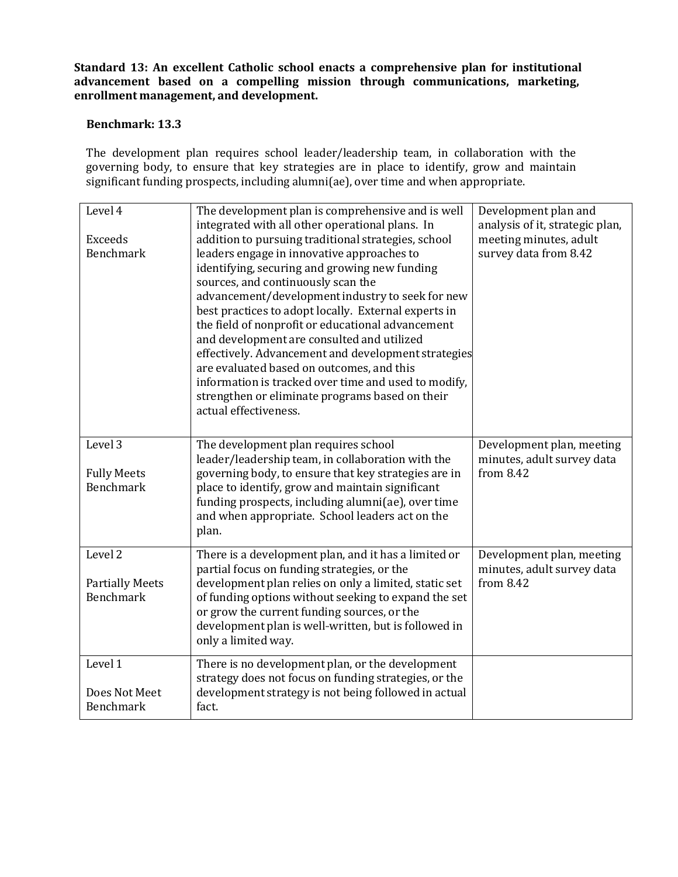**Standard 13: An excellent Catholic school enacts a comprehensive plan for institutional advancement based on a compelling mission through communications, marketing, enrollment management, and development.**

**Benchmark: 13.3**

The development plan requires school leader/leadership team, in collaboration with the governing body, to ensure that key strategies are in place to identify, grow and maintain significant funding prospects, including alumni(ae), over time and when appropriate.

| Level | Description | Evidence |
|---|---|---|
| Level 4<br><br>Exceeds Benchmark | The development plan is comprehensive and is well integrated with all other operational plans. In addition to pursuing traditional strategies, school leaders engage in innovative approaches to identifying, securing and growing new funding sources, and continuously scan the advancement/development industry to seek for new best practices to adopt locally. External experts in the field of nonprofit or educational advancement and development are consulted and utilized effectively. Advancement and development strategies are evaluated based on outcomes, and this information is tracked over time and used to modify, strengthen or eliminate programs based on their actual effectiveness. | Development plan and analysis of it, strategic plan, meeting minutes, adult survey data from 8.42 |
| Level 3<br><br>Fully Meets Benchmark | The development plan requires school leader/leadership team, in collaboration with the governing body, to ensure that key strategies are in place to identify, grow and maintain significant funding prospects, including alumni(ae), over time and when appropriate. School leaders act on the plan. | Development plan, meeting minutes, adult survey data from 8.42 |
| Level 2<br><br>Partially Meets Benchmark | There is a development plan, and it has a limited or partial focus on funding strategies, or the development plan relies on only a limited, static set of funding options without seeking to expand the set or grow the current funding sources, or the development plan is well-written, but is followed in only a limited way. | Development plan, meeting minutes, adult survey data from 8.42 |
| Level 1<br><br>Does Not Meet Benchmark | There is no development plan, or the development strategy does not focus on funding strategies, or the development strategy is not being followed in actual fact. | |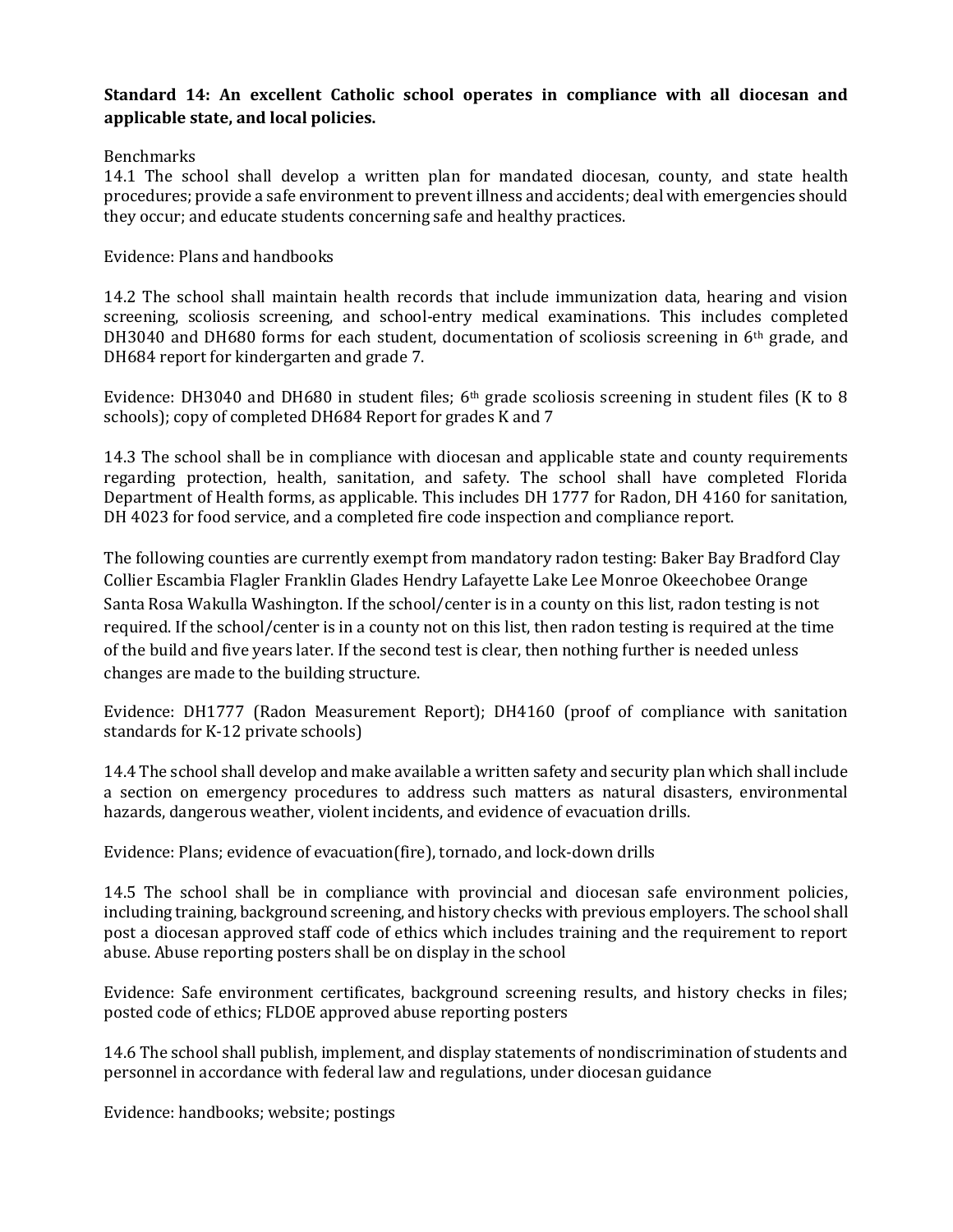**Standard 14: An excellent Catholic school operates in compliance with all diocesan and applicable state, and local policies.**

Benchmarks

14.1 The school shall develop a written plan for mandated diocesan, county, and state health procedures; provide a safe environment to prevent illness and accidents; deal with emergencies should they occur; and educate students concerning safe and healthy practices.

Evidence: Plans and handbooks

14.2 The school shall maintain health records that include immunization data, hearing and vision screening, scoliosis screening, and school-entry medical examinations. This includes completed DH3040 and DH680 forms for each student, documentation of scoliosis screening in 6th grade, and DH684 report for kindergarten and grade 7.

Evidence: DH3040 and DH680 in student files; 6th grade scoliosis screening in student files (K to 8 schools); copy of completed DH684 Report for grades K and 7

14.3 The school shall be in compliance with diocesan and applicable state and county requirements regarding protection, health, sanitation, and safety. The school shall have completed Florida Department of Health forms, as applicable. This includes DH 1777 for Radon, DH 4160 for sanitation, DH 4023 for food service, and a completed fire code inspection and compliance report.

The following counties are currently exempt from mandatory radon testing: Baker Bay Bradford Clay Collier Escambia Flagler Franklin Glades Hendry Lafayette Lake Lee Monroe Okeechobee Orange Santa Rosa Wakulla Washington. If the school/center is in a county on this list, radon testing is not required. If the school/center is in a county not on this list, then radon testing is required at the time of the build and five years later. If the second test is clear, then nothing further is needed unless changes are made to the building structure.

Evidence: DH1777 (Radon Measurement Report); DH4160 (proof of compliance with sanitation standards for K-12 private schools)

14.4 The school shall develop and make available a written safety and security plan which shall include a section on emergency procedures to address such matters as natural disasters, environmental hazards, dangerous weather, violent incidents, and evidence of evacuation drills.

Evidence: Plans; evidence of evacuation(fire), tornado, and lock-down drills

14.5 The school shall be in compliance with provincial and diocesan safe environment policies, including training, background screening, and history checks with previous employers. The school shall post a diocesan approved staff code of ethics which includes training and the requirement to report abuse. Abuse reporting posters shall be on display in the school

Evidence: Safe environment certificates, background screening results, and history checks in files; posted code of ethics; FLDOE approved abuse reporting posters

14.6 The school shall publish, implement, and display statements of nondiscrimination of students and personnel in accordance with federal law and regulations, under diocesan guidance

Evidence: handbooks; website; postings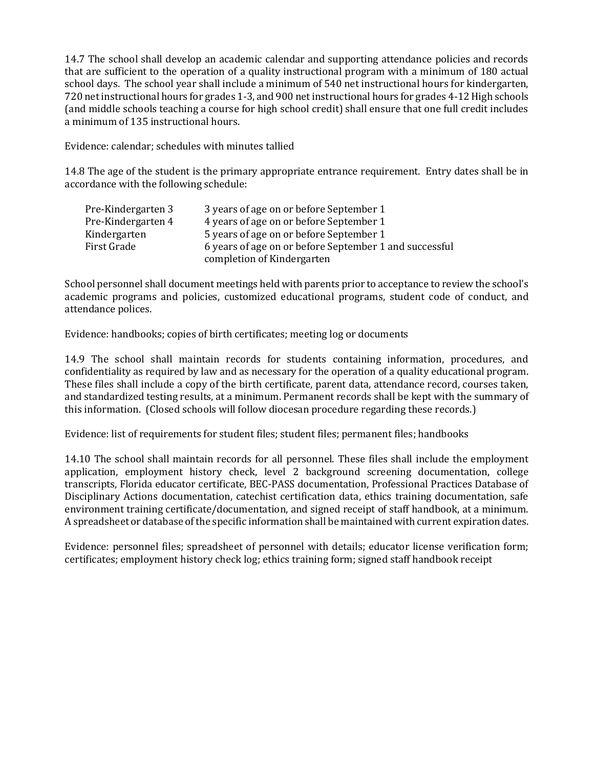14.7 The school shall develop an academic calendar and supporting attendance policies and records that are sufficient to the operation of a quality instructional program with a minimum of 180 actual school days. The school year shall include a minimum of 540 net instructional hours for kindergarten, 720 net instructional hours for grades 1-3, and 900 net instructional hours for grades 4-12 High schools (and middle schools teaching a course for high school credit) shall ensure that one full credit includes a minimum of 135 instructional hours.

Evidence: calendar; schedules with minutes tallied

14.8 The age of the student is the primary appropriate entrance requirement. Entry dates shall be in accordance with the following schedule:

| | |
|---|---|
| Pre-Kindergarten 3 | 3 years of age on or before September 1 |
| Pre-Kindergarten 4 | 4 years of age on or before September 1 |
| Kindergarten | 5 years of age on or before September 1 |
| First Grade | 6 years of age on or before September 1 and successful completion of Kindergarten |

School personnel shall document meetings held with parents prior to acceptance to review the school's academic programs and policies, customized educational programs, student code of conduct, and attendance polices.

Evidence: handbooks; copies of birth certificates; meeting log or documents

14.9 The school shall maintain records for students containing information, procedures, and confidentiality as required by law and as necessary for the operation of a quality educational program. These files shall include a copy of the birth certificate, parent data, attendance record, courses taken, and standardized testing results, at a minimum. Permanent records shall be kept with the summary of this information. (Closed schools will follow diocesan procedure regarding these records.)

Evidence: list of requirements for student files; student files; permanent files; handbooks

14.10 The school shall maintain records for all personnel. These files shall include the employment application, employment history check, level 2 background screening documentation, college transcripts, Florida educator certificate, BEC-PASS documentation, Professional Practices Database of Disciplinary Actions documentation, catechist certification data, ethics training documentation, safe environment training certificate/documentation, and signed receipt of staff handbook, at a minimum. A spreadsheet or database of the specific information shall be maintained with current expiration dates.

Evidence: personnel files; spreadsheet of personnel with details; educator license verification form; certificates; employment history check log; ethics training form; signed staff handbook receipt